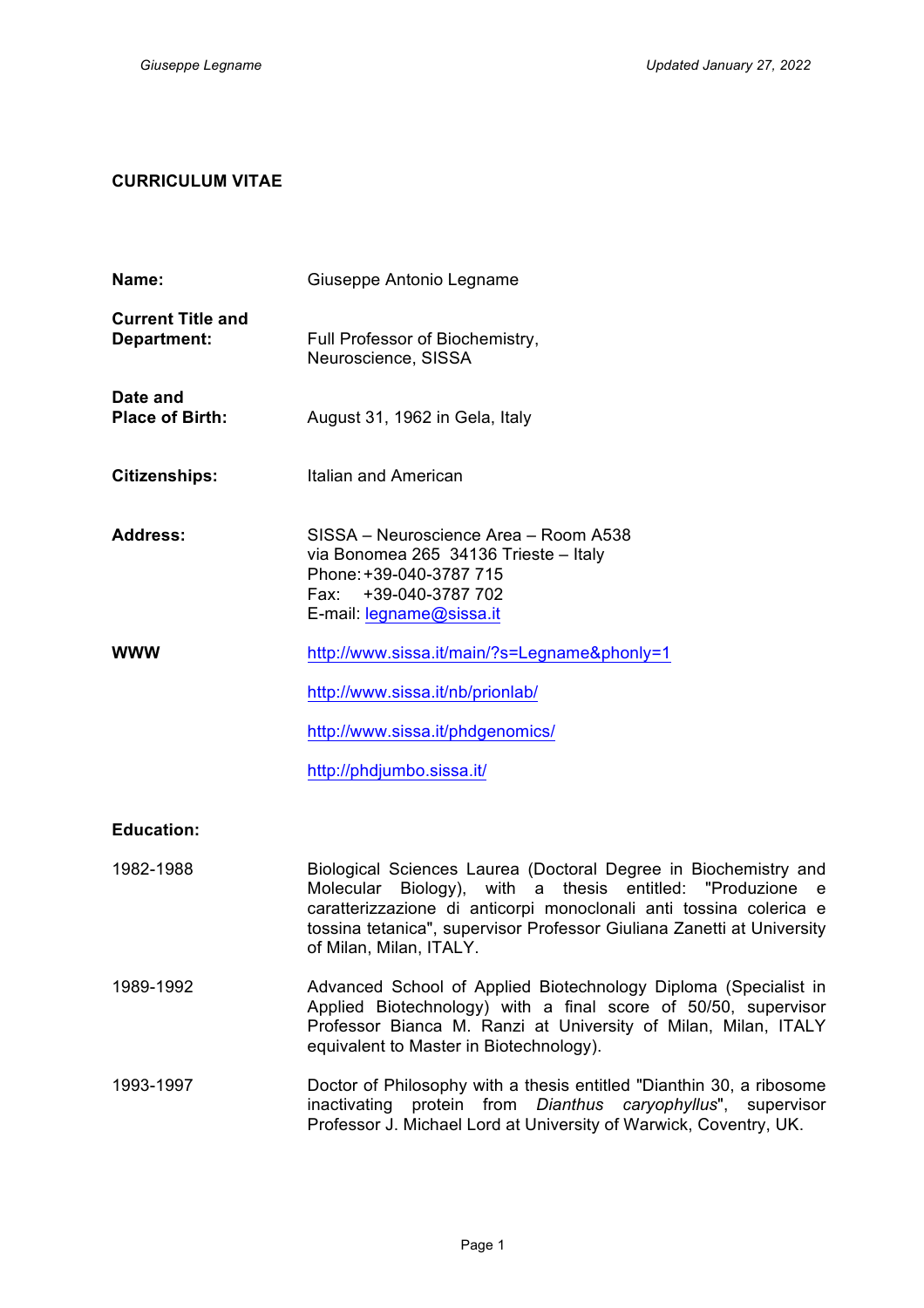# CURRICULUM VITAE

**Name:** Giuseppe Antonio Legname

**Current Title and Department:** Full Professor of Biochemistry, Neuroscience, SISSA

**Date and Place of Birth:** August 31, 1962 in Gela, Italy

**Citizenships:** Italian and American

**Address:** SISSA – Neuroscience Area – Room A538
via Bonomea 265 34136 Trieste – Italy
Phone: +39-040-3787 715
Fax: +39-040-3787 702
E-mail: legname@sissa.it

**WWW**

http://www.sissa.it/main/?s=Legname&phonly=1

http://www.sissa.it/nb/prionlab/

http://www.sissa.it/phdgenomics/

http://phdjumbo.sissa.it/

## Education:

**1982-1988** Biological Sciences Laurea (Doctoral Degree in Biochemistry and Molecular Biology), with a thesis entitled: "Produzione e caratterizzazione di anticorpi monoclonali anti tossina colerica e tossina tetanica", supervisor Professor Giuliana Zanetti at University of Milan, Milan, ITALY.

**1989-1992** Advanced School of Applied Biotechnology Diploma (Specialist in Applied Biotechnology) with a final score of 50/50, supervisor Professor Bianca M. Ranzi at University of Milan, Milan, ITALY equivalent to Master in Biotechnology).

**1993-1997** Doctor of Philosophy with a thesis entitled "Dianthin 30, a ribosome inactivating protein from *Dianthus caryophyllus*", supervisor Professor J. Michael Lord at University of Warwick, Coventry, UK.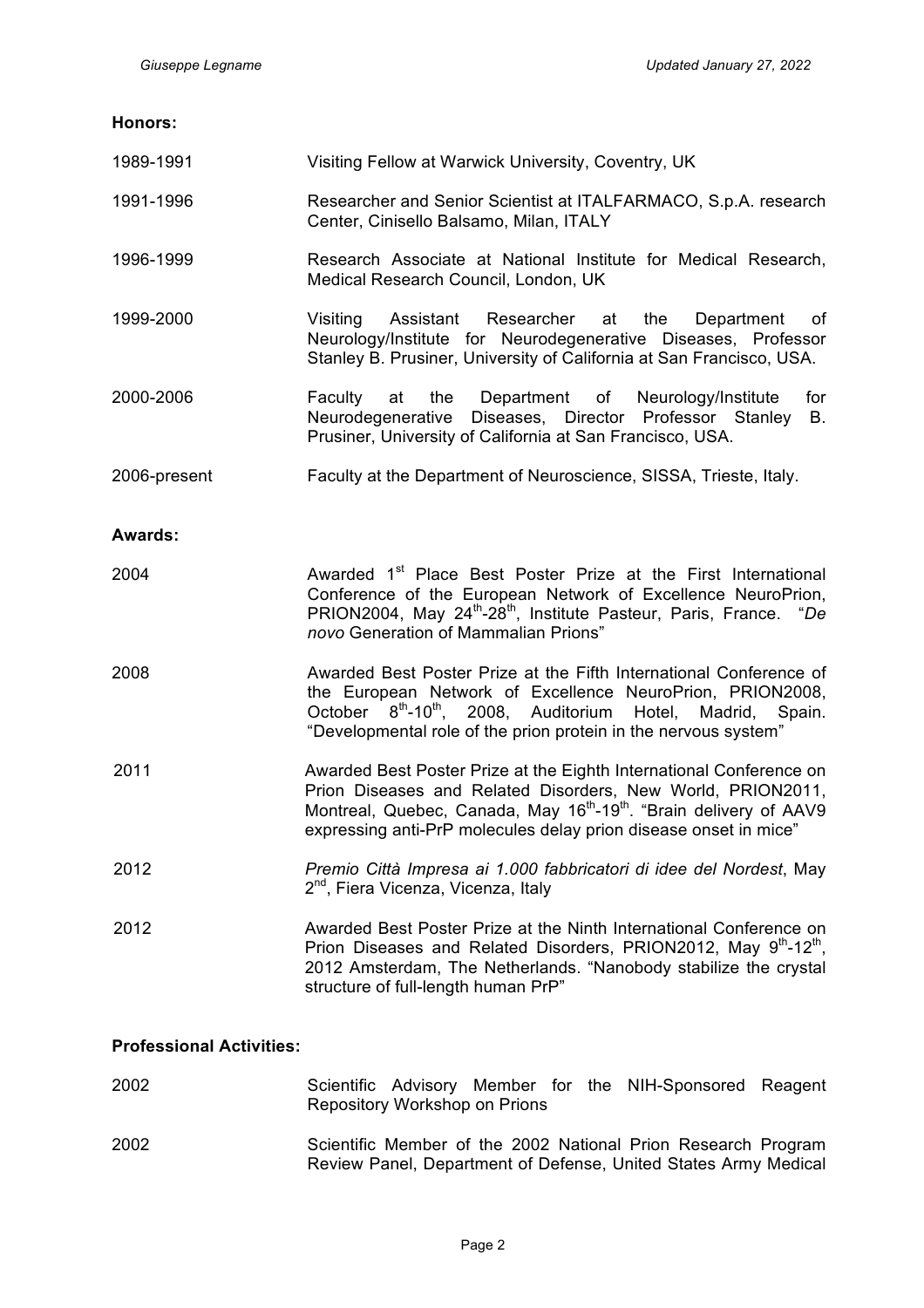**Honors:**

1989-1991 Visiting Fellow at Warwick University, Coventry, UK

1991-1996 Researcher and Senior Scientist at ITALFARMACO, S.p.A. research Center, Cinisello Balsamo, Milan, ITALY

1996-1999 Research Associate at National Institute for Medical Research, Medical Research Council, London, UK

1999-2000 Visiting Assistant Researcher at the Department of Neurology/Institute for Neurodegenerative Diseases, Professor Stanley B. Prusiner, University of California at San Francisco, USA.

2000-2006 Faculty at the Department of Neurology/Institute for Neurodegenerative Diseases, Director Professor Stanley B. Prusiner, University of California at San Francisco, USA.

2006-present Faculty at the Department of Neuroscience, SISSA, Trieste, Italy.

**Awards:**

2004 Awarded 1st Place Best Poster Prize at the First International Conference of the European Network of Excellence NeuroPrion, PRION2004, May 24th-28th, Institute Pasteur, Paris, France. "*De novo* Generation of Mammalian Prions"

2008 Awarded Best Poster Prize at the Fifth International Conference of the European Network of Excellence NeuroPrion, PRION2008, October 8th-10th, 2008, Auditorium Hotel, Madrid, Spain. "Developmental role of the prion protein in the nervous system"

2011 Awarded Best Poster Prize at the Eighth International Conference on Prion Diseases and Related Disorders, New World, PRION2011, Montreal, Quebec, Canada, May 16th-19th. "Brain delivery of AAV9 expressing anti-PrP molecules delay prion disease onset in mice"

2012 *Premio Città Impresa ai 1.000 fabbricatori di idee del Nordest*, May 2nd, Fiera Vicenza, Vicenza, Italy

2012 Awarded Best Poster Prize at the Ninth International Conference on Prion Diseases and Related Disorders, PRION2012, May 9th-12th, 2012 Amsterdam, The Netherlands. "Nanobody stabilize the crystal structure of full-length human PrP"

**Professional Activities:**

2002 Scientific Advisory Member for the NIH-Sponsored Reagent Repository Workshop on Prions

2002 Scientific Member of the 2002 National Prion Research Program Review Panel, Department of Defense, United States Army Medical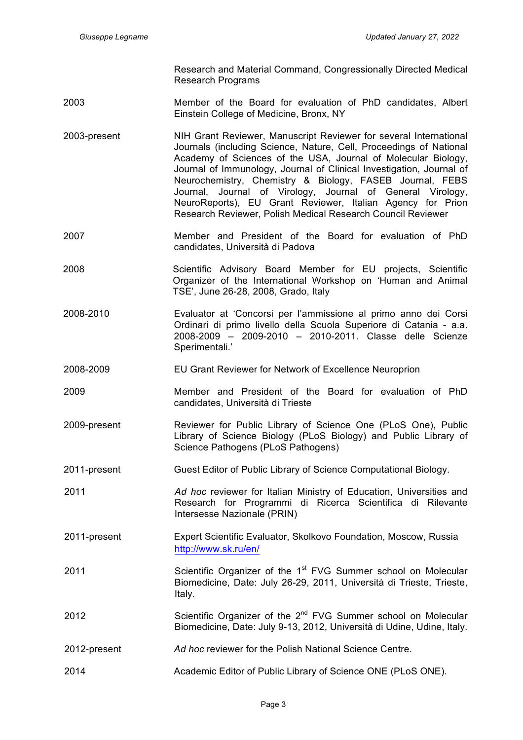| | |
|---|---|
| | Research and Material Command, Congressionally Directed Medical Research Programs |
| 2003 | Member of the Board for evaluation of PhD candidates, Albert Einstein College of Medicine, Bronx, NY |
| 2003-present | NIH Grant Reviewer, Manuscript Reviewer for several International Journals (including Science, Nature, Cell, Proceedings of National Academy of Sciences of the USA, Journal of Molecular Biology, Journal of Immunology, Journal of Clinical Investigation, Journal of Neurochemistry, Chemistry & Biology, FASEB Journal, FEBS Journal, Journal of Virology, Journal of General Virology, NeuroReports), EU Grant Reviewer, Italian Agency for Prion Research Reviewer, Polish Medical Research Council Reviewer |
| 2007 | Member and President of the Board for evaluation of PhD candidates, Università di Padova |
| 2008 | Scientific Advisory Board Member for EU projects, Scientific Organizer of the International Workshop on 'Human and Animal TSE', June 26-28, 2008, Grado, Italy |
| 2008-2010 | Evaluator at 'Concorsi per l'ammissione al primo anno dei Corsi Ordinari di primo livello della Scuola Superiore di Catania - a.a. 2008-2009 – 2009-2010 – 2010-2011. Classe delle Scienze Sperimentali.' |
| 2008-2009 | EU Grant Reviewer for Network of Excellence Neuroprion |
| 2009 | Member and President of the Board for evaluation of PhD candidates, Università di Trieste |
| 2009-present | Reviewer for Public Library of Science One (PLoS One), Public Library of Science Biology (PLoS Biology) and Public Library of Science Pathogens (PLoS Pathogens) |
| 2011-present | Guest Editor of Public Library of Science Computational Biology. |
| 2011 | *Ad hoc* reviewer for Italian Ministry of Education, Universities and Research for Programmi di Ricerca Scientifica di Rilevante Intersesse Nazionale (PRIN) |
| 2011-present | Expert Scientific Evaluator, Skolkovo Foundation, Moscow, Russia http://www.sk.ru/en/ |
| 2011 | Scientific Organizer of the 1st FVG Summer school on Molecular Biomedicine, Date: July 26-29, 2011, Università di Trieste, Trieste, Italy. |
| 2012 | Scientific Organizer of the 2nd FVG Summer school on Molecular Biomedicine, Date: July 9-13, 2012, Università di Udine, Udine, Italy. |
| 2012-present | *Ad hoc* reviewer for the Polish National Science Centre. |
| 2014 | Academic Editor of Public Library of Science ONE (PLoS ONE). |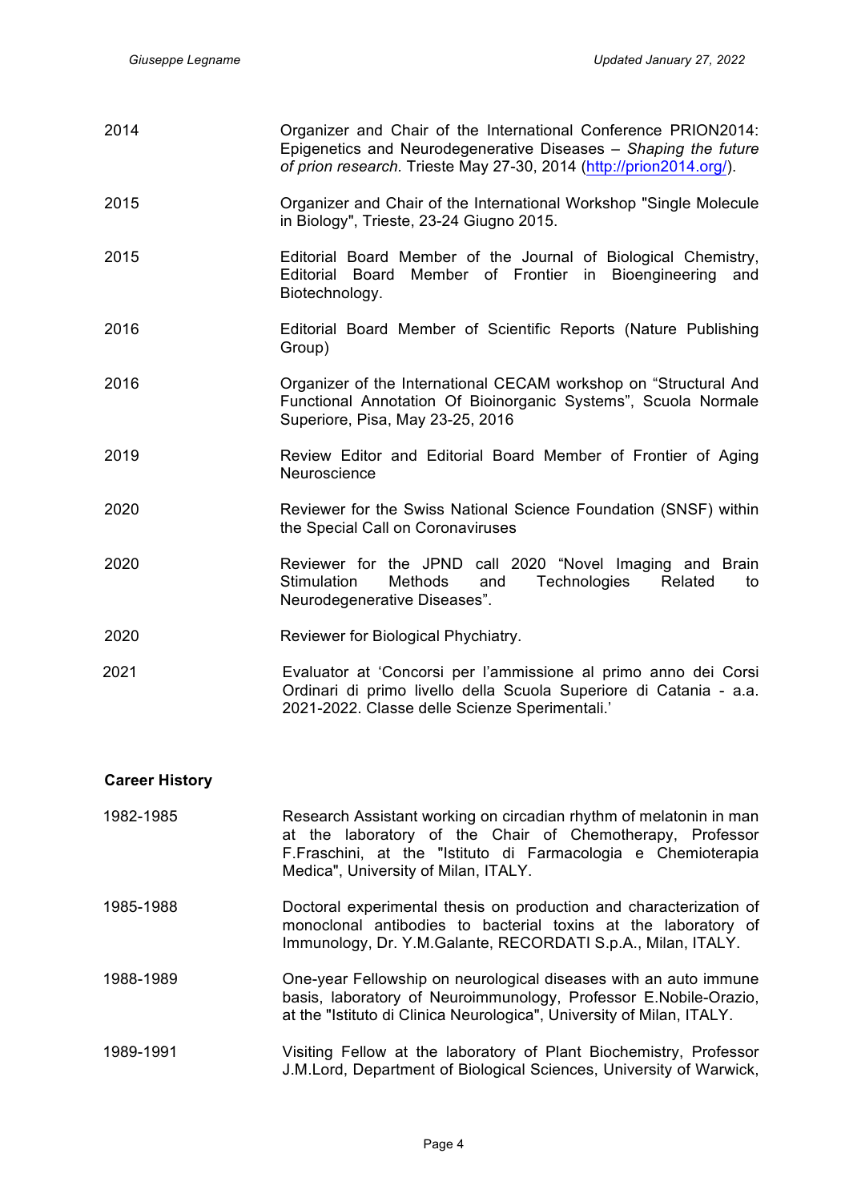| | |
|---|---|
| 2014 | Organizer and Chair of the International Conference PRION2014: Epigenetics and Neurodegenerative Diseases – *Shaping the future of prion research*. Trieste May 27-30, 2014 (http://prion2014.org/). |
| 2015 | Organizer and Chair of the International Workshop "Single Molecule in Biology", Trieste, 23-24 Giugno 2015. |
| 2015 | Editorial Board Member of the Journal of Biological Chemistry, Editorial Board Member of Frontier in Bioengineering and Biotechnology. |
| 2016 | Editorial Board Member of Scientific Reports (Nature Publishing Group) |
| 2016 | Organizer of the International CECAM workshop on "Structural And Functional Annotation Of Bioinorganic Systems", Scuola Normale Superiore, Pisa, May 23-25, 2016 |
| 2019 | Review Editor and Editorial Board Member of Frontier of Aging Neuroscience |
| 2020 | Reviewer for the Swiss National Science Foundation (SNSF) within the Special Call on Coronaviruses |
| 2020 | Reviewer for the JPND call 2020 "Novel Imaging and Brain Stimulation Methods and Technologies Related to Neurodegenerative Diseases". |
| 2020 | Reviewer for Biological Phychiatry. |
| 2021 | Evaluator at 'Concorsi per l'ammissione al primo anno dei Corsi Ordinari di primo livello della Scuola Superiore di Catania - a.a. 2021-2022. Classe delle Scienze Sperimentali.' |

**Career History**

| | |
|---|---|
| 1982-1985 | Research Assistant working on circadian rhythm of melatonin in man at the laboratory of the Chair of Chemotherapy, Professor F.Fraschini, at the "Istituto di Farmacologia e Chemioterapia Medica", University of Milan, ITALY. |
| 1985-1988 | Doctoral experimental thesis on production and characterization of monoclonal antibodies to bacterial toxins at the laboratory of Immunology, Dr. Y.M.Galante, RECORDATI S.p.A., Milan, ITALY. |
| 1988-1989 | One-year Fellowship on neurological diseases with an auto immune basis, laboratory of Neuroimmunology, Professor E.Nobile-Orazio, at the "Istituto di Clinica Neurologica", University of Milan, ITALY. |
| 1989-1991 | Visiting Fellow at the laboratory of Plant Biochemistry, Professor J.M.Lord, Department of Biological Sciences, University of Warwick, |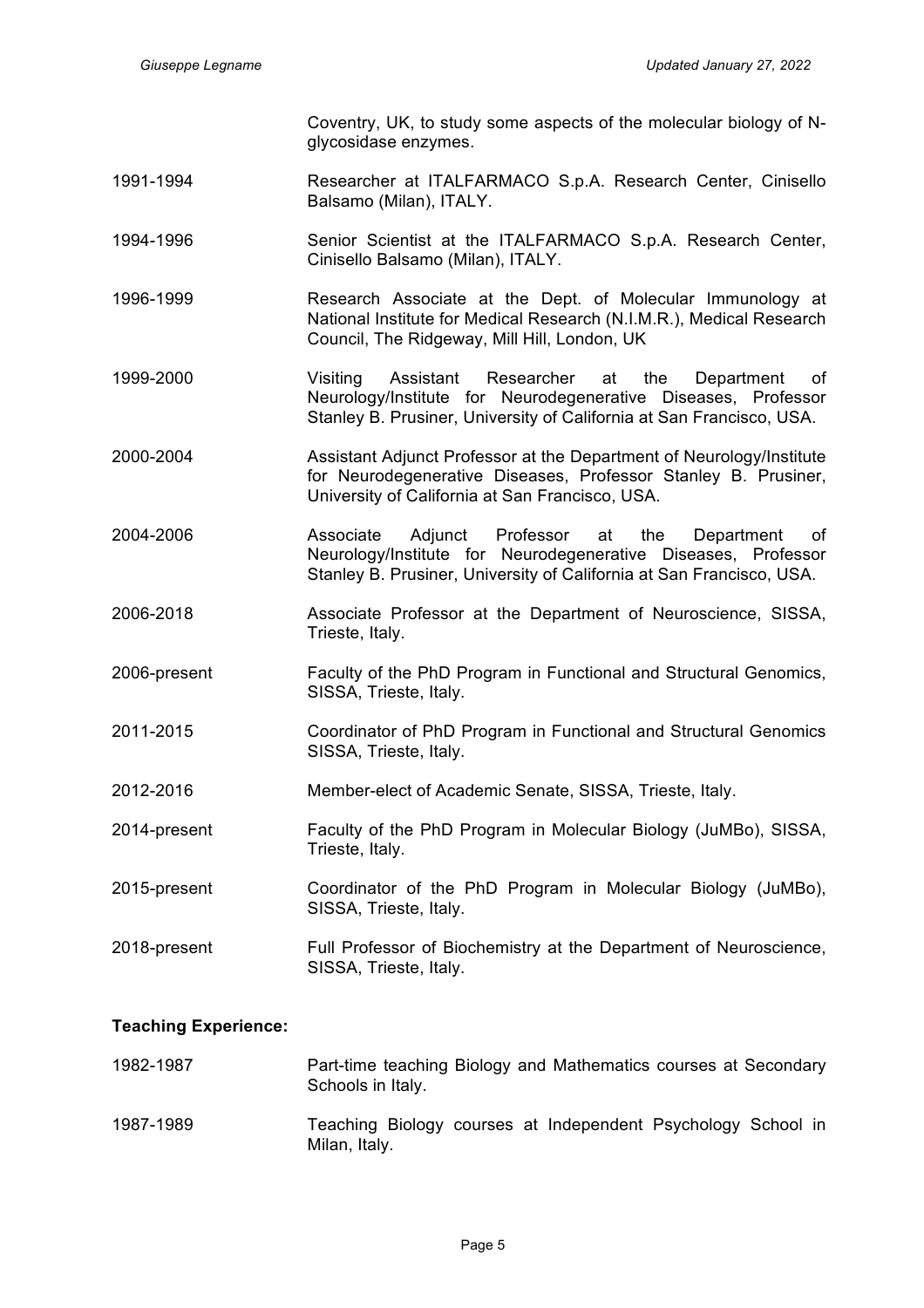| | |
|---|---|
| | Coventry, UK, to study some aspects of the molecular biology of N-glycosidase enzymes. |
| 1991-1994 | Researcher at ITALFARMACO S.p.A. Research Center, Cinisello Balsamo (Milan), ITALY. |
| 1994-1996 | Senior Scientist at the ITALFARMACO S.p.A. Research Center, Cinisello Balsamo (Milan), ITALY. |
| 1996-1999 | Research Associate at the Dept. of Molecular Immunology at National Institute for Medical Research (N.I.M.R.), Medical Research Council, The Ridgeway, Mill Hill, London, UK |
| 1999-2000 | Visiting Assistant Researcher at the Department of Neurology/Institute for Neurodegenerative Diseases, Professor Stanley B. Prusiner, University of California at San Francisco, USA. |
| 2000-2004 | Assistant Adjunct Professor at the Department of Neurology/Institute for Neurodegenerative Diseases, Professor Stanley B. Prusiner, University of California at San Francisco, USA. |
| 2004-2006 | Associate Adjunct Professor at the Department of Neurology/Institute for Neurodegenerative Diseases, Professor Stanley B. Prusiner, University of California at San Francisco, USA. |
| 2006-2018 | Associate Professor at the Department of Neuroscience, SISSA, Trieste, Italy. |
| 2006-present | Faculty of the PhD Program in Functional and Structural Genomics, SISSA, Trieste, Italy. |
| 2011-2015 | Coordinator of PhD Program in Functional and Structural Genomics SISSA, Trieste, Italy. |
| 2012-2016 | Member-elect of Academic Senate, SISSA, Trieste, Italy. |
| 2014-present | Faculty of the PhD Program in Molecular Biology (JuMBo), SISSA, Trieste, Italy. |
| 2015-present | Coordinator of the PhD Program in Molecular Biology (JuMBo), SISSA, Trieste, Italy. |
| 2018-present | Full Professor of Biochemistry at the Department of Neuroscience, SISSA, Trieste, Italy. |

**Teaching Experience:**

| | |
|---|---|
| 1982-1987 | Part-time teaching Biology and Mathematics courses at Secondary Schools in Italy. |
| 1987-1989 | Teaching Biology courses at Independent Psychology School in Milan, Italy. |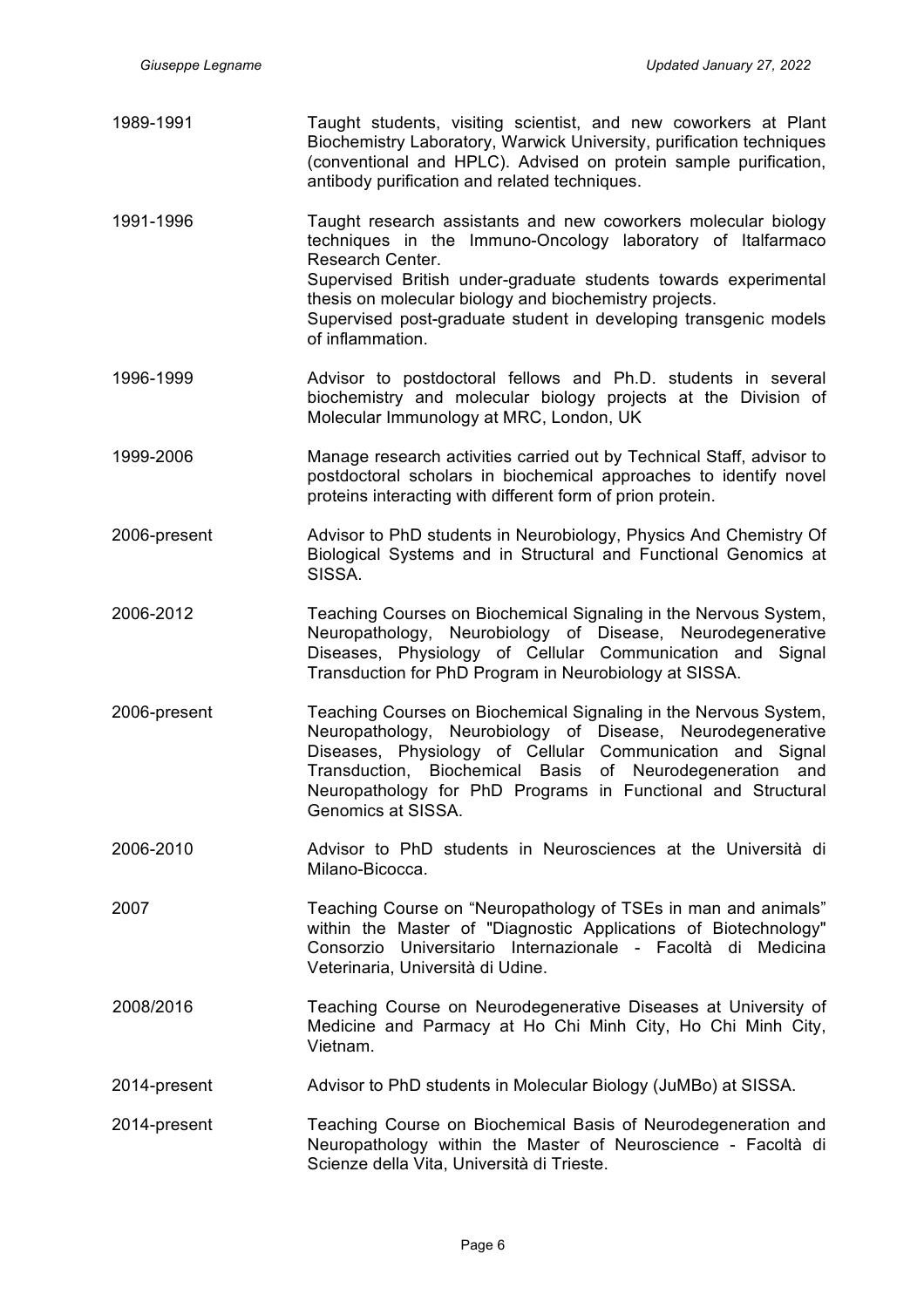| | |
|---|---|
| 1989-1991 | Taught students, visiting scientist, and new coworkers at Plant Biochemistry Laboratory, Warwick University, purification techniques (conventional and HPLC). Advised on protein sample purification, antibody purification and related techniques. |
| 1991-1996 | Taught research assistants and new coworkers molecular biology techniques in the Immuno-Oncology laboratory of Italfarmaco Research Center. Supervised British under-graduate students towards experimental thesis on molecular biology and biochemistry projects. Supervised post-graduate student in developing transgenic models of inflammation. |
| 1996-1999 | Advisor to postdoctoral fellows and Ph.D. students in several biochemistry and molecular biology projects at the Division of Molecular Immunology at MRC, London, UK |
| 1999-2006 | Manage research activities carried out by Technical Staff, advisor to postdoctoral scholars in biochemical approaches to identify novel proteins interacting with different form of prion protein. |
| 2006-present | Advisor to PhD students in Neurobiology, Physics And Chemistry Of Biological Systems and in Structural and Functional Genomics at SISSA. |
| 2006-2012 | Teaching Courses on Biochemical Signaling in the Nervous System, Neuropathology, Neurobiology of Disease, Neurodegenerative Diseases, Physiology of Cellular Communication and Signal Transduction for PhD Program in Neurobiology at SISSA. |
| 2006-present | Teaching Courses on Biochemical Signaling in the Nervous System, Neuropathology, Neurobiology of Disease, Neurodegenerative Diseases, Physiology of Cellular Communication and Signal Transduction, Biochemical Basis of Neurodegeneration and Neuropathology for PhD Programs in Functional and Structural Genomics at SISSA. |
| 2006-2010 | Advisor to PhD students in Neurosciences at the Università di Milano-Bicocca. |
| 2007 | Teaching Course on "Neuropathology of TSEs in man and animals" within the Master of "Diagnostic Applications of Biotechnology" Consorzio Universitario Internazionale - Facoltà di Medicina Veterinaria, Università di Udine. |
| 2008/2016 | Teaching Course on Neurodegenerative Diseases at University of Medicine and Parmacy at Ho Chi Minh City, Ho Chi Minh City, Vietnam. |
| 2014-present | Advisor to PhD students in Molecular Biology (JuMBo) at SISSA. |
| 2014-present | Teaching Course on Biochemical Basis of Neurodegeneration and Neuropathology within the Master of Neuroscience - Facoltà di Scienze della Vita, Università di Trieste. |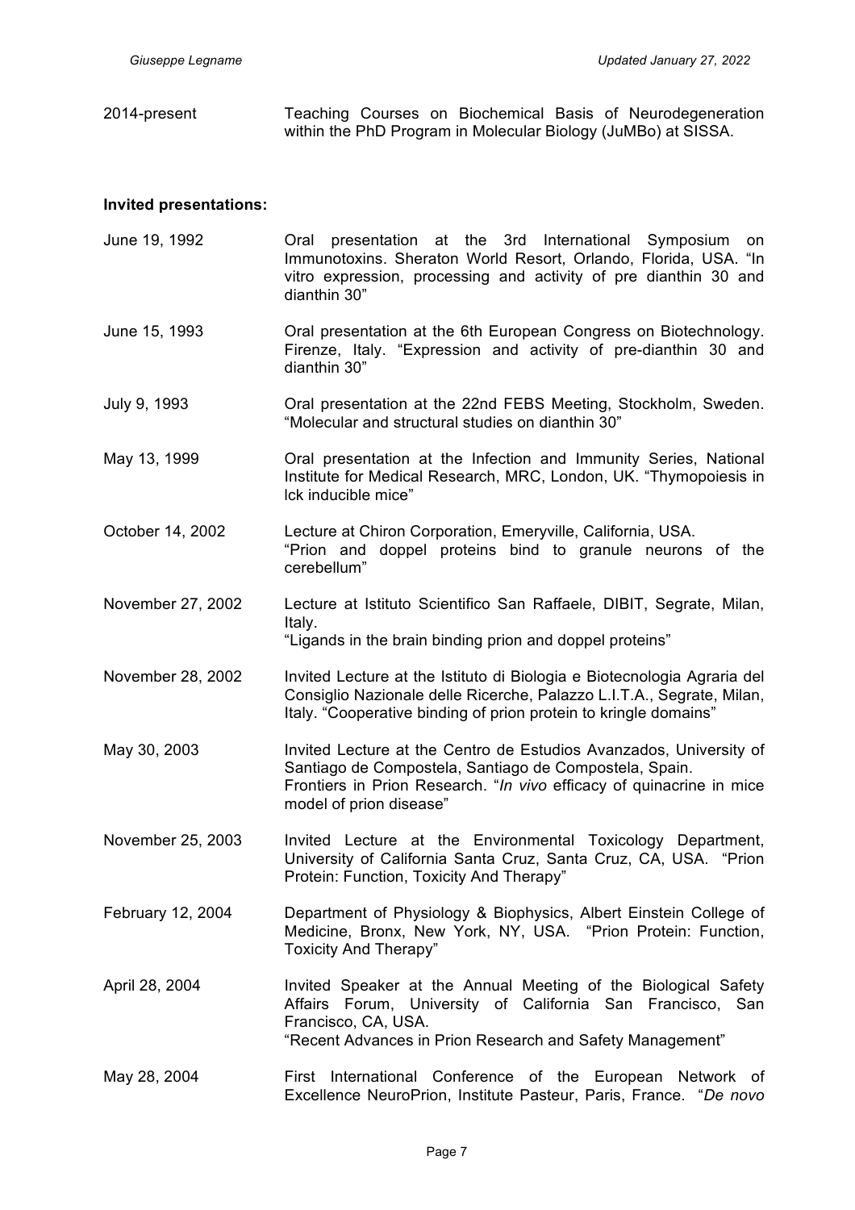2014-present Teaching Courses on Biochemical Basis of Neurodegeneration within the PhD Program in Molecular Biology (JuMBo) at SISSA.

**Invited presentations:**

June 19, 1992 Oral presentation at the 3rd International Symposium on Immunotoxins. Sheraton World Resort, Orlando, Florida, USA. "In vitro expression, processing and activity of pre dianthin 30 and dianthin 30"

June 15, 1993 Oral presentation at the 6th European Congress on Biotechnology. Firenze, Italy. "Expression and activity of pre-dianthin 30 and dianthin 30"

July 9, 1993 Oral presentation at the 22nd FEBS Meeting, Stockholm, Sweden. "Molecular and structural studies on dianthin 30"

May 13, 1999 Oral presentation at the Infection and Immunity Series, National Institute for Medical Research, MRC, London, UK. "Thymopoiesis in lck inducible mice"

October 14, 2002 Lecture at Chiron Corporation, Emeryville, California, USA. "Prion and doppel proteins bind to granule neurons of the cerebellum"

November 27, 2002 Lecture at Istituto Scientifico San Raffaele, DIBIT, Segrate, Milan, Italy. "Ligands in the brain binding prion and doppel proteins"

November 28, 2002 Invited Lecture at the Istituto di Biologia e Biotecnologia Agraria del Consiglio Nazionale delle Ricerche, Palazzo L.I.T.A., Segrate, Milan, Italy. "Cooperative binding of prion protein to kringle domains"

May 30, 2003 Invited Lecture at the Centro de Estudios Avanzados, University of Santiago de Compostela, Santiago de Compostela, Spain. Frontiers in Prion Research. "*In vivo* efficacy of quinacrine in mice model of prion disease"

November 25, 2003 Invited Lecture at the Environmental Toxicology Department, University of California Santa Cruz, Santa Cruz, CA, USA. "Prion Protein: Function, Toxicity And Therapy"

February 12, 2004 Department of Physiology & Biophysics, Albert Einstein College of Medicine, Bronx, New York, NY, USA. "Prion Protein: Function, Toxicity And Therapy"

April 28, 2004 Invited Speaker at the Annual Meeting of the Biological Safety Affairs Forum, University of California San Francisco, San Francisco, CA, USA. "Recent Advances in Prion Research and Safety Management"

May 28, 2004 First International Conference of the European Network of Excellence NeuroPrion, Institute Pasteur, Paris, France. "*De novo*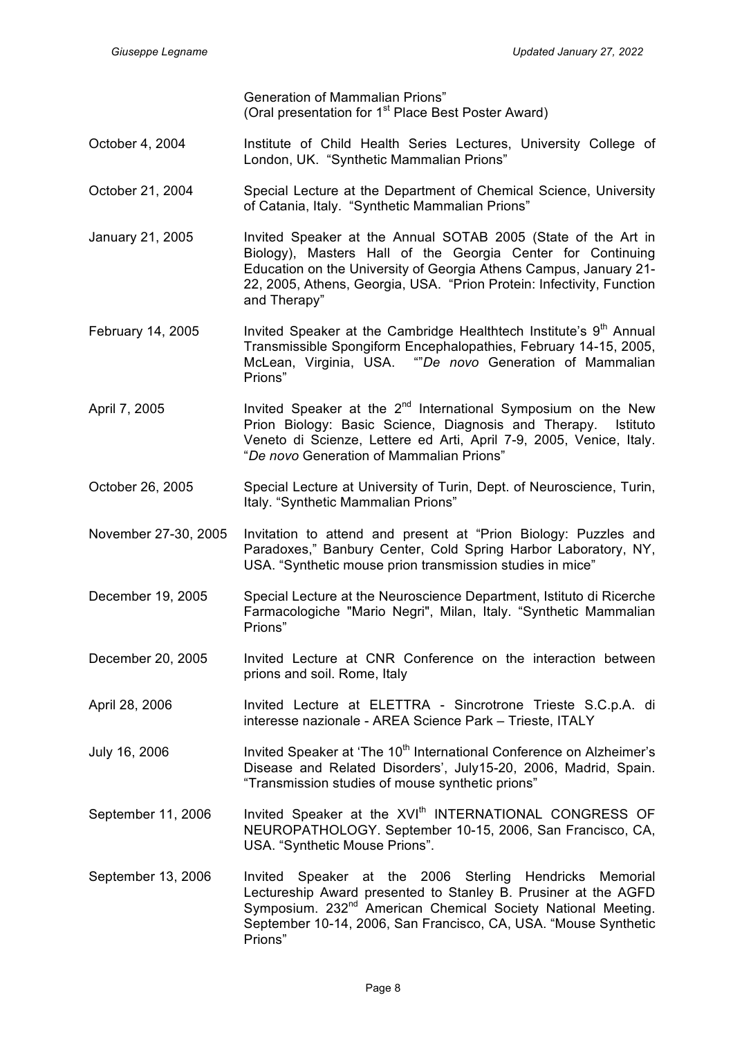Generation of Mammalian Prions"
(Oral presentation for 1st Place Best Poster Award)

October 4, 2004 — Institute of Child Health Series Lectures, University College of London, UK. "Synthetic Mammalian Prions"

October 21, 2004 — Special Lecture at the Department of Chemical Science, University of Catania, Italy. "Synthetic Mammalian Prions"

January 21, 2005 — Invited Speaker at the Annual SOTAB 2005 (State of the Art in Biology), Masters Hall of the Georgia Center for Continuing Education on the University of Georgia Athens Campus, January 21-22, 2005, Athens, Georgia, USA. "Prion Protein: Infectivity, Function and Therapy"

February 14, 2005 — Invited Speaker at the Cambridge Healthtech Institute's 9th Annual Transmissible Spongiform Encephalopathies, February 14-15, 2005, McLean, Virginia, USA. ""*De novo* Generation of Mammalian Prions"

April 7, 2005 — Invited Speaker at the 2nd International Symposium on the New Prion Biology: Basic Science, Diagnosis and Therapy. Istituto Veneto di Scienze, Lettere ed Arti, April 7-9, 2005, Venice, Italy. "*De novo* Generation of Mammalian Prions"

October 26, 2005 — Special Lecture at University of Turin, Dept. of Neuroscience, Turin, Italy. "Synthetic Mammalian Prions"

November 27-30, 2005 — Invitation to attend and present at "Prion Biology: Puzzles and Paradoxes," Banbury Center, Cold Spring Harbor Laboratory, NY, USA. "Synthetic mouse prion transmission studies in mice"

December 19, 2005 — Special Lecture at the Neuroscience Department, Istituto di Ricerche Farmacologiche "Mario Negri", Milan, Italy. "Synthetic Mammalian Prions"

December 20, 2005 — Invited Lecture at CNR Conference on the interaction between prions and soil. Rome, Italy

April 28, 2006 — Invited Lecture at ELETTRA - Sincrotrone Trieste S.C.p.A. di interesse nazionale - AREA Science Park – Trieste, ITALY

July 16, 2006 — Invited Speaker at 'The 10th International Conference on Alzheimer's Disease and Related Disorders', July15-20, 2006, Madrid, Spain. "Transmission studies of mouse synthetic prions"

September 11, 2006 — Invited Speaker at the XVIth INTERNATIONAL CONGRESS OF NEUROPATHOLOGY. September 10-15, 2006, San Francisco, CA, USA. "Synthetic Mouse Prions".

September 13, 2006 — Invited Speaker at the 2006 Sterling Hendricks Memorial Lectureship Award presented to Stanley B. Prusiner at the AGFD Symposium. 232nd American Chemical Society National Meeting. September 10-14, 2006, San Francisco, CA, USA. "Mouse Synthetic Prions"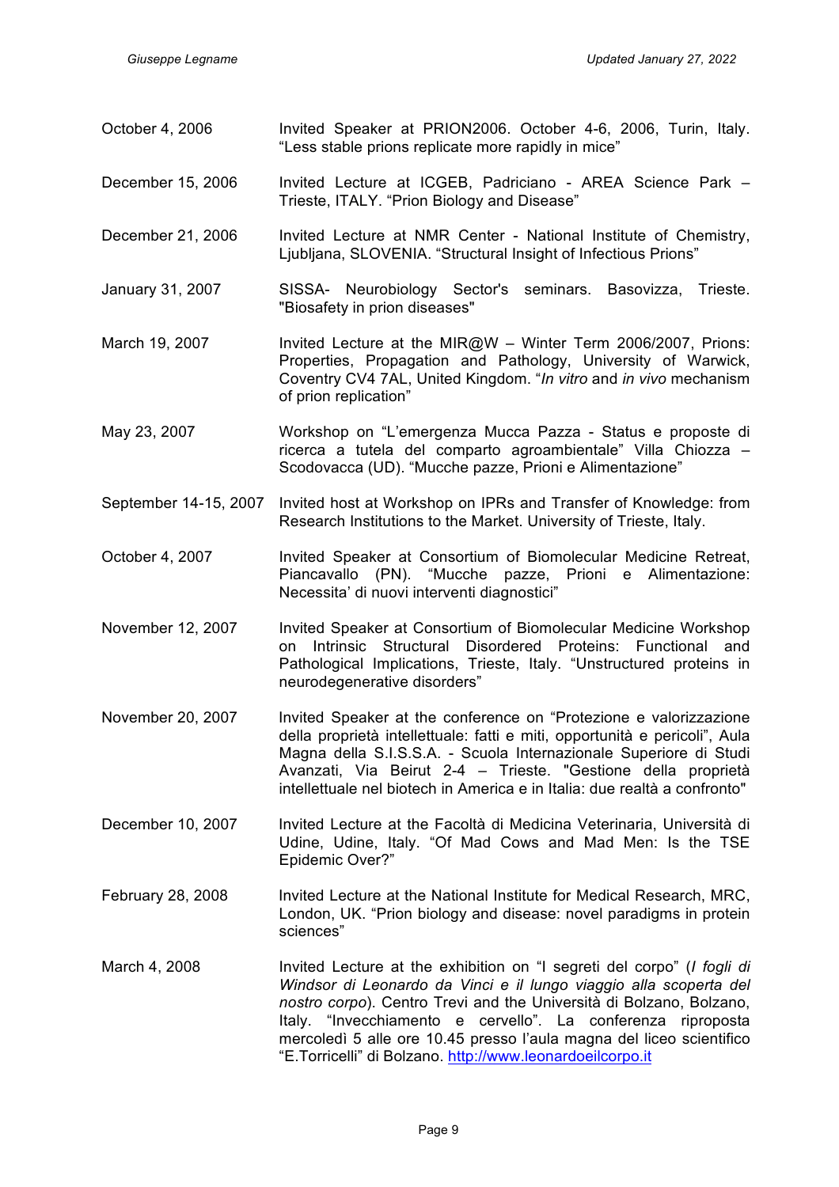October 4, 2006 Invited Speaker at PRION2006. October 4-6, 2006, Turin, Italy. "Less stable prions replicate more rapidly in mice"

December 15, 2006 Invited Lecture at ICGEB, Padriciano - AREA Science Park – Trieste, ITALY. "Prion Biology and Disease"

December 21, 2006 Invited Lecture at NMR Center - National Institute of Chemistry, Ljubljana, SLOVENIA. "Structural Insight of Infectious Prions"

January 31, 2007 SISSA- Neurobiology Sector's seminars. Basovizza, Trieste. "Biosafety in prion diseases"

March 19, 2007 Invited Lecture at the MIR@W – Winter Term 2006/2007, Prions: Properties, Propagation and Pathology, University of Warwick, Coventry CV4 7AL, United Kingdom. "*In vitro* and *in vivo* mechanism of prion replication"

May 23, 2007 Workshop on "L'emergenza Mucca Pazza - Status e proposte di ricerca a tutela del comparto agroambientale" Villa Chiozza – Scodovacca (UD). "Mucche pazze, Prioni e Alimentazione"

September 14-15, 2007 Invited host at Workshop on IPRs and Transfer of Knowledge: from Research Institutions to the Market. University of Trieste, Italy.

October 4, 2007 Invited Speaker at Consortium of Biomolecular Medicine Retreat, Piancavallo (PN). "Mucche pazze, Prioni e Alimentazione: Necessita' di nuovi interventi diagnostici"

November 12, 2007 Invited Speaker at Consortium of Biomolecular Medicine Workshop on Intrinsic Structural Disordered Proteins: Functional and Pathological Implications, Trieste, Italy. "Unstructured proteins in neurodegenerative disorders"

November 20, 2007 Invited Speaker at the conference on "Protezione e valorizzazione della proprietà intellettuale: fatti e miti, opportunità e pericoli", Aula Magna della S.I.S.S.A. - Scuola Internazionale Superiore di Studi Avanzati, Via Beirut 2-4 – Trieste. "Gestione della proprietà intellettuale nel biotech in America e in Italia: due realtà a confronto"

December 10, 2007 Invited Lecture at the Facoltà di Medicina Veterinaria, Università di Udine, Udine, Italy. "Of Mad Cows and Mad Men: Is the TSE Epidemic Over?"

February 28, 2008 Invited Lecture at the National Institute for Medical Research, MRC, London, UK. "Prion biology and disease: novel paradigms in protein sciences"

March 4, 2008 Invited Lecture at the exhibition on "I segreti del corpo" (*I fogli di Windsor di Leonardo da Vinci e il lungo viaggio alla scoperta del nostro corpo*). Centro Trevi and the Università di Bolzano, Bolzano, Italy. "Invecchiamento e cervello". La conferenza riproposta mercoledì 5 alle ore 10.45 presso l'aula magna del liceo scientifico "E.Torricelli" di Bolzano. http://www.leonardoeilcorpo.it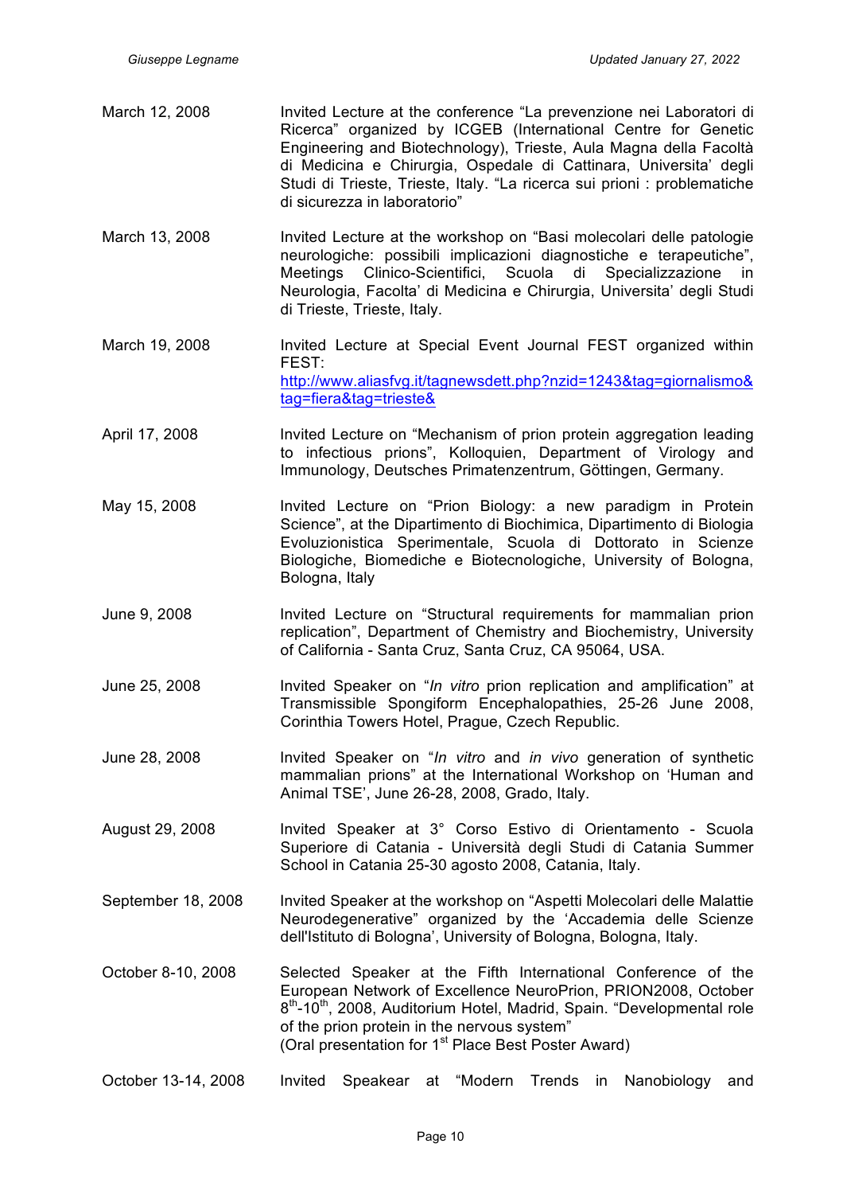March 12, 2008 Invited Lecture at the conference "La prevenzione nei Laboratori di Ricerca" organized by ICGEB (International Centre for Genetic Engineering and Biotechnology), Trieste, Aula Magna della Facoltà di Medicina e Chirurgia, Ospedale di Cattinara, Universita' degli Studi di Trieste, Trieste, Italy. "La ricerca sui prioni : problematiche di sicurezza in laboratorio"

March 13, 2008 Invited Lecture at the workshop on "Basi molecolari delle patologie neurologiche: possibili implicazioni diagnostiche e terapeutiche", Meetings Clinico-Scientifici, Scuola di Specializzazione in Neurologia, Facolta' di Medicina e Chirurgia, Universita' degli Studi di Trieste, Trieste, Italy.

March 19, 2008 Invited Lecture at Special Event Journal FEST organized within FEST: http://www.aliasfvg.it/tagnewsdett.php?nzid=1243&tag=giornalismo&tag=fiera&tag=trieste&

April 17, 2008 Invited Lecture on "Mechanism of prion protein aggregation leading to infectious prions", Kolloquien, Department of Virology and Immunology, Deutsches Primatenzentrum, Göttingen, Germany.

May 15, 2008 Invited Lecture on "Prion Biology: a new paradigm in Protein Science", at the Dipartimento di Biochimica, Dipartimento di Biologia Evoluzionistica Sperimentale, Scuola di Dottorato in Scienze Biologiche, Biomediche e Biotecnologiche, University of Bologna, Bologna, Italy

June 9, 2008 Invited Lecture on "Structural requirements for mammalian prion replication", Department of Chemistry and Biochemistry, University of California - Santa Cruz, Santa Cruz, CA 95064, USA.

June 25, 2008 Invited Speaker on "*In vitro* prion replication and amplification" at Transmissible Spongiform Encephalopathies, 25-26 June 2008, Corinthia Towers Hotel, Prague, Czech Republic.

June 28, 2008 Invited Speaker on "*In vitro* and *in vivo* generation of synthetic mammalian prions" at the International Workshop on 'Human and Animal TSE', June 26-28, 2008, Grado, Italy.

August 29, 2008 Invited Speaker at 3° Corso Estivo di Orientamento - Scuola Superiore di Catania - Università degli Studi di Catania Summer School in Catania 25-30 agosto 2008, Catania, Italy.

September 18, 2008 Invited Speaker at the workshop on "Aspetti Molecolari delle Malattie Neurodegenerative" organized by the 'Accademia delle Scienze dell'Istituto di Bologna', University of Bologna, Bologna, Italy.

October 8-10, 2008 Selected Speaker at the Fifth International Conference of the European Network of Excellence NeuroPrion, PRION2008, October 8th-10th, 2008, Auditorium Hotel, Madrid, Spain. "Developmental role of the prion protein in the nervous system"
(Oral presentation for 1st Place Best Poster Award)

October 13-14, 2008 Invited Speakear at "Modern Trends in Nanobiology and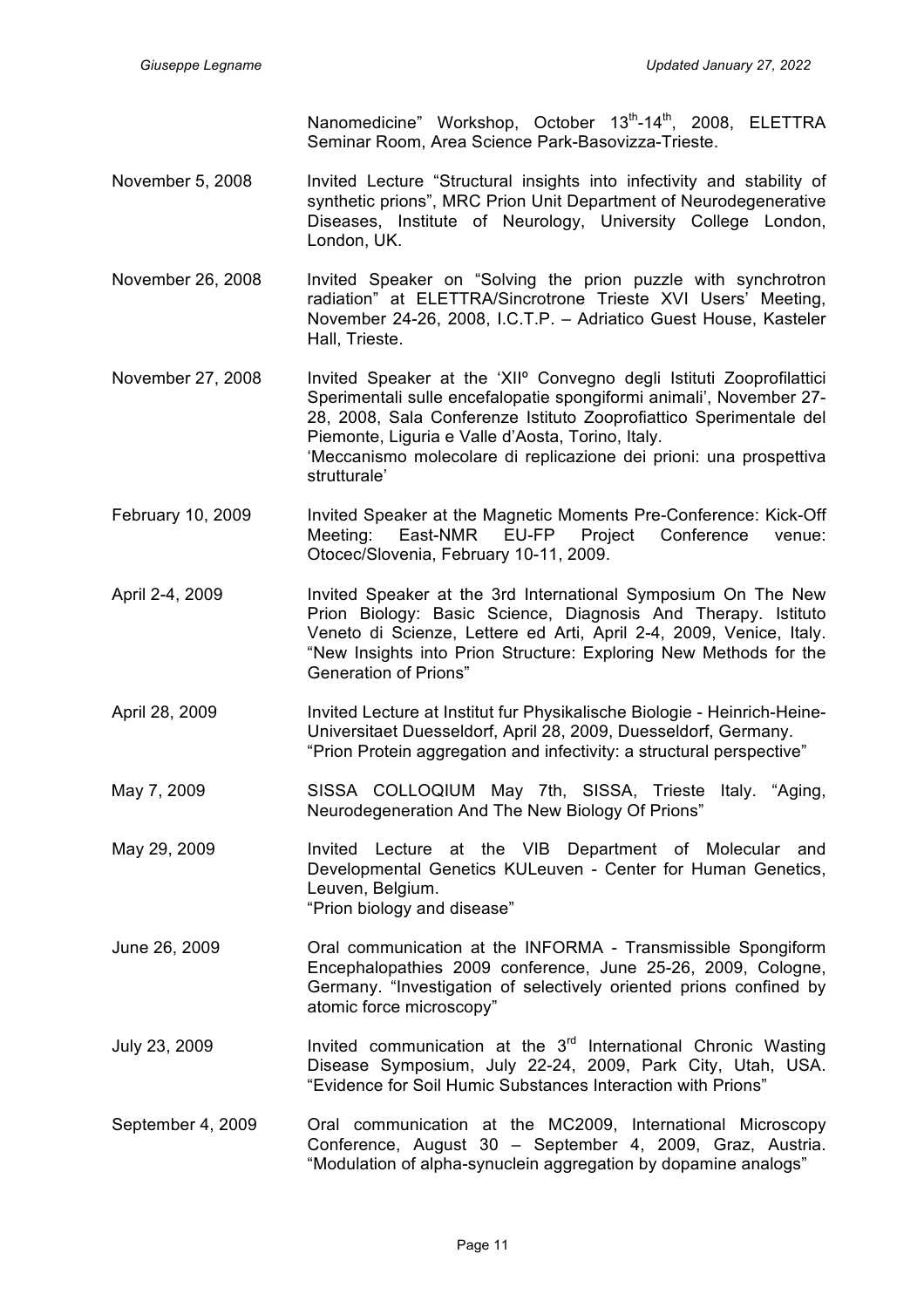| | |
|---|---|
| | Nanomedicine" Workshop, October 13th-14th, 2008, ELETTRA Seminar Room, Area Science Park-Basovizza-Trieste. |
| November 5, 2008 | Invited Lecture "Structural insights into infectivity and stability of synthetic prions", MRC Prion Unit Department of Neurodegenerative Diseases, Institute of Neurology, University College London, London, UK. |
| November 26, 2008 | Invited Speaker on "Solving the prion puzzle with synchrotron radiation" at ELETTRA/Sincrotrone Trieste XVI Users' Meeting, November 24-26, 2008, I.C.T.P. – Adriatico Guest House, Kasteler Hall, Trieste. |
| November 27, 2008 | Invited Speaker at the 'XIIº Convegno degli Istituti Zooprofilattici Sperimentali sulle encefalopatie spongiformi animali', November 27-28, 2008, Sala Conferenze Istituto Zooprofiattico Sperimentale del Piemonte, Liguria e Valle d'Aosta, Torino, Italy. 'Meccanismo molecolare di replicazione dei prioni: una prospettiva strutturale' |
| February 10, 2009 | Invited Speaker at the Magnetic Moments Pre-Conference: Kick-Off Meeting: East-NMR EU-FP Project Conference venue: Otocec/Slovenia, February 10-11, 2009. |
| April 2-4, 2009 | Invited Speaker at the 3rd International Symposium On The New Prion Biology: Basic Science, Diagnosis And Therapy. Istituto Veneto di Scienze, Lettere ed Arti, April 2-4, 2009, Venice, Italy. "New Insights into Prion Structure: Exploring New Methods for the Generation of Prions" |
| April 28, 2009 | Invited Lecture at Institut fur Physikalische Biologie - Heinrich-Heine-Universitaet Duesseldorf, April 28, 2009, Duesseldorf, Germany. "Prion Protein aggregation and infectivity: a structural perspective" |
| May 7, 2009 | SISSA COLLOQIUM May 7th, SISSA, Trieste Italy. "Aging, Neurodegeneration And The New Biology Of Prions" |
| May 29, 2009 | Invited Lecture at the VIB Department of Molecular and Developmental Genetics KULeuven - Center for Human Genetics, Leuven, Belgium. "Prion biology and disease" |
| June 26, 2009 | Oral communication at the INFORMA - Transmissible Spongiform Encephalopathies 2009 conference, June 25-26, 2009, Cologne, Germany. "Investigation of selectively oriented prions confined by atomic force microscopy" |
| July 23, 2009 | Invited communication at the 3rd International Chronic Wasting Disease Symposium, July 22-24, 2009, Park City, Utah, USA. "Evidence for Soil Humic Substances Interaction with Prions" |
| September 4, 2009 | Oral communication at the MC2009, International Microscopy Conference, August 30 – September 4, 2009, Graz, Austria. "Modulation of alpha-synuclein aggregation by dopamine analogs" |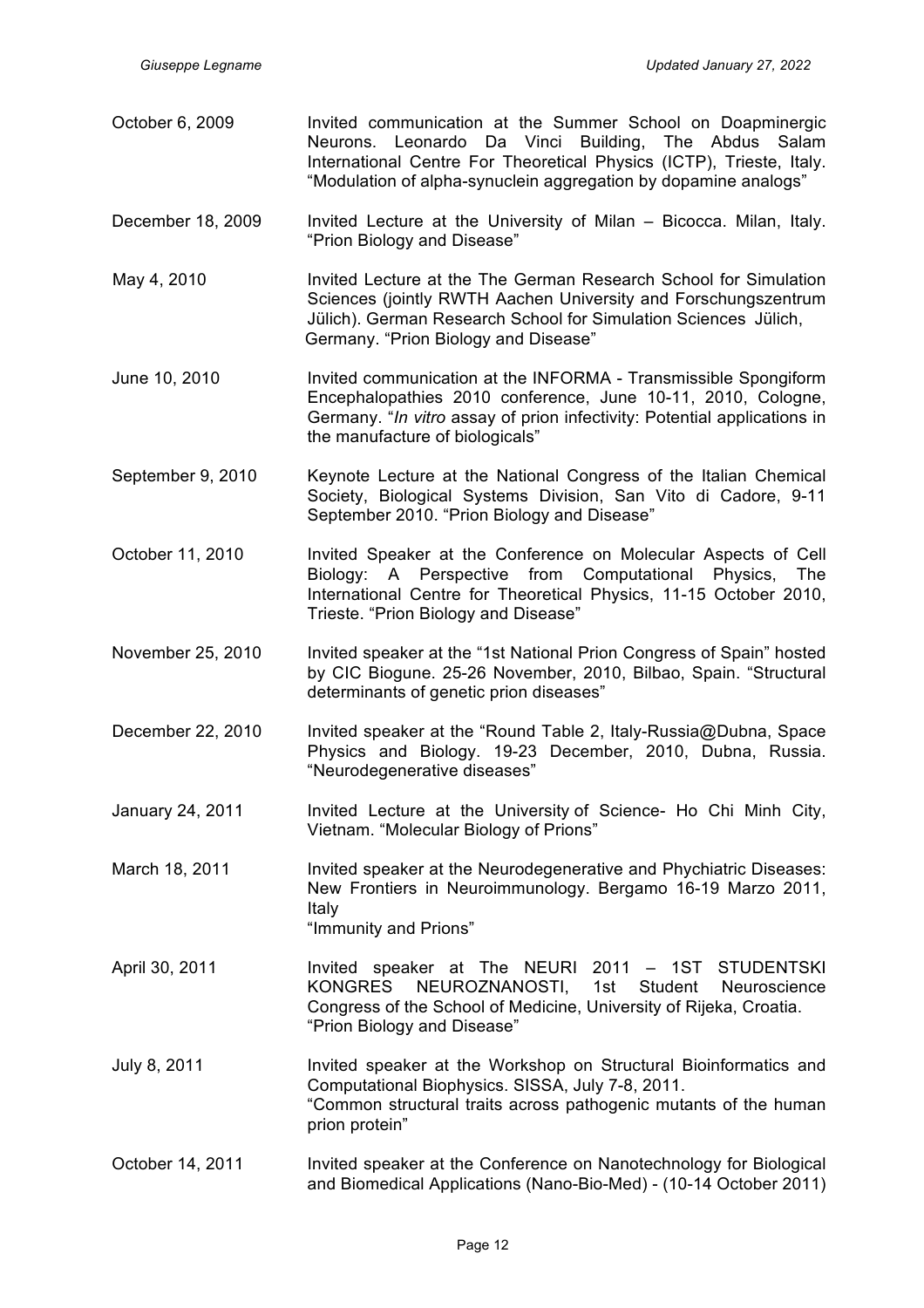| | |
|---|---|
| October 6, 2009 | Invited communication at the Summer School on Doapminergic Neurons. Leonardo Da Vinci Building, The Abdus Salam International Centre For Theoretical Physics (ICTP), Trieste, Italy. "Modulation of alpha-synuclein aggregation by dopamine analogs" |
| December 18, 2009 | Invited Lecture at the University of Milan – Bicocca. Milan, Italy. "Prion Biology and Disease" |
| May 4, 2010 | Invited Lecture at the The German Research School for Simulation Sciences (jointly RWTH Aachen University and Forschungszentrum Jülich). German Research School for Simulation Sciences Jülich, Germany. "Prion Biology and Disease" |
| June 10, 2010 | Invited communication at the INFORMA - Transmissible Spongiform Encephalopathies 2010 conference, June 10-11, 2010, Cologne, Germany. "*In vitro* assay of prion infectivity: Potential applications in the manufacture of biologicals" |
| September 9, 2010 | Keynote Lecture at the National Congress of the Italian Chemical Society, Biological Systems Division, San Vito di Cadore, 9-11 September 2010. "Prion Biology and Disease" |
| October 11, 2010 | Invited Speaker at the Conference on Molecular Aspects of Cell Biology: A Perspective from Computational Physics, The International Centre for Theoretical Physics, 11-15 October 2010, Trieste. "Prion Biology and Disease" |
| November 25, 2010 | Invited speaker at the "1st National Prion Congress of Spain" hosted by CIC Biogune. 25-26 November, 2010, Bilbao, Spain. "Structural determinants of genetic prion diseases" |
| December 22, 2010 | Invited speaker at the "Round Table 2, Italy-Russia@Dubna, Space Physics and Biology. 19-23 December, 2010, Dubna, Russia. "Neurodegenerative diseases" |
| January 24, 2011 | Invited Lecture at the University of Science- Ho Chi Minh City, Vietnam. "Molecular Biology of Prions" |
| March 18, 2011 | Invited speaker at the Neurodegenerative and Phychiatric Diseases: New Frontiers in Neuroimmunology. Bergamo 16-19 Marzo 2011, Italy "Immunity and Prions" |
| April 30, 2011 | Invited speaker at The NEURI 2011 – 1ST STUDENTSKI KONGRES NEUROZNANOSTI, 1st Student Neuroscience Congress of the School of Medicine, University of Rijeka, Croatia. "Prion Biology and Disease" |
| July 8, 2011 | Invited speaker at the Workshop on Structural Bioinformatics and Computational Biophysics. SISSA, July 7-8, 2011. "Common structural traits across pathogenic mutants of the human prion protein" |
| October 14, 2011 | Invited speaker at the Conference on Nanotechnology for Biological and Biomedical Applications (Nano-Bio-Med) - (10-14 October 2011) |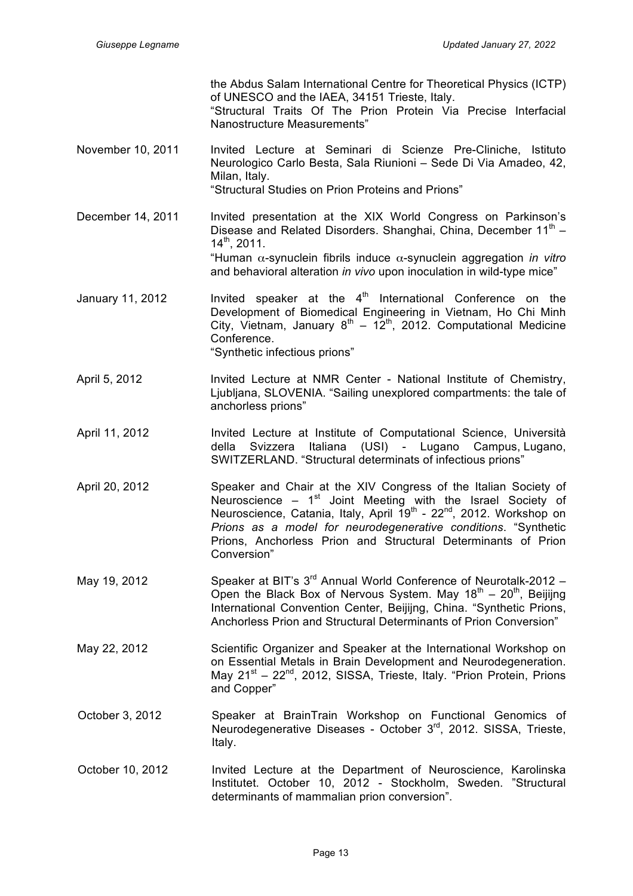the Abdus Salam International Centre for Theoretical Physics (ICTP) of UNESCO and the IAEA, 34151 Trieste, Italy.
"Structural Traits Of The Prion Protein Via Precise Interfacial Nanostructure Measurements"

| | |
|---|---|
| November 10, 2011 | Invited Lecture at Seminari di Scienze Pre-Cliniche, Istituto Neurologico Carlo Besta, Sala Riunioni – Sede Di Via Amadeo, 42, Milan, Italy. "Structural Studies on Prion Proteins and Prions" |
| December 14, 2011 | Invited presentation at the XIX World Congress on Parkinson's Disease and Related Disorders. Shanghai, China, December 11th – 14th, 2011. "Human $\alpha$-synuclein fibrils induce $\alpha$-synuclein aggregation *in vitro* and behavioral alteration *in vivo* upon inoculation in wild-type mice" |
| January 11, 2012 | Invited speaker at the 4th International Conference on the Development of Biomedical Engineering in Vietnam, Ho Chi Minh City, Vietnam, January 8th – 12th, 2012. Computational Medicine Conference. "Synthetic infectious prions" |
| April 5, 2012 | Invited Lecture at NMR Center - National Institute of Chemistry, Ljubljana, SLOVENIA. "Sailing unexplored compartments: the tale of anchorless prions" |
| April 11, 2012 | Invited Lecture at Institute of Computational Science, Università della Svizzera Italiana (USI) - Lugano Campus, Lugano, SWITZERLAND. "Structural determinats of infectious prions" |
| April 20, 2012 | Speaker and Chair at the XIV Congress of the Italian Society of Neuroscience – 1st Joint Meeting with the Israel Society of Neuroscience, Catania, Italy, April 19th - 22nd, 2012. Workshop on *Prions as a model for neurodegenerative conditions*. "Synthetic Prions, Anchorless Prion and Structural Determinants of Prion Conversion" |
| May 19, 2012 | Speaker at BIT's 3rd Annual World Conference of Neurotalk-2012 – Open the Black Box of Nervous System. May 18th – 20th, Beijijng International Convention Center, Beijijng, China. "Synthetic Prions, Anchorless Prion and Structural Determinants of Prion Conversion" |
| May 22, 2012 | Scientific Organizer and Speaker at the International Workshop on on Essential Metals in Brain Development and Neurodegeneration. May 21st – 22nd, 2012, SISSA, Trieste, Italy. "Prion Protein, Prions and Copper" |
| October 3, 2012 | Speaker at BrainTrain Workshop on Functional Genomics of Neurodegenerative Diseases - October 3rd, 2012. SISSA, Trieste, Italy. |
| October 10, 2012 | Invited Lecture at the Department of Neuroscience, Karolinska Institutet. October 10, 2012 - Stockholm, Sweden. "Structural determinants of mammalian prion conversion". |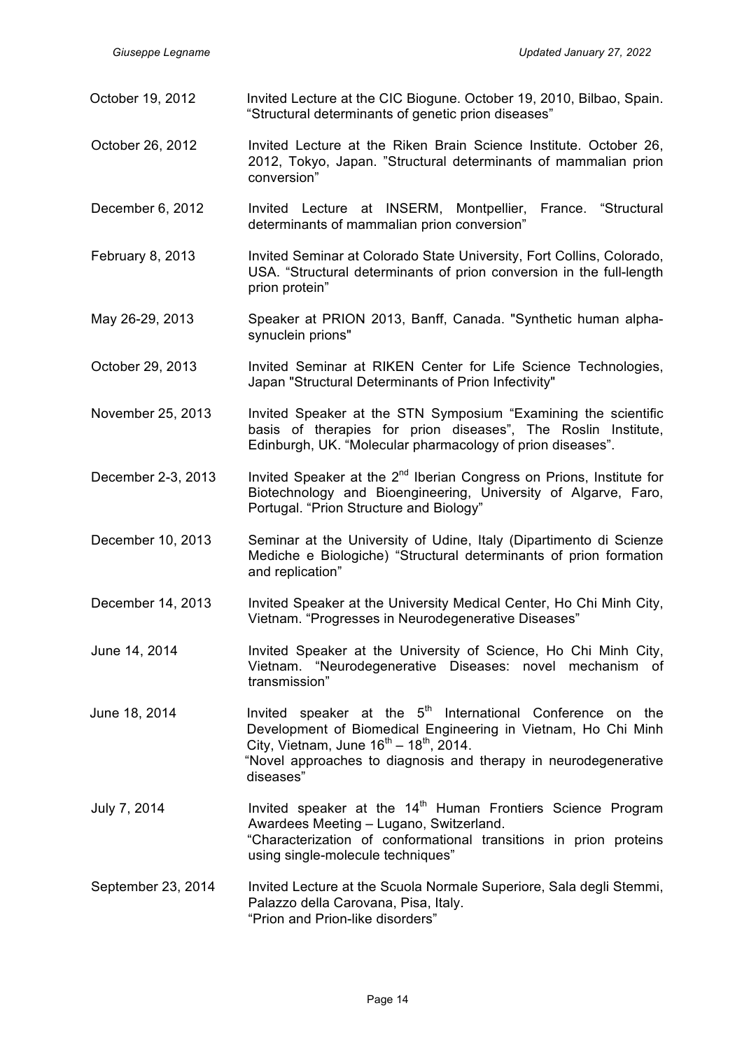October 19, 2012 — Invited Lecture at the CIC Biogune. October 19, 2010, Bilbao, Spain. "Structural determinants of genetic prion diseases"

October 26, 2012 — Invited Lecture at the Riken Brain Science Institute. October 26, 2012, Tokyo, Japan. "Structural determinants of mammalian prion conversion"

December 6, 2012 — Invited Lecture at INSERM, Montpellier, France. "Structural determinants of mammalian prion conversion"

February 8, 2013 — Invited Seminar at Colorado State University, Fort Collins, Colorado, USA. "Structural determinants of prion conversion in the full-length prion protein"

May 26-29, 2013 — Speaker at PRION 2013, Banff, Canada. "Synthetic human alpha-synuclein prions"

October 29, 2013 — Invited Seminar at RIKEN Center for Life Science Technologies, Japan "Structural Determinants of Prion Infectivity"

November 25, 2013 — Invited Speaker at the STN Symposium "Examining the scientific basis of therapies for prion diseases", The Roslin Institute, Edinburgh, UK. "Molecular pharmacology of prion diseases".

December 2-3, 2013 — Invited Speaker at the 2nd Iberian Congress on Prions, Institute for Biotechnology and Bioengineering, University of Algarve, Faro, Portugal. "Prion Structure and Biology"

December 10, 2013 — Seminar at the University of Udine, Italy (Dipartimento di Scienze Mediche e Biologiche) "Structural determinants of prion formation and replication"

December 14, 2013 — Invited Speaker at the University Medical Center, Ho Chi Minh City, Vietnam. "Progresses in Neurodegenerative Diseases"

June 14, 2014 — Invited Speaker at the University of Science, Ho Chi Minh City, Vietnam. "Neurodegenerative Diseases: novel mechanism of transmission"

June 18, 2014 — Invited speaker at the 5th International Conference on the Development of Biomedical Engineering in Vietnam, Ho Chi Minh City, Vietnam, June 16th – 18th, 2014.
"Novel approaches to diagnosis and therapy in neurodegenerative diseases"

July 7, 2014 — Invited speaker at the 14th Human Frontiers Science Program Awardees Meeting – Lugano, Switzerland.
"Characterization of conformational transitions in prion proteins using single-molecule techniques"

September 23, 2014 — Invited Lecture at the Scuola Normale Superiore, Sala degli Stemmi, Palazzo della Carovana, Pisa, Italy.
"Prion and Prion-like disorders"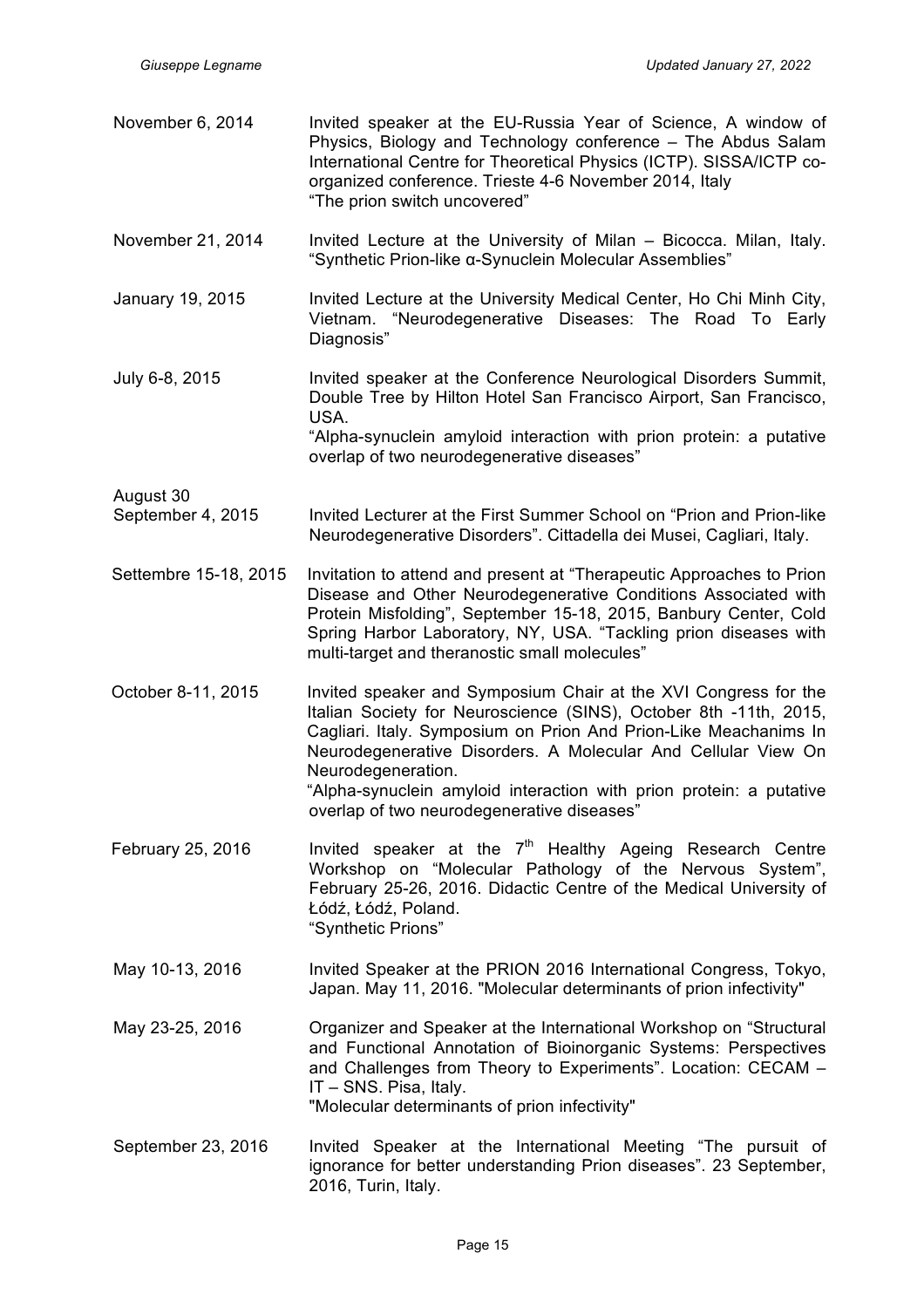November 6, 2014 — Invited speaker at the EU-Russia Year of Science, A window of Physics, Biology and Technology conference – The Abdus Salam International Centre for Theoretical Physics (ICTP). SISSA/ICTP co-organized conference. Trieste 4-6 November 2014, Italy
"The prion switch uncovered"

November 21, 2014 — Invited Lecture at the University of Milan – Bicocca. Milan, Italy. "Synthetic Prion-like α-Synuclein Molecular Assemblies"

January 19, 2015 — Invited Lecture at the University Medical Center, Ho Chi Minh City, Vietnam. "Neurodegenerative Diseases: The Road To Early Diagnosis"

July 6-8, 2015 — Invited speaker at the Conference Neurological Disorders Summit, Double Tree by Hilton Hotel San Francisco Airport, San Francisco, USA.
"Alpha-synuclein amyloid interaction with prion protein: a putative overlap of two neurodegenerative diseases"

August 30
September 4, 2015 — Invited Lecturer at the First Summer School on "Prion and Prion-like Neurodegenerative Disorders". Cittadella dei Musei, Cagliari, Italy.

Settembre 15-18, 2015 — Invitation to attend and present at "Therapeutic Approaches to Prion Disease and Other Neurodegenerative Conditions Associated with Protein Misfolding", September 15-18, 2015, Banbury Center, Cold Spring Harbor Laboratory, NY, USA. "Tackling prion diseases with multi-target and theranostic small molecules"

October 8-11, 2015 — Invited speaker and Symposium Chair at the XVI Congress for the Italian Society for Neuroscience (SINS), October 8th -11th, 2015, Cagliari. Italy. Symposium on Prion And Prion-Like Meachanims In Neurodegenerative Disorders. A Molecular And Cellular View On Neurodegeneration.
"Alpha-synuclein amyloid interaction with prion protein: a putative overlap of two neurodegenerative diseases"

February 25, 2016 — Invited speaker at the 7th Healthy Ageing Research Centre Workshop on "Molecular Pathology of the Nervous System", February 25-26, 2016. Didactic Centre of the Medical University of Łódź, Łódź, Poland.
"Synthetic Prions"

May 10-13, 2016 — Invited Speaker at the PRION 2016 International Congress, Tokyo, Japan. May 11, 2016. "Molecular determinants of prion infectivity"

May 23-25, 2016 — Organizer and Speaker at the International Workshop on "Structural and Functional Annotation of Bioinorganic Systems: Perspectives and Challenges from Theory to Experiments". Location: CECAM – IT – SNS. Pisa, Italy.
"Molecular determinants of prion infectivity"

September 23, 2016 — Invited Speaker at the International Meeting "The pursuit of ignorance for better understanding Prion diseases". 23 September, 2016, Turin, Italy.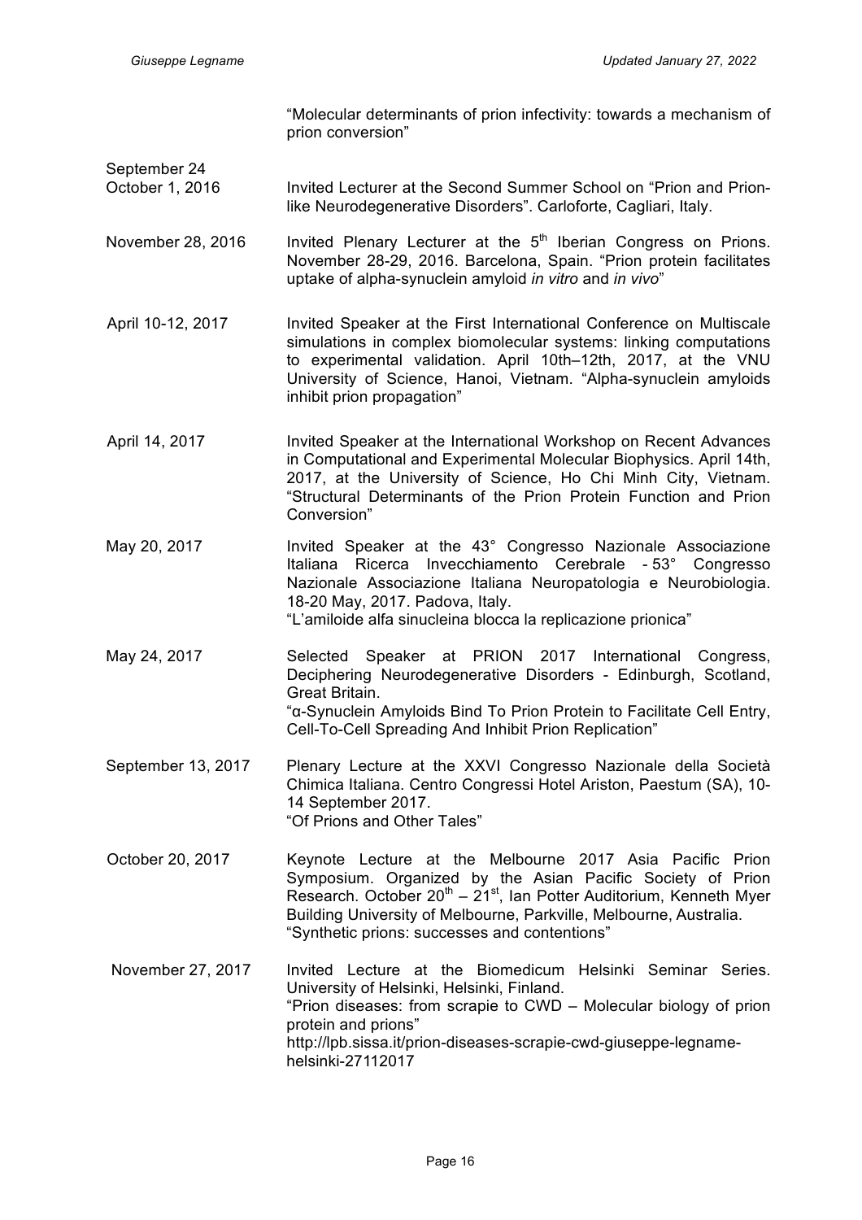"Molecular determinants of prion infectivity: towards a mechanism of prion conversion"

| | |
|---|---|
| September 24 October 1, 2016 | Invited Lecturer at the Second Summer School on "Prion and Prion-like Neurodegenerative Disorders". Carloforte, Cagliari, Italy. |
| November 28, 2016 | Invited Plenary Lecturer at the 5th Iberian Congress on Prions. November 28-29, 2016. Barcelona, Spain. "Prion protein facilitates uptake of alpha-synuclein amyloid *in vitro* and *in vivo*" |
| April 10-12, 2017 | Invited Speaker at the First International Conference on Multiscale simulations in complex biomolecular systems: linking computations to experimental validation. April 10th–12th, 2017, at the VNU University of Science, Hanoi, Vietnam. "Alpha-synuclein amyloids inhibit prion propagation" |
| April 14, 2017 | Invited Speaker at the International Workshop on Recent Advances in Computational and Experimental Molecular Biophysics. April 14th, 2017, at the University of Science, Ho Chi Minh City, Vietnam. "Structural Determinants of the Prion Protein Function and Prion Conversion" |
| May 20, 2017 | Invited Speaker at the 43° Congresso Nazionale Associazione Italiana Ricerca Invecchiamento Cerebrale - 53° Congresso Nazionale Associazione Italiana Neuropatologia e Neurobiologia. 18-20 May, 2017. Padova, Italy. "L'amiloide alfa sinucleina blocca la replicazione prionica" |
| May 24, 2017 | Selected Speaker at PRION 2017 International Congress, Deciphering Neurodegenerative Disorders - Edinburgh, Scotland, Great Britain. "α-Synuclein Amyloids Bind To Prion Protein to Facilitate Cell Entry, Cell-To-Cell Spreading And Inhibit Prion Replication" |
| September 13, 2017 | Plenary Lecture at the XXVI Congresso Nazionale della Società Chimica Italiana. Centro Congressi Hotel Ariston, Paestum (SA), 10-14 September 2017. "Of Prions and Other Tales" |
| October 20, 2017 | Keynote Lecture at the Melbourne 2017 Asia Pacific Prion Symposium. Organized by the Asian Pacific Society of Prion Research. October 20th – 21st, Ian Potter Auditorium, Kenneth Myer Building University of Melbourne, Parkville, Melbourne, Australia. "Synthetic prions: successes and contentions" |
| November 27, 2017 | Invited Lecture at the Biomedicum Helsinki Seminar Series. University of Helsinki, Helsinki, Finland. "Prion diseases: from scrapie to CWD – Molecular biology of prion protein and prions" http://lpb.sissa.it/prion-diseases-scrapie-cwd-giuseppe-legname-helsinki-27112017 |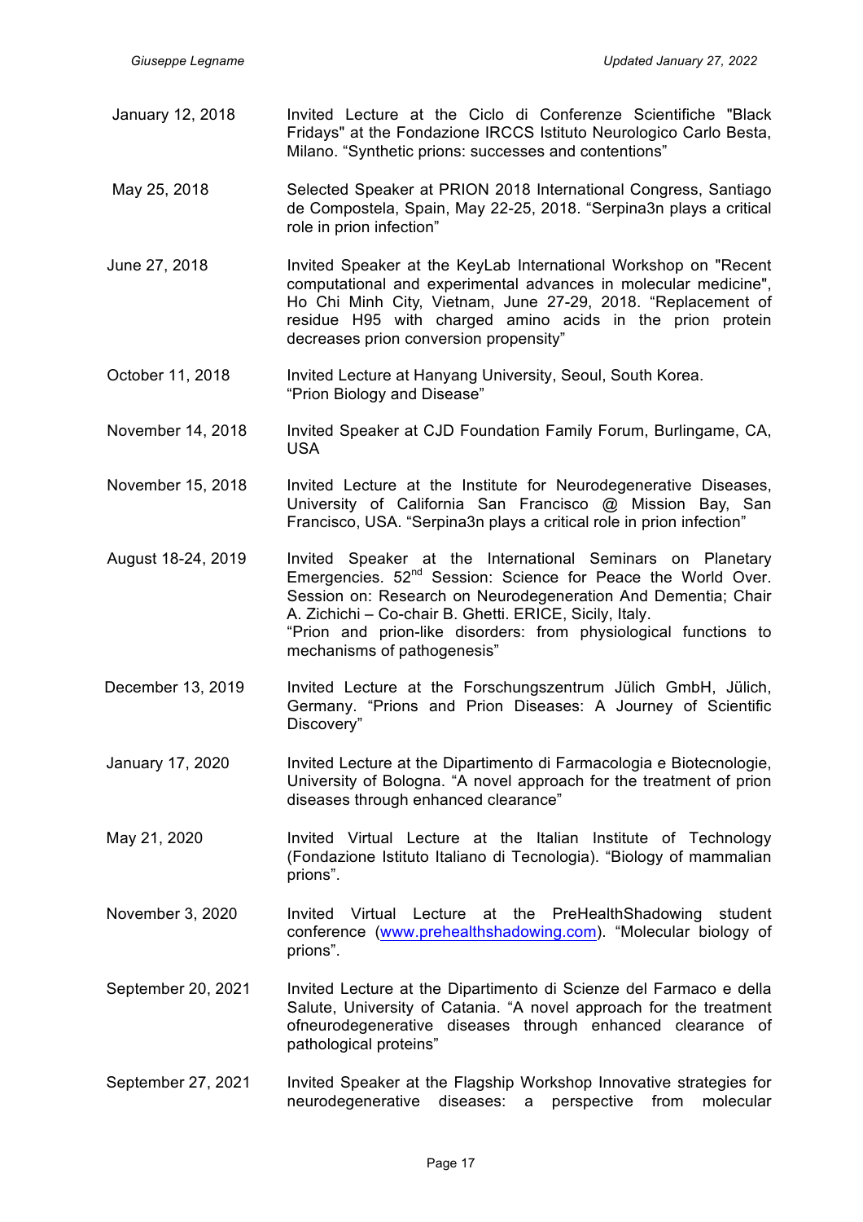| | |
|---|---|
| January 12, 2018 | Invited Lecture at the Ciclo di Conferenze Scientifiche "Black Fridays" at the Fondazione IRCCS Istituto Neurologico Carlo Besta, Milano. “Synthetic prions: successes and contentions” |
| May 25, 2018 | Selected Speaker at PRION 2018 International Congress, Santiago de Compostela, Spain, May 22-25, 2018. “Serpina3n plays a critical role in prion infection” |
| June 27, 2018 | Invited Speaker at the KeyLab International Workshop on "Recent computational and experimental advances in molecular medicine", Ho Chi Minh City, Vietnam, June 27-29, 2018. “Replacement of residue H95 with charged amino acids in the prion protein decreases prion conversion propensity” |
| October 11, 2018 | Invited Lecture at Hanyang University, Seoul, South Korea. “Prion Biology and Disease” |
| November 14, 2018 | Invited Speaker at CJD Foundation Family Forum, Burlingame, CA, USA |
| November 15, 2018 | Invited Lecture at the Institute for Neurodegenerative Diseases, University of California San Francisco @ Mission Bay, San Francisco, USA. “Serpina3n plays a critical role in prion infection” |
| August 18-24, 2019 | Invited Speaker at the International Seminars on Planetary Emergencies. 52nd Session: Science for Peace the World Over. Session on: Research on Neurodegeneration And Dementia; Chair A. Zichichi – Co-chair B. Ghetti. ERICE, Sicily, Italy. “Prion and prion-like disorders: from physiological functions to mechanisms of pathogenesis” |
| December 13, 2019 | Invited Lecture at the Forschungszentrum Jülich GmbH, Jülich, Germany. “Prions and Prion Diseases: A Journey of Scientific Discovery” |
| January 17, 2020 | Invited Lecture at the Dipartimento di Farmacologia e Biotecnologie, University of Bologna. “A novel approach for the treatment of prion diseases through enhanced clearance” |
| May 21, 2020 | Invited Virtual Lecture at the Italian Institute of Technology (Fondazione Istituto Italiano di Tecnologia). “Biology of mammalian prions”. |
| November 3, 2020 | Invited Virtual Lecture at the PreHealthShadowing student conference (www.prehealthshadowing.com). “Molecular biology of prions”. |
| September 20, 2021 | Invited Lecture at the Dipartimento di Scienze del Farmaco e della Salute, University of Catania. “A novel approach for the treatment ofneurodegenerative diseases through enhanced clearance of pathological proteins” |
| September 27, 2021 | Invited Speaker at the Flagship Workshop Innovative strategies for neurodegenerative diseases: a perspective from molecular |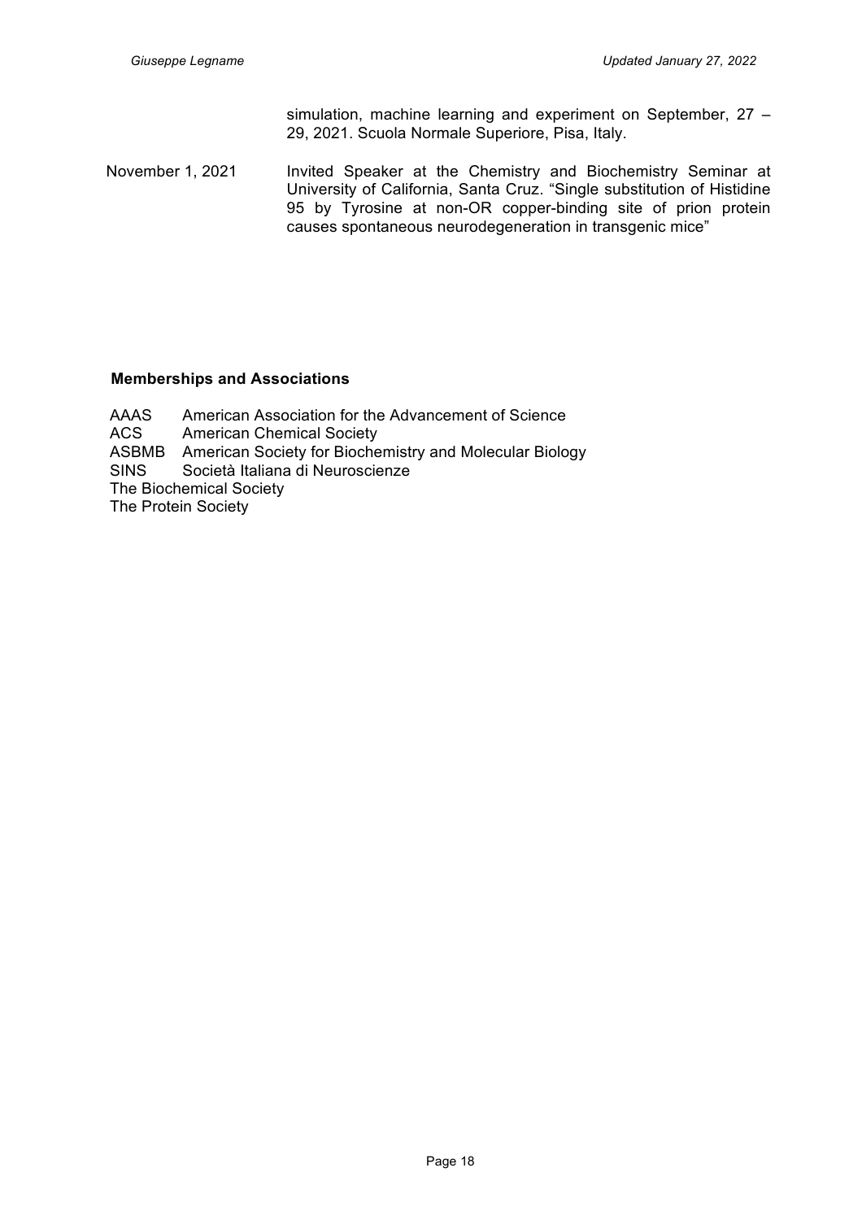simulation, machine learning and experiment on September, 27 – 29, 2021. Scuola Normale Superiore, Pisa, Italy.

November 1, 2021 — Invited Speaker at the Chemistry and Biochemistry Seminar at University of California, Santa Cruz. “Single substitution of Histidine 95 by Tyrosine at non-OR copper-binding site of prion protein causes spontaneous neurodegeneration in transgenic mice”

## Memberships and Associations

AAAS American Association for the Advancement of Science
ACS American Chemical Society
ASBMB American Society for Biochemistry and Molecular Biology
SINS Società Italiana di Neuroscienze
The Biochemical Society
The Protein Society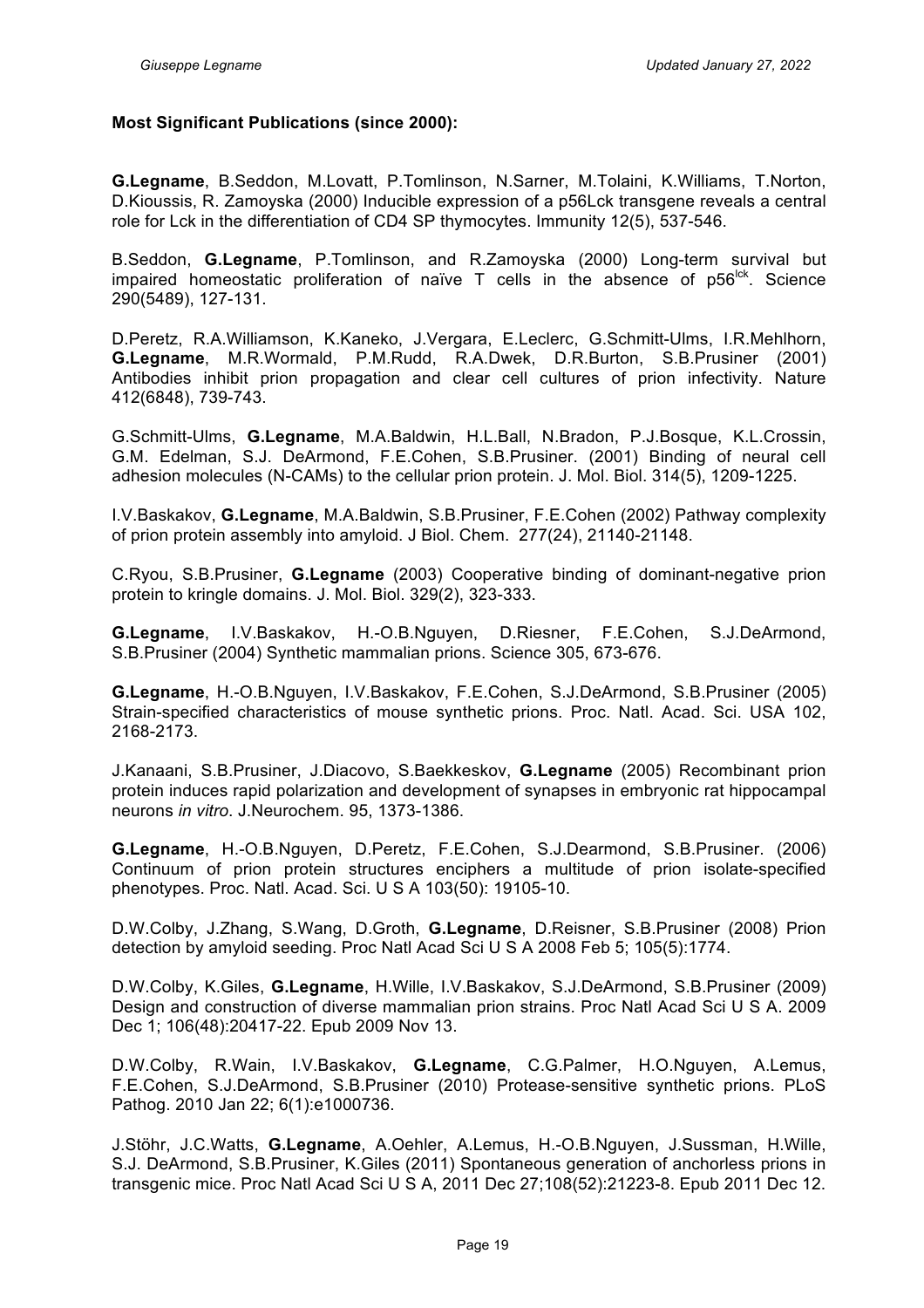**Most Significant Publications (since 2000):**

**G.Legname**, B.Seddon, M.Lovatt, P.Tomlinson, N.Sarner, M.Tolaini, K.Williams, T.Norton, D.Kioussis, R. Zamoyska (2000) Inducible expression of a p56Lck transgene reveals a central role for Lck in the differentiation of CD4 SP thymocytes. Immunity 12(5), 537-546.

B.Seddon, **G.Legname**, P.Tomlinson, and R.Zamoyska (2000) Long-term survival but impaired homeostatic proliferation of naïve T cells in the absence of $p56^{lck}$. Science 290(5489), 127-131.

D.Peretz, R.A.Williamson, K.Kaneko, J.Vergara, E.Leclerc, G.Schmitt-Ulms, I.R.Mehlhorn, **G.Legname**, M.R.Wormald, P.M.Rudd, R.A.Dwek, D.R.Burton, S.B.Prusiner (2001) Antibodies inhibit prion propagation and clear cell cultures of prion infectivity. Nature 412(6848), 739-743.

G.Schmitt-Ulms, **G.Legname**, M.A.Baldwin, H.L.Ball, N.Bradon, P.J.Bosque, K.L.Crossin, G.M. Edelman, S.J. DeArmond, F.E.Cohen, S.B.Prusiner. (2001) Binding of neural cell adhesion molecules (N-CAMs) to the cellular prion protein. J. Mol. Biol. 314(5), 1209-1225.

I.V.Baskakov, **G.Legname**, M.A.Baldwin, S.B.Prusiner, F.E.Cohen (2002) Pathway complexity of prion protein assembly into amyloid. J Biol. Chem. 277(24), 21140-21148.

C.Ryou, S.B.Prusiner, **G.Legname** (2003) Cooperative binding of dominant-negative prion protein to kringle domains. J. Mol. Biol. 329(2), 323-333.

**G.Legname**, I.V.Baskakov, H.-O.B.Nguyen, D.Riesner, F.E.Cohen, S.J.DeArmond, S.B.Prusiner (2004) Synthetic mammalian prions. Science 305, 673-676.

**G.Legname**, H.-O.B.Nguyen, I.V.Baskakov, F.E.Cohen, S.J.DeArmond, S.B.Prusiner (2005) Strain-specified characteristics of mouse synthetic prions. Proc. Natl. Acad. Sci. USA 102, 2168-2173.

J.Kanaani, S.B.Prusiner, J.Diacovo, S.Baekkeskov, **G.Legname** (2005) Recombinant prion protein induces rapid polarization and development of synapses in embryonic rat hippocampal neurons *in vitro*. J.Neurochem. 95, 1373-1386.

**G.Legname**, H.-O.B.Nguyen, D.Peretz, F.E.Cohen, S.J.Dearmond, S.B.Prusiner. (2006) Continuum of prion protein structures enciphers a multitude of prion isolate-specified phenotypes. Proc. Natl. Acad. Sci. U S A 103(50): 19105-10.

D.W.Colby, J.Zhang, S.Wang, D.Groth, **G.Legname**, D.Reisner, S.B.Prusiner (2008) Prion detection by amyloid seeding. Proc Natl Acad Sci U S A 2008 Feb 5; 105(5):1774.

D.W.Colby, K.Giles, **G.Legname**, H.Wille, I.V.Baskakov, S.J.DeArmond, S.B.Prusiner (2009) Design and construction of diverse mammalian prion strains. Proc Natl Acad Sci U S A. 2009 Dec 1; 106(48):20417-22. Epub 2009 Nov 13.

D.W.Colby, R.Wain, I.V.Baskakov, **G.Legname**, C.G.Palmer, H.O.Nguyen, A.Lemus, F.E.Cohen, S.J.DeArmond, S.B.Prusiner (2010) Protease-sensitive synthetic prions. PLoS Pathog. 2010 Jan 22; 6(1):e1000736.

J.Stöhr, J.C.Watts, **G.Legname**, A.Oehler, A.Lemus, H.-O.B.Nguyen, J.Sussman, H.Wille, S.J. DeArmond, S.B.Prusiner, K.Giles (2011) Spontaneous generation of anchorless prions in transgenic mice. Proc Natl Acad Sci U S A, 2011 Dec 27;108(52):21223-8. Epub 2011 Dec 12.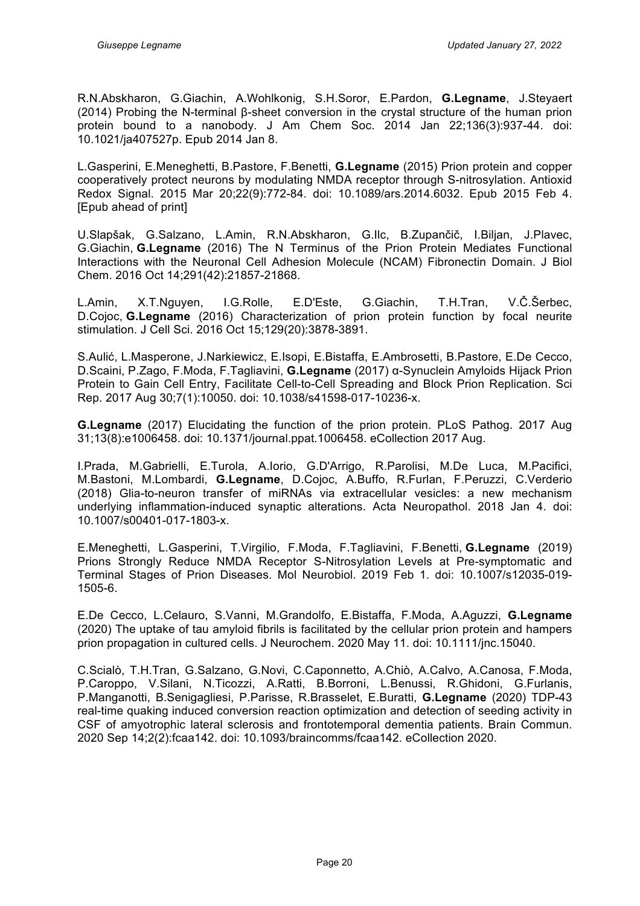R.N.Abskharon, G.Giachin, A.Wohlkonig, S.H.Soror, E.Pardon, **G.Legname**, J.Steyaert (2014) Probing the N-terminal β-sheet conversion in the crystal structure of the human prion protein bound to a nanobody. J Am Chem Soc. 2014 Jan 22;136(3):937-44. doi: 10.1021/ja407527p. Epub 2014 Jan 8.

L.Gasperini, E.Meneghetti, B.Pastore, F.Benetti, **G.Legname** (2015) Prion protein and copper cooperatively protect neurons by modulating NMDA receptor through S-nitrosylation. Antioxid Redox Signal. 2015 Mar 20;22(9):772-84. doi: 10.1089/ars.2014.6032. Epub 2015 Feb 4. [Epub ahead of print]

U.Slapšak, G.Salzano, L.Amin, R.N.Abskharon, G.Ilc, B.Zupančič, I.Biljan, J.Plavec, G.Giachin, **G.Legname** (2016) The N Terminus of the Prion Protein Mediates Functional Interactions with the Neuronal Cell Adhesion Molecule (NCAM) Fibronectin Domain. J Biol Chem. 2016 Oct 14;291(42):21857-21868.

L.Amin, X.T.Nguyen, I.G.Rolle, E.D'Este, G.Giachin, T.H.Tran, V.Č.Šerbec, D.Cojoc, **G.Legname** (2016) Characterization of prion protein function by focal neurite stimulation. J Cell Sci. 2016 Oct 15;129(20):3878-3891.

S.Aulić, L.Masperone, J.Narkiewicz, E.Isopi, E.Bistaffa, E.Ambrosetti, B.Pastore, E.De Cecco, D.Scaini, P.Zago, F.Moda, F.Tagliavini, **G.Legname** (2017) α-Synuclein Amyloids Hijack Prion Protein to Gain Cell Entry, Facilitate Cell-to-Cell Spreading and Block Prion Replication. Sci Rep. 2017 Aug 30;7(1):10050. doi: 10.1038/s41598-017-10236-x.

**G.Legname** (2017) Elucidating the function of the prion protein. PLoS Pathog. 2017 Aug 31;13(8):e1006458. doi: 10.1371/journal.ppat.1006458. eCollection 2017 Aug.

I.Prada, M.Gabrielli, E.Turola, A.Iorio, G.D'Arrigo, R.Parolisi, M.De Luca, M.Pacifici, M.Bastoni, M.Lombardi, **G.Legname**, D.Cojoc, A.Buffo, R.Furlan, F.Peruzzi, C.Verderio (2018) Glia-to-neuron transfer of miRNAs via extracellular vesicles: a new mechanism underlying inflammation-induced synaptic alterations. Acta Neuropathol. 2018 Jan 4. doi: 10.1007/s00401-017-1803-x.

E.Meneghetti, L.Gasperini, T.Virgilio, F.Moda, F.Tagliavini, F.Benetti, **G.Legname** (2019) Prions Strongly Reduce NMDA Receptor S-Nitrosylation Levels at Pre-symptomatic and Terminal Stages of Prion Diseases. Mol Neurobiol. 2019 Feb 1. doi: 10.1007/s12035-019-1505-6.

E.De Cecco, L.Celauro, S.Vanni, M.Grandolfo, E.Bistaffa, F.Moda, A.Aguzzi, **G.Legname** (2020) The uptake of tau amyloid fibrils is facilitated by the cellular prion protein and hampers prion propagation in cultured cells. J Neurochem. 2020 May 11. doi: 10.1111/jnc.15040.

C.Scialò, T.H.Tran, G.Salzano, G.Novi, C.Caponnetto, A.Chiò, A.Calvo, A.Canosa, F.Moda, P.Caroppo, V.Silani, N.Ticozzi, A.Ratti, B.Borroni, L.Benussi, R.Ghidoni, G.Furlanis, P.Manganotti, B.Senigagliesi, P.Parisse, R.Brasselet, E.Buratti, **G.Legname** (2020) TDP-43 real-time quaking induced conversion reaction optimization and detection of seeding activity in CSF of amyotrophic lateral sclerosis and frontotemporal dementia patients. Brain Commun. 2020 Sep 14;2(2):fcaa142. doi: 10.1093/braincomms/fcaa142. eCollection 2020.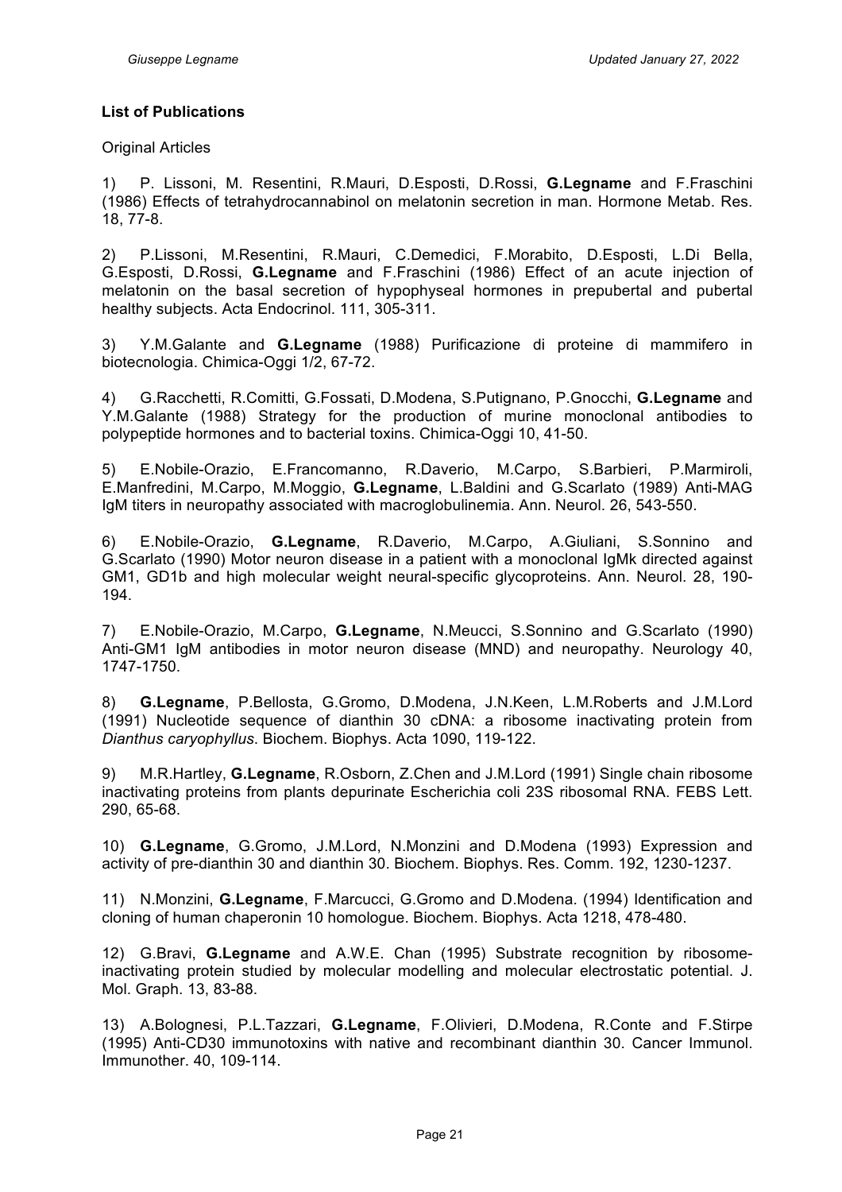**List of Publications**

Original Articles

1) P. Lissoni, M. Resentini, R.Mauri, D.Esposti, D.Rossi, **G.Legname** and F.Fraschini (1986) Effects of tetrahydrocannabinol on melatonin secretion in man. Hormone Metab. Res. 18, 77-8.

2) P.Lissoni, M.Resentini, R.Mauri, C.Demedici, F.Morabito, D.Esposti, L.Di Bella, G.Esposti, D.Rossi, **G.Legname** and F.Fraschini (1986) Effect of an acute injection of melatonin on the basal secretion of hypophyseal hormones in prepubertal and pubertal healthy subjects. Acta Endocrinol. 111, 305-311.

3) Y.M.Galante and **G.Legname** (1988) Purificazione di proteine di mammifero in biotecnologia. Chimica-Oggi 1/2, 67-72.

4) G.Racchetti, R.Comitti, G.Fossati, D.Modena, S.Putignano, P.Gnocchi, **G.Legname** and Y.M.Galante (1988) Strategy for the production of murine monoclonal antibodies to polypeptide hormones and to bacterial toxins. Chimica-Oggi 10, 41-50.

5) E.Nobile-Orazio, E.Francomanno, R.Daverio, M.Carpo, S.Barbieri, P.Marmiroli, E.Manfredini, M.Carpo, M.Moggio, **G.Legname**, L.Baldini and G.Scarlato (1989) Anti-MAG IgM titers in neuropathy associated with macroglobulinemia. Ann. Neurol. 26, 543-550.

6) E.Nobile-Orazio, **G.Legname**, R.Daverio, M.Carpo, A.Giuliani, S.Sonnino and G.Scarlato (1990) Motor neuron disease in a patient with a monoclonal IgMk directed against GM1, GD1b and high molecular weight neural-specific glycoproteins. Ann. Neurol. 28, 190-194.

7) E.Nobile-Orazio, M.Carpo, **G.Legname**, N.Meucci, S.Sonnino and G.Scarlato (1990) Anti-GM1 IgM antibodies in motor neuron disease (MND) and neuropathy. Neurology 40, 1747-1750.

8) **G.Legname**, P.Bellosta, G.Gromo, D.Modena, J.N.Keen, L.M.Roberts and J.M.Lord (1991) Nucleotide sequence of dianthin 30 cDNA: a ribosome inactivating protein from *Dianthus caryophyllus*. Biochem. Biophys. Acta 1090, 119-122.

9) M.R.Hartley, **G.Legname**, R.Osborn, Z.Chen and J.M.Lord (1991) Single chain ribosome inactivating proteins from plants depurinate Escherichia coli 23S ribosomal RNA. FEBS Lett. 290, 65-68.

10) **G.Legname**, G.Gromo, J.M.Lord, N.Monzini and D.Modena (1993) Expression and activity of pre-dianthin 30 and dianthin 30. Biochem. Biophys. Res. Comm. 192, 1230-1237.

11) N.Monzini, **G.Legname**, F.Marcucci, G.Gromo and D.Modena. (1994) Identification and cloning of human chaperonin 10 homologue. Biochem. Biophys. Acta 1218, 478-480.

12) G.Bravi, **G.Legname** and A.W.E. Chan (1995) Substrate recognition by ribosome-inactivating protein studied by molecular modelling and molecular electrostatic potential. J. Mol. Graph. 13, 83-88.

13) A.Bolognesi, P.L.Tazzari, **G.Legname**, F.Olivieri, D.Modena, R.Conte and F.Stirpe (1995) Anti-CD30 immunotoxins with native and recombinant dianthin 30. Cancer Immunol. Immunother. 40, 109-114.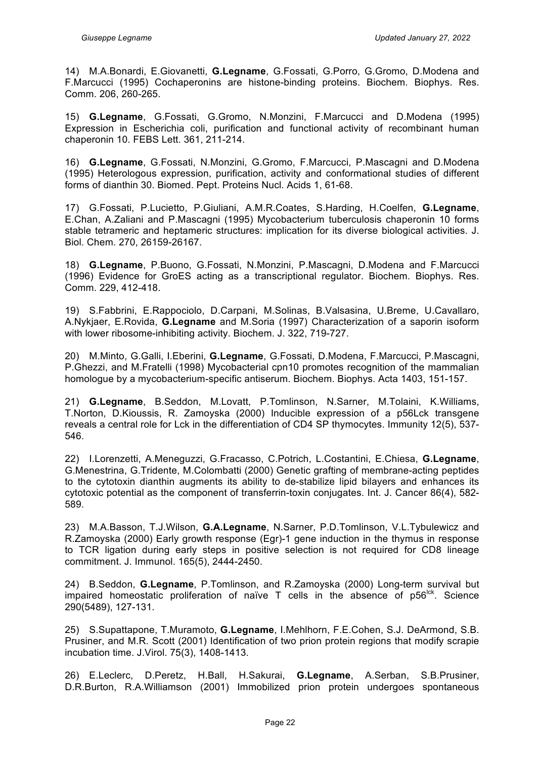14) M.A.Bonardi, E.Giovanetti, **G.Legname**, G.Fossati, G.Porro, G.Gromo, D.Modena and F.Marcucci (1995) Cochaperonins are histone-binding proteins. Biochem. Biophys. Res. Comm. 206, 260-265.

15) **G.Legname**, G.Fossati, G.Gromo, N.Monzini, F.Marcucci and D.Modena (1995) Expression in Escherichia coli, purification and functional activity of recombinant human chaperonin 10. FEBS Lett. 361, 211-214.

16) **G.Legname**, G.Fossati, N.Monzini, G.Gromo, F.Marcucci, P.Mascagni and D.Modena (1995) Heterologous expression, purification, activity and conformational studies of different forms of dianthin 30. Biomed. Pept. Proteins Nucl. Acids 1, 61-68.

17) G.Fossati, P.Lucietto, P.Giuliani, A.M.R.Coates, S.Harding, H.Coelfen, **G.Legname**, E.Chan, A.Zaliani and P.Mascagni (1995) Mycobacterium tuberculosis chaperonin 10 forms stable tetrameric and heptameric structures: implication for its diverse biological activities. J. Biol. Chem. 270, 26159-26167.

18) **G.Legname**, P.Buono, G.Fossati, N.Monzini, P.Mascagni, D.Modena and F.Marcucci (1996) Evidence for GroES acting as a transcriptional regulator. Biochem. Biophys. Res. Comm. 229, 412-418.

19) S.Fabbrini, E.Rappociolo, D.Carpani, M.Solinas, B.Valsasina, U.Breme, U.Cavallaro, A.Nykjaer, E.Rovida, **G.Legname** and M.Soria (1997) Characterization of a saporin isoform with lower ribosome-inhibiting activity. Biochem. J. 322, 719-727.

20) M.Minto, G.Galli, I.Eberini, **G.Legname**, G.Fossati, D.Modena, F.Marcucci, P.Mascagni, P.Ghezzi, and M.Fratelli (1998) Mycobacterial cpn10 promotes recognition of the mammalian homologue by a mycobacterium-specific antiserum. Biochem. Biophys. Acta 1403, 151-157.

21) **G.Legname**, B.Seddon, M.Lovatt, P.Tomlinson, N.Sarner, M.Tolaini, K.Williams, T.Norton, D.Kioussis, R. Zamoyska (2000) Inducible expression of a p56Lck transgene reveals a central role for Lck in the differentiation of CD4 SP thymocytes. Immunity 12(5), 537-546.

22) I.Lorenzetti, A.Meneguzzi, G.Fracasso, C.Potrich, L.Costantini, E.Chiesa, **G.Legname**, G.Menestrina, G.Tridente, M.Colombatti (2000) Genetic grafting of membrane-acting peptides to the cytotoxin dianthin augments its ability to de-stabilize lipid bilayers and enhances its cytotoxic potential as the component of transferrin-toxin conjugates. Int. J. Cancer 86(4), 582-589.

23) M.A.Basson, T.J.Wilson, **G.A.Legname**, N.Sarner, P.D.Tomlinson, V.L.Tybulewicz and R.Zamoyska (2000) Early growth response (Egr)-1 gene induction in the thymus in response to TCR ligation during early steps in positive selection is not required for CD8 lineage commitment. J. Immunol. 165(5), 2444-2450.

24) B.Seddon, **G.Legname**, P.Tomlinson, and R.Zamoyska (2000) Long-term survival but impaired homeostatic proliferation of naïve T cells in the absence of $p56^{lck}$. Science 290(5489), 127-131.

25) S.Supattapone, T.Muramoto, **G.Legname**, I.Mehlhorn, F.E.Cohen, S.J. DeArmond, S.B. Prusiner, and M.R. Scott (2001) Identification of two prion protein regions that modify scrapie incubation time. J.Virol. 75(3), 1408-1413.

26) E.Leclerc, D.Peretz, H.Ball, H.Sakurai, **G.Legname**, A.Serban, S.B.Prusiner, D.R.Burton, R.A.Williamson (2001) Immobilized prion protein undergoes spontaneous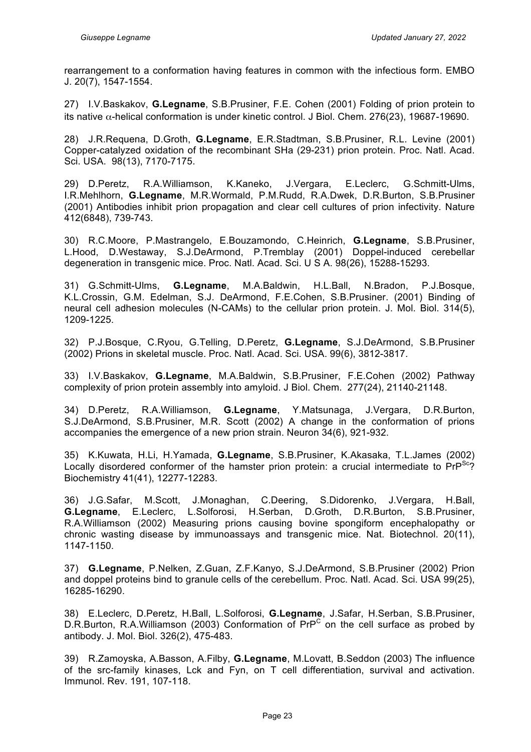rearrangement to a conformation having features in common with the infectious form. EMBO J. 20(7), 1547-1554.

27) I.V.Baskakov, **G.Legname**, S.B.Prusiner, F.E. Cohen (2001) Folding of prion protein to its native $\alpha$-helical conformation is under kinetic control. J Biol. Chem. 276(23), 19687-19690.

28) J.R.Requena, D.Groth, **G.Legname**, E.R.Stadtman, S.B.Prusiner, R.L. Levine (2001) Copper-catalyzed oxidation of the recombinant SHa (29-231) prion protein. Proc. Natl. Acad. Sci. USA. 98(13), 7170-7175.

29) D.Peretz, R.A.Williamson, K.Kaneko, J.Vergara, E.Leclerc, G.Schmitt-Ulms, I.R.Mehlhorn, **G.Legname**, M.R.Wormald, P.M.Rudd, R.A.Dwek, D.R.Burton, S.B.Prusiner (2001) Antibodies inhibit prion propagation and clear cell cultures of prion infectivity. Nature 412(6848), 739-743.

30) R.C.Moore, P.Mastrangelo, E.Bouzamondo, C.Heinrich, **G.Legname**, S.B.Prusiner, L.Hood, D.Westaway, S.J.DeArmond, P.Tremblay (2001) Doppel-induced cerebellar degeneration in transgenic mice. Proc. Natl. Acad. Sci. U S A. 98(26), 15288-15293.

31) G.Schmitt-Ulms, **G.Legname**, M.A.Baldwin, H.L.Ball, N.Bradon, P.J.Bosque, K.L.Crossin, G.M. Edelman, S.J. DeArmond, F.E.Cohen, S.B.Prusiner. (2001) Binding of neural cell adhesion molecules (N-CAMs) to the cellular prion protein. J. Mol. Biol. 314(5), 1209-1225.

32) P.J.Bosque, C.Ryou, G.Telling, D.Peretz, **G.Legname**, S.J.DeArmond, S.B.Prusiner (2002) Prions in skeletal muscle. Proc. Natl. Acad. Sci. USA. 99(6), 3812-3817.

33) I.V.Baskakov, **G.Legname**, M.A.Baldwin, S.B.Prusiner, F.E.Cohen (2002) Pathway complexity of prion protein assembly into amyloid. J Biol. Chem. 277(24), 21140-21148.

34) D.Peretz, R.A.Williamson, **G.Legname**, Y.Matsunaga, J.Vergara, D.R.Burton, S.J.DeArmond, S.B.Prusiner, M.R. Scott (2002) A change in the conformation of prions accompanies the emergence of a new prion strain. Neuron 34(6), 921-932.

35) K.Kuwata, H.Li, H.Yamada, **G.Legname**, S.B.Prusiner, K.Akasaka, T.L.James (2002) Locally disordered conformer of the hamster prion protein: a crucial intermediate to $PrP^{Sc}$? Biochemistry 41(41), 12277-12283.

36) J.G.Safar, M.Scott, J.Monaghan, C.Deering, S.Didorenko, J.Vergara, H.Ball, **G.Legname**, E.Leclerc, L.Solforosi, H.Serban, D.Groth, D.R.Burton, S.B.Prusiner, R.A.Williamson (2002) Measuring prions causing bovine spongiform encephalopathy or chronic wasting disease by immunoassays and transgenic mice. Nat. Biotechnol. 20(11), 1147-1150.

37) **G.Legname**, P.Nelken, Z.Guan, Z.F.Kanyo, S.J.DeArmond, S.B.Prusiner (2002) Prion and doppel proteins bind to granule cells of the cerebellum. Proc. Natl. Acad. Sci. USA 99(25), 16285-16290.

38) E.Leclerc, D.Peretz, H.Ball, L.Solforosi, **G.Legname**, J.Safar, H.Serban, S.B.Prusiner, D.R.Burton, R.A.Williamson (2003) Conformation of $PrP^{C}$ on the cell surface as probed by antibody. J. Mol. Biol. 326(2), 475-483.

39) R.Zamoyska, A.Basson, A.Filby, **G.Legname**, M.Lovatt, B.Seddon (2003) The influence of the src-family kinases, Lck and Fyn, on T cell differentiation, survival and activation. Immunol. Rev. 191, 107-118.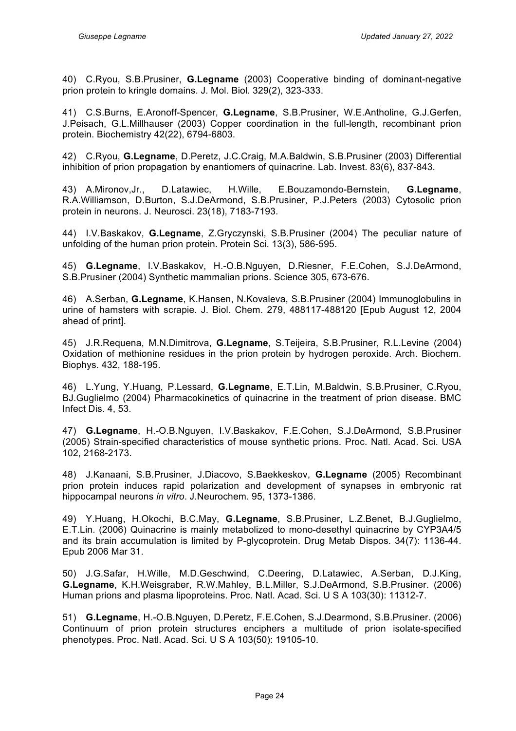40) C.Ryou, S.B.Prusiner, **G.Legname** (2003) Cooperative binding of dominant-negative prion protein to kringle domains. J. Mol. Biol. 329(2), 323-333.

41) C.S.Burns, E.Aronoff-Spencer, **G.Legname**, S.B.Prusiner, W.E.Antholine, G.J.Gerfen, J.Peisach, G.L.Millhauser (2003) Copper coordination in the full-length, recombinant prion protein. Biochemistry 42(22), 6794-6803.

42) C.Ryou, **G.Legname**, D.Peretz, J.C.Craig, M.A.Baldwin, S.B.Prusiner (2003) Differential inhibition of prion propagation by enantiomers of quinacrine. Lab. Invest. 83(6), 837-843.

43) A.Mironov,Jr., D.Latawiec, H.Wille, E.Bouzamondo-Bernstein, **G.Legname**, R.A.Williamson, D.Burton, S.J.DeArmond, S.B.Prusiner, P.J.Peters (2003) Cytosolic prion protein in neurons. J. Neurosci. 23(18), 7183-7193.

44) I.V.Baskakov, **G.Legname**, Z.Gryczynski, S.B.Prusiner (2004) The peculiar nature of unfolding of the human prion protein. Protein Sci. 13(3), 586-595.

45) **G.Legname**, I.V.Baskakov, H.-O.B.Nguyen, D.Riesner, F.E.Cohen, S.J.DeArmond, S.B.Prusiner (2004) Synthetic mammalian prions. Science 305, 673-676.

46) A.Serban, **G.Legname**, K.Hansen, N.Kovaleva, S.B.Prusiner (2004) Immunoglobulins in urine of hamsters with scrapie. J. Biol. Chem. 279, 488117-488120 [Epub August 12, 2004 ahead of print].

45) J.R.Requena, M.N.Dimitrova, **G.Legname**, S.Teijeira, S.B.Prusiner, R.L.Levine (2004) Oxidation of methionine residues in the prion protein by hydrogen peroxide. Arch. Biochem. Biophys. 432, 188-195.

46) L.Yung, Y.Huang, P.Lessard, **G.Legname**, E.T.Lin, M.Baldwin, S.B.Prusiner, C.Ryou, BJ.Guglielmo (2004) Pharmacokinetics of quinacrine in the treatment of prion disease. BMC Infect Dis. 4, 53.

47) **G.Legname**, H.-O.B.Nguyen, I.V.Baskakov, F.E.Cohen, S.J.DeArmond, S.B.Prusiner (2005) Strain-specified characteristics of mouse synthetic prions. Proc. Natl. Acad. Sci. USA 102, 2168-2173.

48) J.Kanaani, S.B.Prusiner, J.Diacovo, S.Baekkeskov, **G.Legname** (2005) Recombinant prion protein induces rapid polarization and development of synapses in embryonic rat hippocampal neurons *in vitro*. J.Neurochem. 95, 1373-1386.

49) Y.Huang, H.Okochi, B.C.May, **G.Legname**, S.B.Prusiner, L.Z.Benet, B.J.Guglielmo, E.T.Lin. (2006) Quinacrine is mainly metabolized to mono-desethyl quinacrine by CYP3A4/5 and its brain accumulation is limited by P-glycoprotein. Drug Metab Dispos. 34(7): 1136-44. Epub 2006 Mar 31.

50) J.G.Safar, H.Wille, M.D.Geschwind, C.Deering, D.Latawiec, A.Serban, D.J.King, **G.Legname**, K.H.Weisgraber, R.W.Mahley, B.L.Miller, S.J.DeArmond, S.B.Prusiner. (2006) Human prions and plasma lipoproteins. Proc. Natl. Acad. Sci. U S A 103(30): 11312-7.

51) **G.Legname**, H.-O.B.Nguyen, D.Peretz, F.E.Cohen, S.J.Dearmond, S.B.Prusiner. (2006) Continuum of prion protein structures enciphers a multitude of prion isolate-specified phenotypes. Proc. Natl. Acad. Sci. U S A 103(50): 19105-10.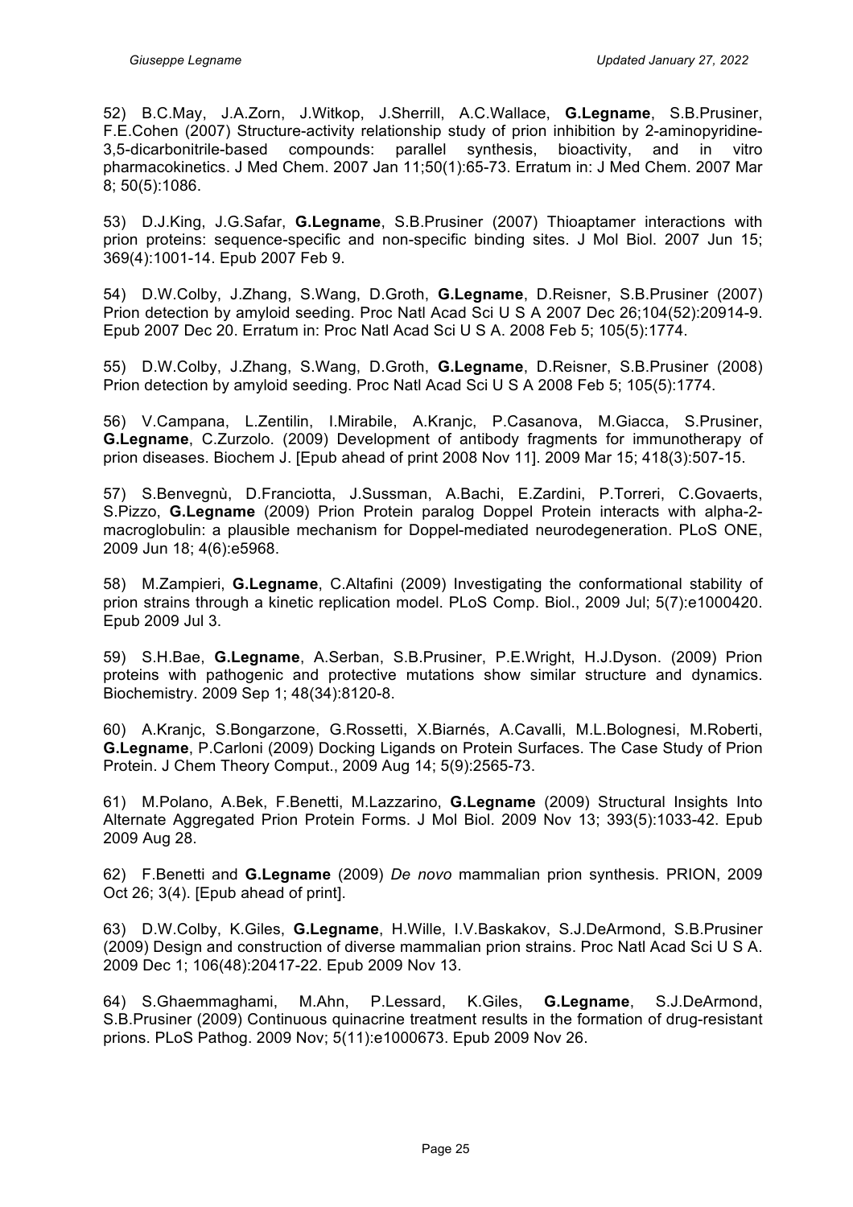52) B.C.May, J.A.Zorn, J.Witkop, J.Sherrill, A.C.Wallace, **G.Legname**, S.B.Prusiner, F.E.Cohen (2007) Structure-activity relationship study of prion inhibition by 2-aminopyridine-3,5-dicarbonitrile-based compounds: parallel synthesis, bioactivity, and in vitro pharmacokinetics. J Med Chem. 2007 Jan 11;50(1):65-73. Erratum in: J Med Chem. 2007 Mar 8; 50(5):1086.

53) D.J.King, J.G.Safar, **G.Legname**, S.B.Prusiner (2007) Thioaptamer interactions with prion proteins: sequence-specific and non-specific binding sites. J Mol Biol. 2007 Jun 15; 369(4):1001-14. Epub 2007 Feb 9.

54) D.W.Colby, J.Zhang, S.Wang, D.Groth, **G.Legname**, D.Reisner, S.B.Prusiner (2007) Prion detection by amyloid seeding. Proc Natl Acad Sci U S A 2007 Dec 26;104(52):20914-9. Epub 2007 Dec 20. Erratum in: Proc Natl Acad Sci U S A. 2008 Feb 5; 105(5):1774.

55) D.W.Colby, J.Zhang, S.Wang, D.Groth, **G.Legname**, D.Reisner, S.B.Prusiner (2008) Prion detection by amyloid seeding. Proc Natl Acad Sci U S A 2008 Feb 5; 105(5):1774.

56) V.Campana, L.Zentilin, I.Mirabile, A.Kranjc, P.Casanova, M.Giacca, S.Prusiner, **G.Legname**, C.Zurzolo. (2009) Development of antibody fragments for immunotherapy of prion diseases. Biochem J. [Epub ahead of print 2008 Nov 11]. 2009 Mar 15; 418(3):507-15.

57) S.Benvegnù, D.Franciotta, J.Sussman, A.Bachi, E.Zardini, P.Torreri, C.Govaerts, S.Pizzo, **G.Legname** (2009) Prion Protein paralog Doppel Protein interacts with alpha-2-macroglobulin: a plausible mechanism for Doppel-mediated neurodegeneration. PLoS ONE, 2009 Jun 18; 4(6):e5968.

58) M.Zampieri, **G.Legname**, C.Altafini (2009) Investigating the conformational stability of prion strains through a kinetic replication model. PLoS Comp. Biol., 2009 Jul; 5(7):e1000420. Epub 2009 Jul 3.

59) S.H.Bae, **G.Legname**, A.Serban, S.B.Prusiner, P.E.Wright, H.J.Dyson. (2009) Prion proteins with pathogenic and protective mutations show similar structure and dynamics. Biochemistry. 2009 Sep 1; 48(34):8120-8.

60) A.Kranjc, S.Bongarzone, G.Rossetti, X.Biarnés, A.Cavalli, M.L.Bolognesi, M.Roberti, **G.Legname**, P.Carloni (2009) Docking Ligands on Protein Surfaces. The Case Study of Prion Protein. J Chem Theory Comput., 2009 Aug 14; 5(9):2565-73.

61) M.Polano, A.Bek, F.Benetti, M.Lazzarino, **G.Legname** (2009) Structural Insights Into Alternate Aggregated Prion Protein Forms. J Mol Biol. 2009 Nov 13; 393(5):1033-42. Epub 2009 Aug 28.

62) F.Benetti and **G.Legname** (2009) *De novo* mammalian prion synthesis. PRION, 2009 Oct 26; 3(4). [Epub ahead of print].

63) D.W.Colby, K.Giles, **G.Legname**, H.Wille, I.V.Baskakov, S.J.DeArmond, S.B.Prusiner (2009) Design and construction of diverse mammalian prion strains. Proc Natl Acad Sci U S A. 2009 Dec 1; 106(48):20417-22. Epub 2009 Nov 13.

64) S.Ghaemmaghami, M.Ahn, P.Lessard, K.Giles, **G.Legname**, S.J.DeArmond, S.B.Prusiner (2009) Continuous quinacrine treatment results in the formation of drug-resistant prions. PLoS Pathog. 2009 Nov; 5(11):e1000673. Epub 2009 Nov 26.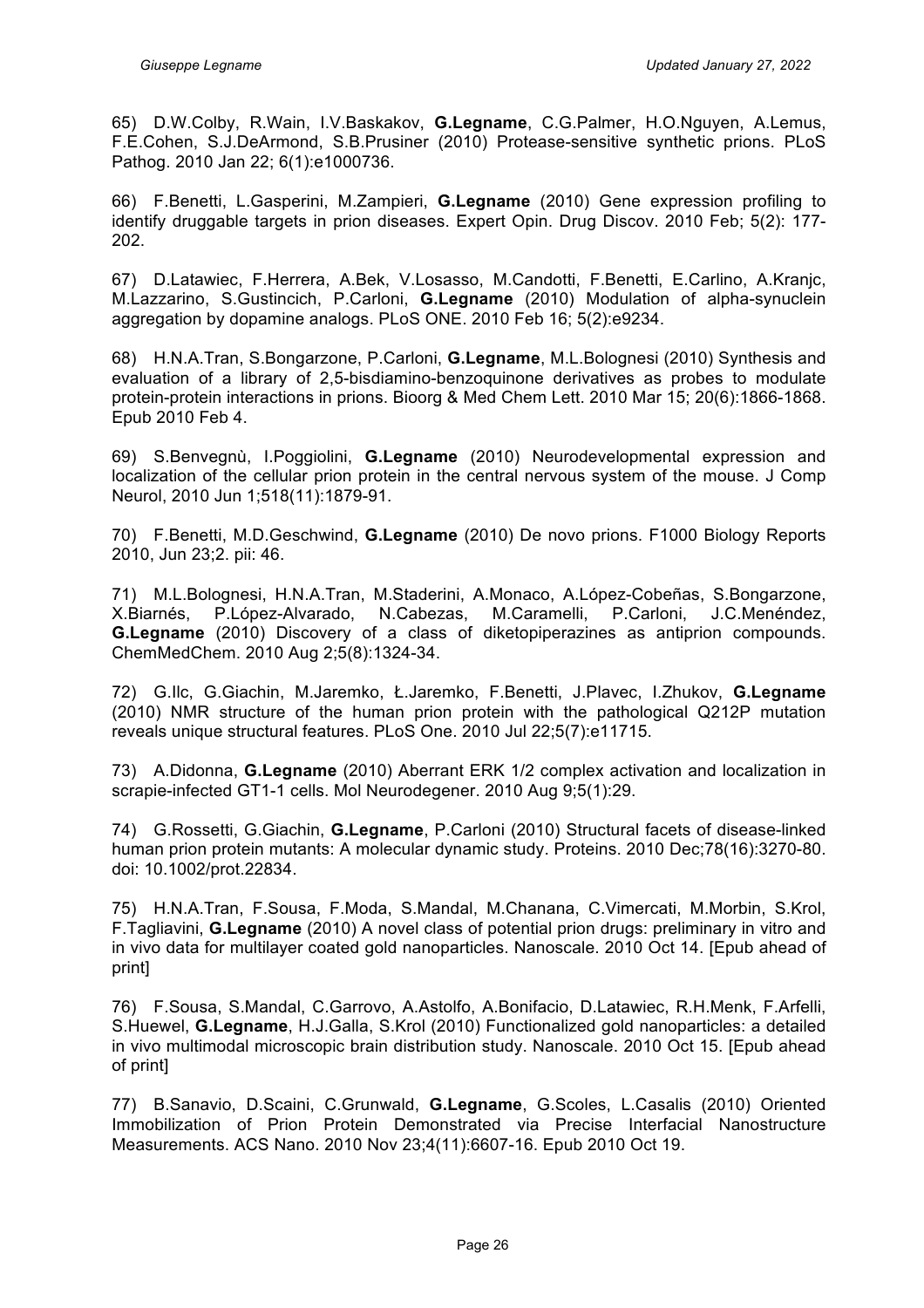65) D.W.Colby, R.Wain, I.V.Baskakov, **G.Legname**, C.G.Palmer, H.O.Nguyen, A.Lemus, F.E.Cohen, S.J.DeArmond, S.B.Prusiner (2010) Protease-sensitive synthetic prions. PLoS Pathog. 2010 Jan 22; 6(1):e1000736.

66) F.Benetti, L.Gasperini, M.Zampieri, **G.Legname** (2010) Gene expression profiling to identify druggable targets in prion diseases. Expert Opin. Drug Discov. 2010 Feb; 5(2): 177-202.

67) D.Latawiec, F.Herrera, A.Bek, V.Losasso, M.Candotti, F.Benetti, E.Carlino, A.Kranjc, M.Lazzarino, S.Gustincich, P.Carloni, **G.Legname** (2010) Modulation of alpha-synuclein aggregation by dopamine analogs. PLoS ONE. 2010 Feb 16; 5(2):e9234.

68) H.N.A.Tran, S.Bongarzone, P.Carloni, **G.Legname**, M.L.Bolognesi (2010) Synthesis and evaluation of a library of 2,5-bisdiamino-benzoquinone derivatives as probes to modulate protein-protein interactions in prions. Bioorg & Med Chem Lett. 2010 Mar 15; 20(6):1866-1868. Epub 2010 Feb 4.

69) S.Benvegnù, I.Poggiolini, **G.Legname** (2010) Neurodevelopmental expression and localization of the cellular prion protein in the central nervous system of the mouse. J Comp Neurol, 2010 Jun 1;518(11):1879-91.

70) F.Benetti, M.D.Geschwind, **G.Legname** (2010) De novo prions. F1000 Biology Reports 2010, Jun 23;2. pii: 46.

71) M.L.Bolognesi, H.N.A.Tran, M.Staderini, A.Monaco, A.López-Cobeñas, S.Bongarzone, X.Biarnés, P.López-Alvarado, N.Cabezas, M.Caramelli, P.Carloni, J.C.Menéndez, **G.Legname** (2010) Discovery of a class of diketopiperazines as antiprion compounds. ChemMedChem. 2010 Aug 2;5(8):1324-34.

72) G.Ilc, G.Giachin, M.Jaremko, Ł.Jaremko, F.Benetti, J.Plavec, I.Zhukov, **G.Legname** (2010) NMR structure of the human prion protein with the pathological Q212P mutation reveals unique structural features. PLoS One. 2010 Jul 22;5(7):e11715.

73) A.Didonna, **G.Legname** (2010) Aberrant ERK 1/2 complex activation and localization in scrapie-infected GT1-1 cells. Mol Neurodegener. 2010 Aug 9;5(1):29.

74) G.Rossetti, G.Giachin, **G.Legname**, P.Carloni (2010) Structural facets of disease-linked human prion protein mutants: A molecular dynamic study. Proteins. 2010 Dec;78(16):3270-80. doi: 10.1002/prot.22834.

75) H.N.A.Tran, F.Sousa, F.Moda, S.Mandal, M.Chanana, C.Vimercati, M.Morbin, S.Krol, F.Tagliavini, **G.Legname** (2010) A novel class of potential prion drugs: preliminary in vitro and in vivo data for multilayer coated gold nanoparticles. Nanoscale. 2010 Oct 14. [Epub ahead of print]

76) F.Sousa, S.Mandal, C.Garrovo, A.Astolfo, A.Bonifacio, D.Latawiec, R.H.Menk, F.Arfelli, S.Huewel, **G.Legname**, H.J.Galla, S.Krol (2010) Functionalized gold nanoparticles: a detailed in vivo multimodal microscopic brain distribution study. Nanoscale. 2010 Oct 15. [Epub ahead of print]

77) B.Sanavio, D.Scaini, C.Grunwald, **G.Legname**, G.Scoles, L.Casalis (2010) Oriented Immobilization of Prion Protein Demonstrated via Precise Interfacial Nanostructure Measurements. ACS Nano. 2010 Nov 23;4(11):6607-16. Epub 2010 Oct 19.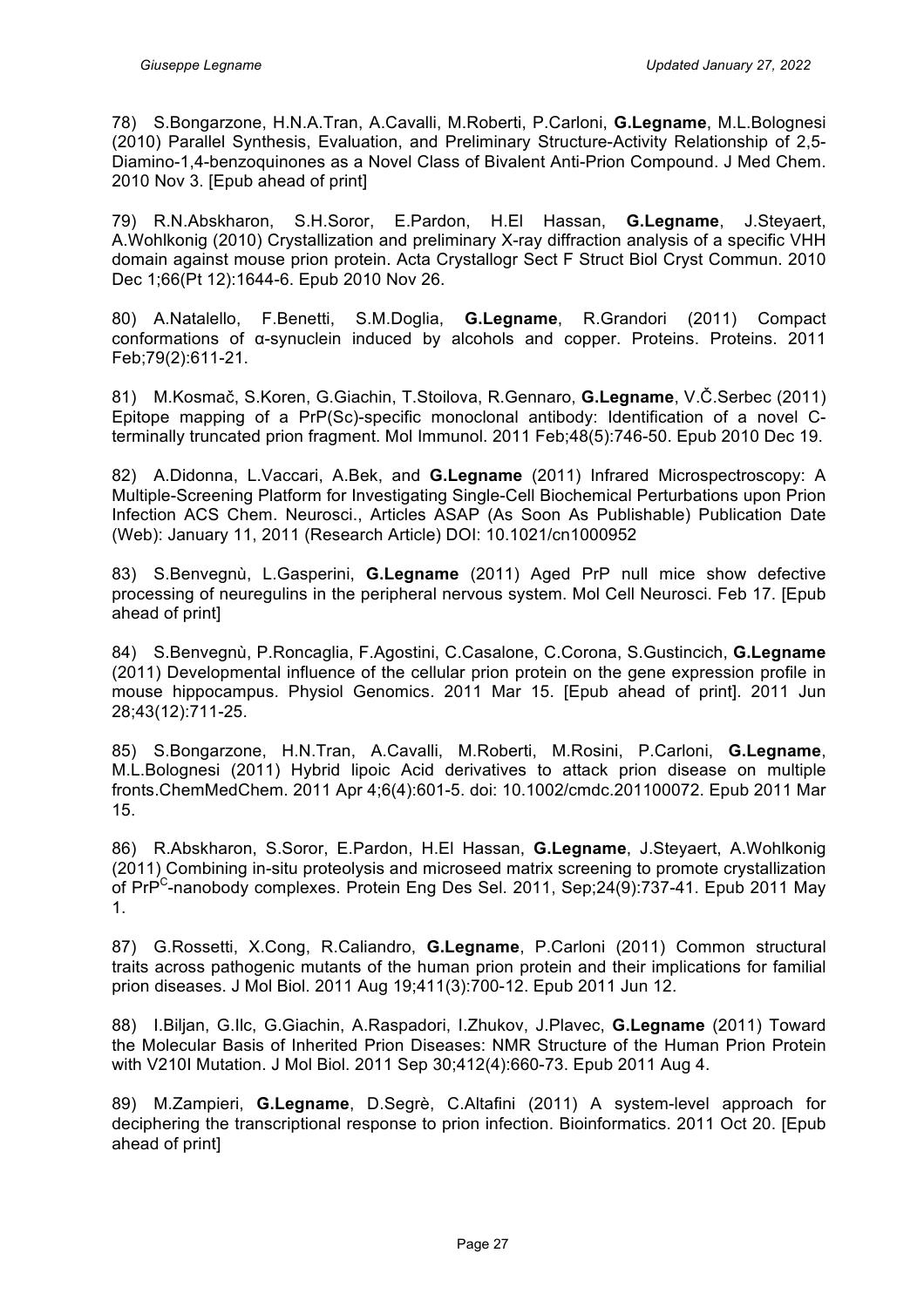78) S.Bongarzone, H.N.A.Tran, A.Cavalli, M.Roberti, P.Carloni, **G.Legname**, M.L.Bolognesi (2010) Parallel Synthesis, Evaluation, and Preliminary Structure-Activity Relationship of 2,5-Diamino-1,4-benzoquinones as a Novel Class of Bivalent Anti-Prion Compound. J Med Chem. 2010 Nov 3. [Epub ahead of print]

79) R.N.Abskharon, S.H.Soror, E.Pardon, H.El Hassan, **G.Legname**, J.Steyaert, A.Wohlkonig (2010) Crystallization and preliminary X-ray diffraction analysis of a specific VHH domain against mouse prion protein. Acta Crystallogr Sect F Struct Biol Cryst Commun. 2010 Dec 1;66(Pt 12):1644-6. Epub 2010 Nov 26.

80) A.Natalello, F.Benetti, S.M.Doglia, **G.Legname**, R.Grandori (2011) Compact conformations of α-synuclein induced by alcohols and copper. Proteins. Proteins. 2011 Feb;79(2):611-21.

81) M.Kosmač, S.Koren, G.Giachin, T.Stoilova, R.Gennaro, **G.Legname**, V.Č.Serbec (2011) Epitope mapping of a PrP(Sc)-specific monoclonal antibody: Identification of a novel C-terminally truncated prion fragment. Mol Immunol. 2011 Feb;48(5):746-50. Epub 2010 Dec 19.

82) A.Didonna, L.Vaccari, A.Bek, and **G.Legname** (2011) Infrared Microspectroscopy: A Multiple-Screening Platform for Investigating Single-Cell Biochemical Perturbations upon Prion Infection ACS Chem. Neurosci., Articles ASAP (As Soon As Publishable) Publication Date (Web): January 11, 2011 (Research Article) DOI: 10.1021/cn1000952

83) S.Benvegnù, L.Gasperini, **G.Legname** (2011) Aged PrP null mice show defective processing of neuregulins in the peripheral nervous system. Mol Cell Neurosci. Feb 17. [Epub ahead of print]

84) S.Benvegnù, P.Roncaglia, F.Agostini, C.Casalone, C.Corona, S.Gustincich, **G.Legname** (2011) Developmental influence of the cellular prion protein on the gene expression profile in mouse hippocampus. Physiol Genomics. 2011 Mar 15. [Epub ahead of print]. 2011 Jun 28;43(12):711-25.

85) S.Bongarzone, H.N.Tran, A.Cavalli, M.Roberti, M.Rosini, P.Carloni, **G.Legname**, M.L.Bolognesi (2011) Hybrid lipoic Acid derivatives to attack prion disease on multiple fronts.ChemMedChem. 2011 Apr 4;6(4):601-5. doi: 10.1002/cmdc.201100072. Epub 2011 Mar 15.

86) R.Abskharon, S.Soror, E.Pardon, H.El Hassan, **G.Legname**, J.Steyaert, A.Wohlkonig (2011) Combining in-situ proteolysis and microseed matrix screening to promote crystallization of $PrP^{C}$-nanobody complexes. Protein Eng Des Sel. 2011, Sep;24(9):737-41. Epub 2011 May 1.

87) G.Rossetti, X.Cong, R.Caliandro, **G.Legname**, P.Carloni (2011) Common structural traits across pathogenic mutants of the human prion protein and their implications for familial prion diseases. J Mol Biol. 2011 Aug 19;411(3):700-12. Epub 2011 Jun 12.

88) I.Biljan, G.Ilc, G.Giachin, A.Raspadori, I.Zhukov, J.Plavec, **G.Legname** (2011) Toward the Molecular Basis of Inherited Prion Diseases: NMR Structure of the Human Prion Protein with V210I Mutation. J Mol Biol. 2011 Sep 30;412(4):660-73. Epub 2011 Aug 4.

89) M.Zampieri, **G.Legname**, D.Segrè, C.Altafini (2011) A system-level approach for deciphering the transcriptional response to prion infection. Bioinformatics. 2011 Oct 20. [Epub ahead of print]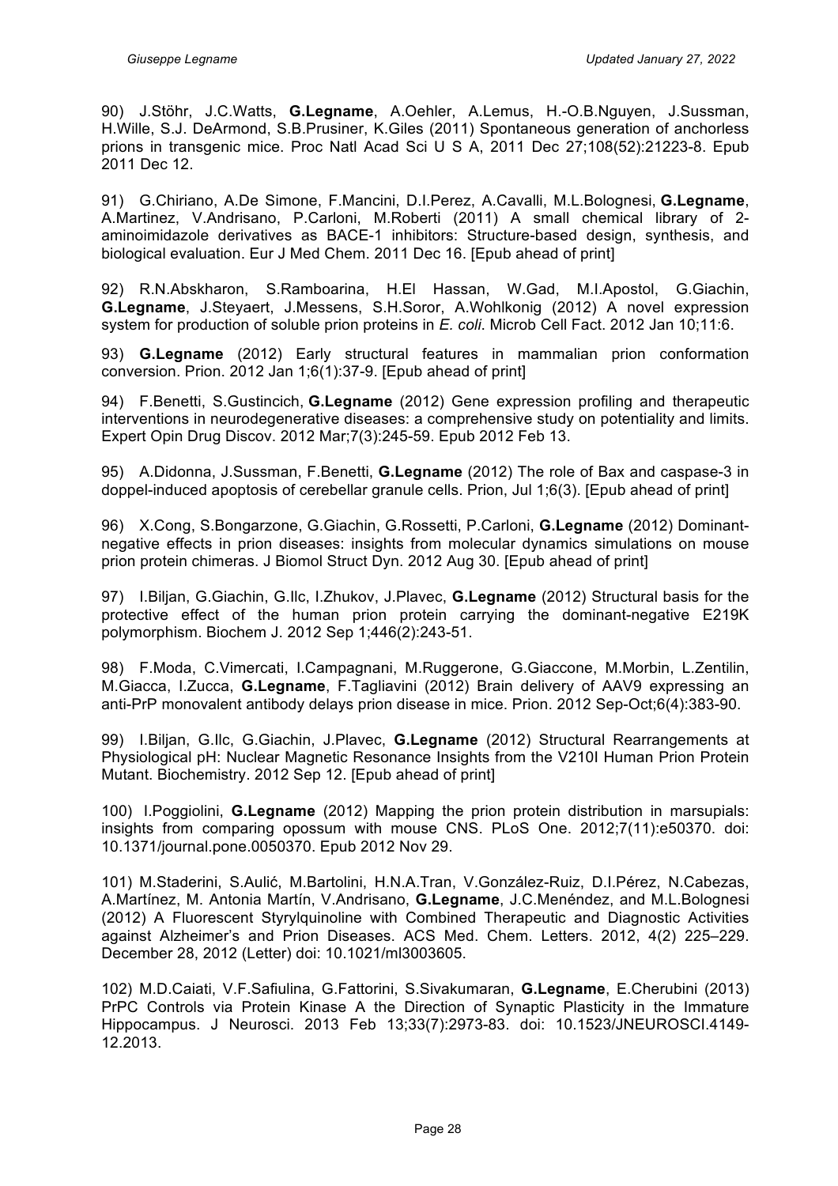90) J.Stöhr, J.C.Watts, **G.Legname**, A.Oehler, A.Lemus, H.-O.B.Nguyen, J.Sussman, H.Wille, S.J. DeArmond, S.B.Prusiner, K.Giles (2011) Spontaneous generation of anchorless prions in transgenic mice. Proc Natl Acad Sci U S A, 2011 Dec 27;108(52):21223-8. Epub 2011 Dec 12.

91) G.Chiriano, A.De Simone, F.Mancini, D.I.Perez, A.Cavalli, M.L.Bolognesi, **G.Legname**, A.Martinez, V.Andrisano, P.Carloni, M.Roberti (2011) A small chemical library of 2-aminoimidazole derivatives as BACE-1 inhibitors: Structure-based design, synthesis, and biological evaluation. Eur J Med Chem. 2011 Dec 16. [Epub ahead of print]

92) R.N.Abskharon, S.Ramboarina, H.El Hassan, W.Gad, M.I.Apostol, G.Giachin, **G.Legname**, J.Steyaert, J.Messens, S.H.Soror, A.Wohlkonig (2012) A novel expression system for production of soluble prion proteins in *E. coli*. Microb Cell Fact. 2012 Jan 10;11:6.

93) **G.Legname** (2012) Early structural features in mammalian prion conformation conversion. Prion. 2012 Jan 1;6(1):37-9. [Epub ahead of print]

94) F.Benetti, S.Gustincich, **G.Legname** (2012) Gene expression profiling and therapeutic interventions in neurodegenerative diseases: a comprehensive study on potentiality and limits. Expert Opin Drug Discov. 2012 Mar;7(3):245-59. Epub 2012 Feb 13.

95) A.Didonna, J.Sussman, F.Benetti, **G.Legname** (2012) The role of Bax and caspase-3 in doppel-induced apoptosis of cerebellar granule cells. Prion, Jul 1;6(3). [Epub ahead of print]

96) X.Cong, S.Bongarzone, G.Giachin, G.Rossetti, P.Carloni, **G.Legname** (2012) Dominant-negative effects in prion diseases: insights from molecular dynamics simulations on mouse prion protein chimeras. J Biomol Struct Dyn. 2012 Aug 30. [Epub ahead of print]

97) I.Biljan, G.Giachin, G.Ilc, I.Zhukov, J.Plavec, **G.Legname** (2012) Structural basis for the protective effect of the human prion protein carrying the dominant-negative E219K polymorphism. Biochem J. 2012 Sep 1;446(2):243-51.

98) F.Moda, C.Vimercati, I.Campagnani, M.Ruggerone, G.Giaccone, M.Morbin, L.Zentilin, M.Giacca, I.Zucca, **G.Legname**, F.Tagliavini (2012) Brain delivery of AAV9 expressing an anti-PrP monovalent antibody delays prion disease in mice. Prion. 2012 Sep-Oct;6(4):383-90.

99) I.Biljan, G.Ilc, G.Giachin, J.Plavec, **G.Legname** (2012) Structural Rearrangements at Physiological pH: Nuclear Magnetic Resonance Insights from the V210I Human Prion Protein Mutant. Biochemistry. 2012 Sep 12. [Epub ahead of print]

100) I.Poggiolini, **G.Legname** (2012) Mapping the prion protein distribution in marsupials: insights from comparing opossum with mouse CNS. PLoS One. 2012;7(11):e50370. doi: 10.1371/journal.pone.0050370. Epub 2012 Nov 29.

101) M.Staderini, S.Aulić, M.Bartolini, H.N.A.Tran, V.González-Ruiz, D.I.Pérez, N.Cabezas, A.Martínez, M. Antonia Martín, V.Andrisano, **G.Legname**, J.C.Menéndez, and M.L.Bolognesi (2012) A Fluorescent Styrylquinoline with Combined Therapeutic and Diagnostic Activities against Alzheimer's and Prion Diseases. ACS Med. Chem. Letters. 2012, 4(2) 225–229. December 28, 2012 (Letter) doi: 10.1021/ml3003605.

102) M.D.Caiati, V.F.Safiulina, G.Fattorini, S.Sivakumaran, **G.Legname**, E.Cherubini (2013) PrPC Controls via Protein Kinase A the Direction of Synaptic Plasticity in the Immature Hippocampus. J Neurosci. 2013 Feb 13;33(7):2973-83. doi: 10.1523/JNEUROSCI.4149-12.2013.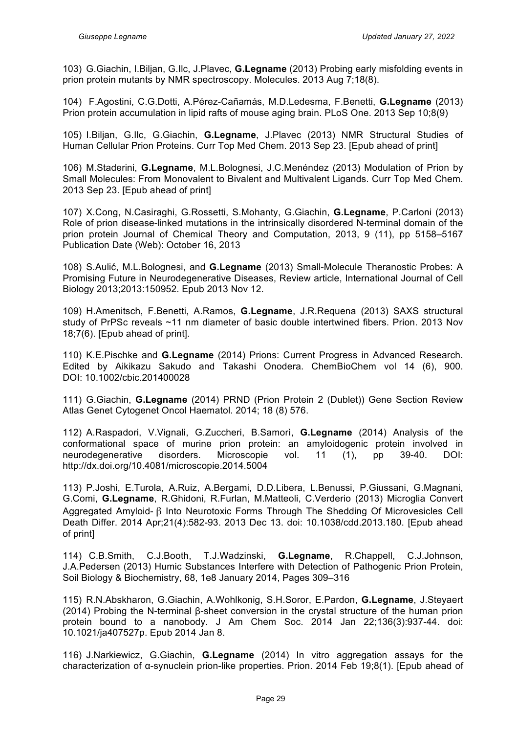103) G.Giachin, I.Biljan, G.Ilc, J.Plavec, **G.Legname** (2013) Probing early misfolding events in prion protein mutants by NMR spectroscopy. Molecules. 2013 Aug 7;18(8).

104) F.Agostini, C.G.Dotti, A.Pérez-Cañamás, M.D.Ledesma, F.Benetti, **G.Legname** (2013) Prion protein accumulation in lipid rafts of mouse aging brain. PLoS One. 2013 Sep 10;8(9)

105) I.Biljan, G.Ilc, G.Giachin, **G.Legname**, J.Plavec (2013) NMR Structural Studies of Human Cellular Prion Proteins. Curr Top Med Chem. 2013 Sep 23. [Epub ahead of print]

106) M.Staderini, **G.Legname**, M.L.Bolognesi, J.C.Menéndez (2013) Modulation of Prion by Small Molecules: From Monovalent to Bivalent and Multivalent Ligands. Curr Top Med Chem. 2013 Sep 23. [Epub ahead of print]

107) X.Cong, N.Casiraghi, G.Rossetti, S.Mohanty, G.Giachin, **G.Legname**, P.Carloni (2013) Role of prion disease-linked mutations in the intrinsically disordered N-terminal domain of the prion protein Journal of Chemical Theory and Computation, 2013, 9 (11), pp 5158–5167 Publication Date (Web): October 16, 2013

108) S.Aulić, M.L.Bolognesi, and **G.Legname** (2013) Small-Molecule Theranostic Probes: A Promising Future in Neurodegenerative Diseases, Review article, International Journal of Cell Biology 2013;2013:150952. Epub 2013 Nov 12.

109) H.Amenitsch, F.Benetti, A.Ramos, **G.Legname**, J.R.Requena (2013) SAXS structural study of PrPSc reveals ~11 nm diameter of basic double intertwined fibers. Prion. 2013 Nov 18;7(6). [Epub ahead of print].

110) K.E.Pischke and **G.Legname** (2014) Prions: Current Progress in Advanced Research. Edited by Aikikazu Sakudo and Takashi Onodera. ChemBioChem vol 14 (6), 900. DOI: 10.1002/cbic.201400028

111) G.Giachin, **G.Legname** (2014) PRND (Prion Protein 2 (Dublet)) Gene Section Review Atlas Genet Cytogenet Oncol Haematol. 2014; 18 (8) 576.

112) A.Raspadori, V.Vignali, G.Zuccheri, B.Samorì, **G.Legname** (2014) Analysis of the conformational space of murine prion protein: an amyloidogenic protein involved in neurodegenerative disorders. Microscopie vol. 11 (1), pp 39-40. DOI: http://dx.doi.org/10.4081/microscopie.2014.5004

113) P.Joshi, E.Turola, A.Ruiz, A.Bergami, D.D.Libera, L.Benussi, P.Giussani, G.Magnani, G.Comi, **G.Legname**, R.Ghidoni, R.Furlan, M.Matteoli, C.Verderio (2013) Microglia Convert Aggregated Amyloid- β Into Neurotoxic Forms Through The Shedding Of Microvesicles Cell Death Differ. 2014 Apr;21(4):582-93. 2013 Dec 13. doi: 10.1038/cdd.2013.180. [Epub ahead of print]

114) C.B.Smith, C.J.Booth, T.J.Wadzinski, **G.Legname**, R.Chappell, C.J.Johnson, J.A.Pedersen (2013) Humic Substances Interfere with Detection of Pathogenic Prion Protein, Soil Biology & Biochemistry, 68, 1e8 January 2014, Pages 309–316

115) R.N.Abskharon, G.Giachin, A.Wohlkonig, S.H.Soror, E.Pardon, **G.Legname**, J.Steyaert (2014) Probing the N-terminal β-sheet conversion in the crystal structure of the human prion protein bound to a nanobody. J Am Chem Soc. 2014 Jan 22;136(3):937-44. doi: 10.1021/ja407527p. Epub 2014 Jan 8.

116) J.Narkiewicz, G.Giachin, **G.Legname** (2014) In vitro aggregation assays for the characterization of α-synuclein prion-like properties. Prion. 2014 Feb 19;8(1). [Epub ahead of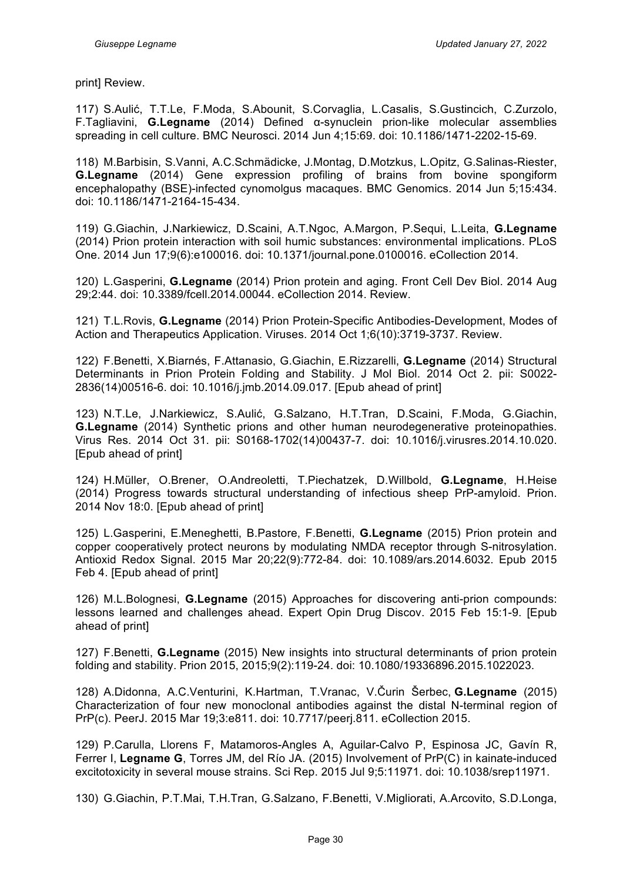print] Review.

117) S.Aulić, T.T.Le, F.Moda, S.Abounit, S.Corvaglia, L.Casalis, S.Gustincich, C.Zurzolo, F.Tagliavini, **G.Legname** (2014) Defined α-synuclein prion-like molecular assemblies spreading in cell culture. BMC Neurosci. 2014 Jun 4;15:69. doi: 10.1186/1471-2202-15-69.

118) M.Barbisin, S.Vanni, A.C.Schmädicke, J.Montag, D.Motzkus, L.Opitz, G.Salinas-Riester, **G.Legname** (2014) Gene expression profiling of brains from bovine spongiform encephalopathy (BSE)-infected cynomolgus macaques. BMC Genomics. 2014 Jun 5;15:434. doi: 10.1186/1471-2164-15-434.

119) G.Giachin, J.Narkiewicz, D.Scaini, A.T.Ngoc, A.Margon, P.Sequi, L.Leita, **G.Legname** (2014) Prion protein interaction with soil humic substances: environmental implications. PLoS One. 2014 Jun 17;9(6):e100016. doi: 10.1371/journal.pone.0100016. eCollection 2014.

120) L.Gasperini, **G.Legname** (2014) Prion protein and aging. Front Cell Dev Biol. 2014 Aug 29;2:44. doi: 10.3389/fcell.2014.00044. eCollection 2014. Review.

121) T.L.Rovis, **G.Legname** (2014) Prion Protein-Specific Antibodies-Development, Modes of Action and Therapeutics Application. Viruses. 2014 Oct 1;6(10):3719-3737. Review.

122) F.Benetti, X.Biarnés, F.Attanasio, G.Giachin, E.Rizzarelli, **G.Legname** (2014) Structural Determinants in Prion Protein Folding and Stability. J Mol Biol. 2014 Oct 2. pii: S0022-2836(14)00516-6. doi: 10.1016/j.jmb.2014.09.017. [Epub ahead of print]

123) N.T.Le, J.Narkiewicz, S.Aulić, G.Salzano, H.T.Tran, D.Scaini, F.Moda, G.Giachin, **G.Legname** (2014) Synthetic prions and other human neurodegenerative proteinopathies. Virus Res. 2014 Oct 31. pii: S0168-1702(14)00437-7. doi: 10.1016/j.virusres.2014.10.020. [Epub ahead of print]

124) H.Müller, O.Brener, O.Andreoletti, T.Piechatzek, D.Willbold, **G.Legname**, H.Heise (2014) Progress towards structural understanding of infectious sheep PrP-amyloid. Prion. 2014 Nov 18:0. [Epub ahead of print]

125) L.Gasperini, E.Meneghetti, B.Pastore, F.Benetti, **G.Legname** (2015) Prion protein and copper cooperatively protect neurons by modulating NMDA receptor through S-nitrosylation. Antioxid Redox Signal. 2015 Mar 20;22(9):772-84. doi: 10.1089/ars.2014.6032. Epub 2015 Feb 4. [Epub ahead of print]

126) M.L.Bolognesi, **G.Legname** (2015) Approaches for discovering anti-prion compounds: lessons learned and challenges ahead. Expert Opin Drug Discov. 2015 Feb 15:1-9. [Epub ahead of print]

127) F.Benetti, **G.Legname** (2015) New insights into structural determinants of prion protein folding and stability. Prion 2015, 2015;9(2):119-24. doi: 10.1080/19336896.2015.1022023.

128) A.Didonna, A.C.Venturini, K.Hartman, T.Vranac, V.Čurin Šerbec, **G.Legname** (2015) Characterization of four new monoclonal antibodies against the distal N-terminal region of PrP(c). PeerJ. 2015 Mar 19;3:e811. doi: 10.7717/peerj.811. eCollection 2015.

129) P.Carulla, Llorens F, Matamoros-Angles A, Aguilar-Calvo P, Espinosa JC, Gavín R, Ferrer I, **Legname G**, Torres JM, del Río JA. (2015) Involvement of PrP(C) in kainate-induced excitotoxicity in several mouse strains. Sci Rep. 2015 Jul 9;5:11971. doi: 10.1038/srep11971.

130) G.Giachin, P.T.Mai, T.H.Tran, G.Salzano, F.Benetti, V.Migliorati, A.Arcovito, S.D.Longa,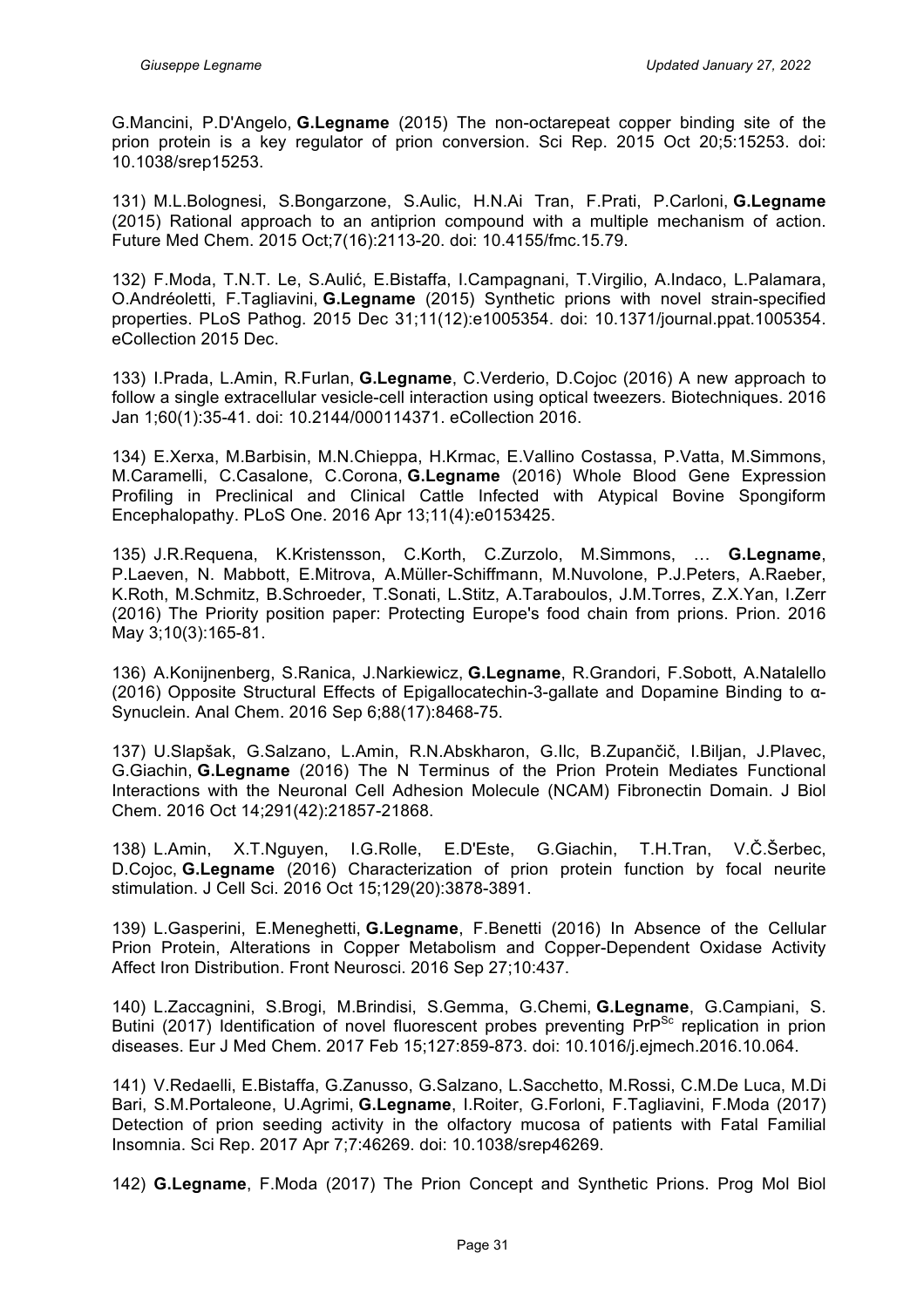G.Mancini, P.D'Angelo, **G.Legname** (2015) The non-octarepeat copper binding site of the prion protein is a key regulator of prion conversion. Sci Rep. 2015 Oct 20;5:15253. doi: 10.1038/srep15253.

131) M.L.Bolognesi, S.Bongarzone, S.Aulic, H.N.Ai Tran, F.Prati, P.Carloni, **G.Legname** (2015) Rational approach to an antiprion compound with a multiple mechanism of action. Future Med Chem. 2015 Oct;7(16):2113-20. doi: 10.4155/fmc.15.79.

132) F.Moda, T.N.T. Le, S.Aulić, E.Bistaffa, I.Campagnani, T.Virgilio, A.Indaco, L.Palamara, O.Andréoletti, F.Tagliavini, **G.Legname** (2015) Synthetic prions with novel strain-specified properties. PLoS Pathog. 2015 Dec 31;11(12):e1005354. doi: 10.1371/journal.ppat.1005354. eCollection 2015 Dec.

133) I.Prada, L.Amin, R.Furlan, **G.Legname**, C.Verderio, D.Cojoc (2016) A new approach to follow a single extracellular vesicle-cell interaction using optical tweezers. Biotechniques. 2016 Jan 1;60(1):35-41. doi: 10.2144/000114371. eCollection 2016.

134) E.Xerxa, M.Barbisin, M.N.Chieppa, H.Krmac, E.Vallino Costassa, P.Vatta, M.Simmons, M.Caramelli, C.Casalone, C.Corona, **G.Legname** (2016) Whole Blood Gene Expression Profiling in Preclinical and Clinical Cattle Infected with Atypical Bovine Spongiform Encephalopathy. PLoS One. 2016 Apr 13;11(4):e0153425.

135) J.R.Requena, K.Kristensson, C.Korth, C.Zurzolo, M.Simmons, … **G.Legname**, P.Laeven, N. Mabbott, E.Mitrova, A.Müller-Schiffmann, M.Nuvolone, P.J.Peters, A.Raeber, K.Roth, M.Schmitz, B.Schroeder, T.Sonati, L.Stitz, A.Taraboulos, J.M.Torres, Z.X.Yan, I.Zerr (2016) The Priority position paper: Protecting Europe's food chain from prions. Prion. 2016 May 3;10(3):165-81.

136) A.Konijnenberg, S.Ranica, J.Narkiewicz, **G.Legname**, R.Grandori, F.Sobott, A.Natalello (2016) Opposite Structural Effects of Epigallocatechin-3-gallate and Dopamine Binding to α-Synuclein. Anal Chem. 2016 Sep 6;88(17):8468-75.

137) U.Slapšak, G.Salzano, L.Amin, R.N.Abskharon, G.Ilc, B.Zupančič, I.Biljan, J.Plavec, G.Giachin, **G.Legname** (2016) The N Terminus of the Prion Protein Mediates Functional Interactions with the Neuronal Cell Adhesion Molecule (NCAM) Fibronectin Domain. J Biol Chem. 2016 Oct 14;291(42):21857-21868.

138) L.Amin, X.T.Nguyen, I.G.Rolle, E.D'Este, G.Giachin, T.H.Tran, V.Č.Šerbec, D.Cojoc, **G.Legname** (2016) Characterization of prion protein function by focal neurite stimulation. J Cell Sci. 2016 Oct 15;129(20):3878-3891.

139) L.Gasperini, E.Meneghetti, **G.Legname**, F.Benetti (2016) In Absence of the Cellular Prion Protein, Alterations in Copper Metabolism and Copper-Dependent Oxidase Activity Affect Iron Distribution. Front Neurosci. 2016 Sep 27;10:437.

140) L.Zaccagnini, S.Brogi, M.Brindisi, S.Gemma, G.Chemi, **G.Legname**, G.Campiani, S. Butini (2017) Identification of novel fluorescent probes preventing $PrP^{Sc}$ replication in prion diseases. Eur J Med Chem. 2017 Feb 15;127:859-873. doi: 10.1016/j.ejmech.2016.10.064.

141) V.Redaelli, E.Bistaffa, G.Zanusso, G.Salzano, L.Sacchetto, M.Rossi, C.M.De Luca, M.Di Bari, S.M.Portaleone, U.Agrimi, **G.Legname**, I.Roiter, G.Forloni, F.Tagliavini, F.Moda (2017) Detection of prion seeding activity in the olfactory mucosa of patients with Fatal Familial Insomnia. Sci Rep. 2017 Apr 7;7:46269. doi: 10.1038/srep46269.

142) **G.Legname**, F.Moda (2017) The Prion Concept and Synthetic Prions. Prog Mol Biol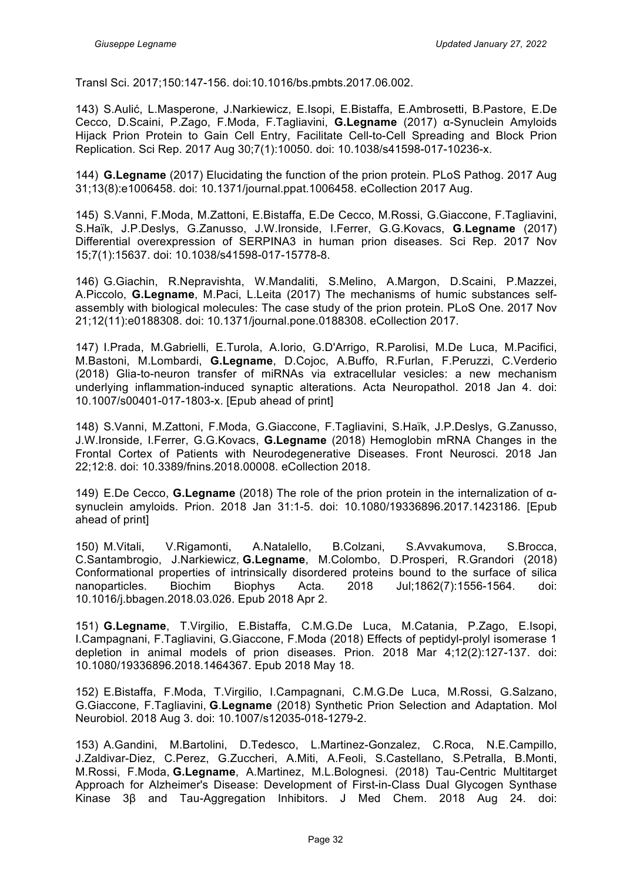Transl Sci. 2017;150:147-156. doi:10.1016/bs.pmbts.2017.06.002.

143) S.Aulić, L.Masperone, J.Narkiewicz, E.Isopi, E.Bistaffa, E.Ambrosetti, B.Pastore, E.De Cecco, D.Scaini, P.Zago, F.Moda, F.Tagliavini, **G.Legname** (2017) α-Synuclein Amyloids Hijack Prion Protein to Gain Cell Entry, Facilitate Cell-to-Cell Spreading and Block Prion Replication. Sci Rep. 2017 Aug 30;7(1):10050. doi: 10.1038/s41598-017-10236-x.

144) **G.Legname** (2017) Elucidating the function of the prion protein. PLoS Pathog. 2017 Aug 31;13(8):e1006458. doi: 10.1371/journal.ppat.1006458. eCollection 2017 Aug.

145) S.Vanni, F.Moda, M.Zattoni, E.Bistaffa, E.De Cecco, M.Rossi, G.Giaccone, F.Tagliavini, S.Haïk, J.P.Deslys, G.Zanusso, J.W.Ironside, I.Ferrer, G.G.Kovacs, **G.Legname** (2017) Differential overexpression of SERPINA3 in human prion diseases. Sci Rep. 2017 Nov 15;7(1):15637. doi: 10.1038/s41598-017-15778-8.

146) G.Giachin, R.Nepravishta, W.Mandaliti, S.Melino, A.Margon, D.Scaini, P.Mazzei, A.Piccolo, **G.Legname**, M.Paci, L.Leita (2017) The mechanisms of humic substances self-assembly with biological molecules: The case study of the prion protein. PLoS One. 2017 Nov 21;12(11):e0188308. doi: 10.1371/journal.pone.0188308. eCollection 2017.

147) I.Prada, M.Gabrielli, E.Turola, A.Iorio, G.D'Arrigo, R.Parolisi, M.De Luca, M.Pacifici, M.Bastoni, M.Lombardi, **G.Legname**, D.Cojoc, A.Buffo, R.Furlan, F.Peruzzi, C.Verderio (2018) Glia-to-neuron transfer of miRNAs via extracellular vesicles: a new mechanism underlying inflammation-induced synaptic alterations. Acta Neuropathol. 2018 Jan 4. doi: 10.1007/s00401-017-1803-x. [Epub ahead of print]

148) S.Vanni, M.Zattoni, F.Moda, G.Giaccone, F.Tagliavini, S.Haïk, J.P.Deslys, G.Zanusso, J.W.Ironside, I.Ferrer, G.G.Kovacs, **G.Legname** (2018) Hemoglobin mRNA Changes in the Frontal Cortex of Patients with Neurodegenerative Diseases. Front Neurosci. 2018 Jan 22;12:8. doi: 10.3389/fnins.2018.00008. eCollection 2018.

149) E.De Cecco, **G.Legname** (2018) The role of the prion protein in the internalization of α-synuclein amyloids. Prion. 2018 Jan 31:1-5. doi: 10.1080/19336896.2017.1423186. [Epub ahead of print]

150) M.Vitali, V.Rigamonti, A.Natalello, B.Colzani, S.Avvakumova, S.Brocca, C.Santambrogio, J.Narkiewicz, **G.Legname**, M.Colombo, D.Prosperi, R.Grandori (2018) Conformational properties of intrinsically disordered proteins bound to the surface of silica nanoparticles. Biochim Biophys Acta. 2018 Jul;1862(7):1556-1564. doi: 10.1016/j.bbagen.2018.03.026. Epub 2018 Apr 2.

151) **G.Legname**, T.Virgilio, E.Bistaffa, C.M.G.De Luca, M.Catania, P.Zago, E.Isopi, I.Campagnani, F.Tagliavini, G.Giaccone, F.Moda (2018) Effects of peptidyl-prolyl isomerase 1 depletion in animal models of prion diseases. Prion. 2018 Mar 4;12(2):127-137. doi: 10.1080/19336896.2018.1464367. Epub 2018 May 18.

152) E.Bistaffa, F.Moda, T.Virgilio, I.Campagnani, C.M.G.De Luca, M.Rossi, G.Salzano, G.Giaccone, F.Tagliavini, **G.Legname** (2018) Synthetic Prion Selection and Adaptation. Mol Neurobiol. 2018 Aug 3. doi: 10.1007/s12035-018-1279-2.

153) A.Gandini, M.Bartolini, D.Tedesco, L.Martinez-Gonzalez, C.Roca, N.E.Campillo, J.Zaldivar-Diez, C.Perez, G.Zuccheri, A.Miti, A.Feoli, S.Castellano, S.Petralla, B.Monti, M.Rossi, F.Moda, **G.Legname**, A.Martinez, M.L.Bolognesi. (2018) Tau-Centric Multitarget Approach for Alzheimer's Disease: Development of First-in-Class Dual Glycogen Synthase Kinase 3β and Tau-Aggregation Inhibitors. J Med Chem. 2018 Aug 24. doi: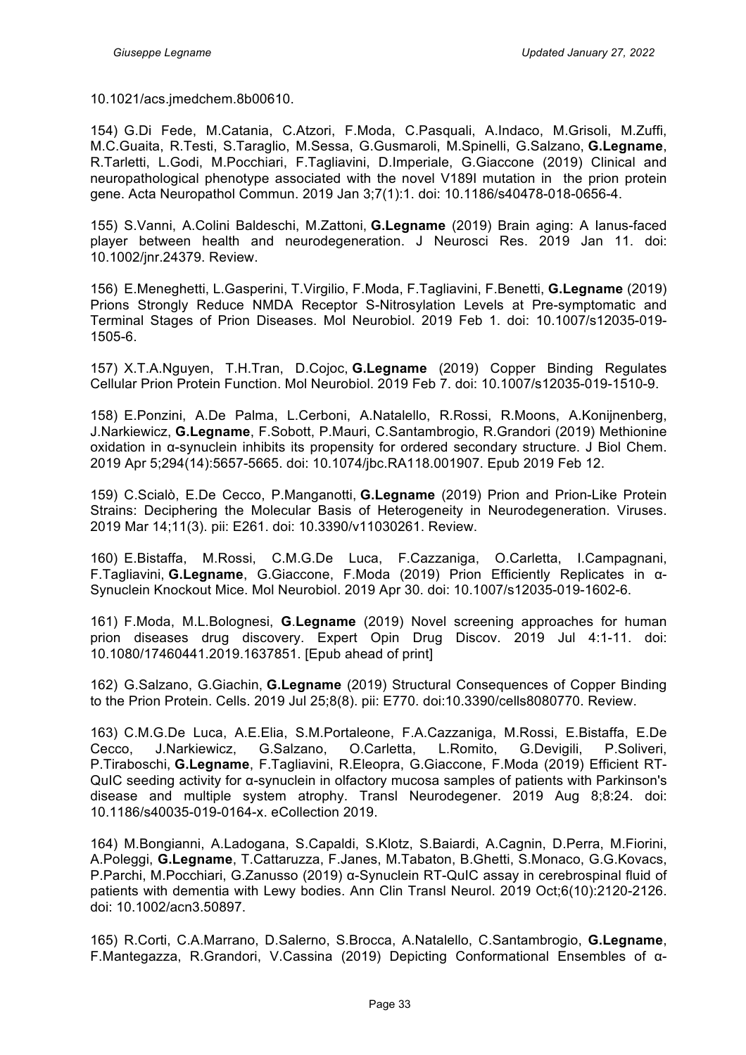10.1021/acs.jmedchem.8b00610.

154) G.Di Fede, M.Catania, C.Atzori, F.Moda, C.Pasquali, A.Indaco, M.Grisoli, M.Zuffi, M.C.Guaita, R.Testi, S.Taraglio, M.Sessa, G.Gusmaroli, M.Spinelli, G.Salzano, **G.Legname**, R.Tarletti, L.Godi, M.Pocchiari, F.Tagliavini, D.Imperiale, G.Giaccone (2019) Clinical and neuropathological phenotype associated with the novel V189I mutation in the prion protein gene. Acta Neuropathol Commun. 2019 Jan 3;7(1):1. doi: 10.1186/s40478-018-0656-4.

155) S.Vanni, A.Colini Baldeschi, M.Zattoni, **G.Legname** (2019) Brain aging: A Ianus-faced player between health and neurodegeneration. J Neurosci Res. 2019 Jan 11. doi: 10.1002/jnr.24379. Review.

156) E.Meneghetti, L.Gasperini, T.Virgilio, F.Moda, F.Tagliavini, F.Benetti, **G.Legname** (2019) Prions Strongly Reduce NMDA Receptor S-Nitrosylation Levels at Pre-symptomatic and Terminal Stages of Prion Diseases. Mol Neurobiol. 2019 Feb 1. doi: 10.1007/s12035-019-1505-6.

157) X.T.A.Nguyen, T.H.Tran, D.Cojoc, **G.Legname** (2019) Copper Binding Regulates Cellular Prion Protein Function. Mol Neurobiol. 2019 Feb 7. doi: 10.1007/s12035-019-1510-9.

158) E.Ponzini, A.De Palma, L.Cerboni, A.Natalello, R.Rossi, R.Moons, A.Konijnenberg, J.Narkiewicz, **G.Legname**, F.Sobott, P.Mauri, C.Santambrogio, R.Grandori (2019) Methionine oxidation in α-synuclein inhibits its propensity for ordered secondary structure. J Biol Chem. 2019 Apr 5;294(14):5657-5665. doi: 10.1074/jbc.RA118.001907. Epub 2019 Feb 12.

159) C.Scialò, E.De Cecco, P.Manganotti, **G.Legname** (2019) Prion and Prion-Like Protein Strains: Deciphering the Molecular Basis of Heterogeneity in Neurodegeneration. Viruses. 2019 Mar 14;11(3). pii: E261. doi: 10.3390/v11030261. Review.

160) E.Bistaffa, M.Rossi, C.M.G.De Luca, F.Cazzaniga, O.Carletta, I.Campagnani, F.Tagliavini, **G.Legname**, G.Giaccone, F.Moda (2019) Prion Efficiently Replicates in α-Synuclein Knockout Mice. Mol Neurobiol. 2019 Apr 30. doi: 10.1007/s12035-019-1602-6.

161) F.Moda, M.L.Bolognesi, **G.Legname** (2019) Novel screening approaches for human prion diseases drug discovery. Expert Opin Drug Discov. 2019 Jul 4:1-11. doi: 10.1080/17460441.2019.1637851. [Epub ahead of print]

162) G.Salzano, G.Giachin, **G.Legname** (2019) Structural Consequences of Copper Binding to the Prion Protein. Cells. 2019 Jul 25;8(8). pii: E770. doi:10.3390/cells8080770. Review.

163) C.M.G.De Luca, A.E.Elia, S.M.Portaleone, F.A.Cazzaniga, M.Rossi, E.Bistaffa, E.De Cecco, J.Narkiewicz, G.Salzano, O.Carletta, L.Romito, G.Devigili, P.Soliveri, P.Tiraboschi, **G.Legname**, F.Tagliavini, R.Eleopra, G.Giaccone, F.Moda (2019) Efficient RT-QuIC seeding activity for α-synuclein in olfactory mucosa samples of patients with Parkinson's disease and multiple system atrophy. Transl Neurodegener. 2019 Aug 8;8:24. doi: 10.1186/s40035-019-0164-x. eCollection 2019.

164) M.Bongianni, A.Ladogana, S.Capaldi, S.Klotz, S.Baiardi, A.Cagnin, D.Perra, M.Fiorini, A.Poleggi, **G.Legname**, T.Cattaruzza, F.Janes, M.Tabaton, B.Ghetti, S.Monaco, G.G.Kovacs, P.Parchi, M.Pocchiari, G.Zanusso (2019) α-Synuclein RT-QuIC assay in cerebrospinal fluid of patients with dementia with Lewy bodies. Ann Clin Transl Neurol. 2019 Oct;6(10):2120-2126. doi: 10.1002/acn3.50897.

165) R.Corti, C.A.Marrano, D.Salerno, S.Brocca, A.Natalello, C.Santambrogio, **G.Legname**, F.Mantegazza, R.Grandori, V.Cassina (2019) Depicting Conformational Ensembles of α-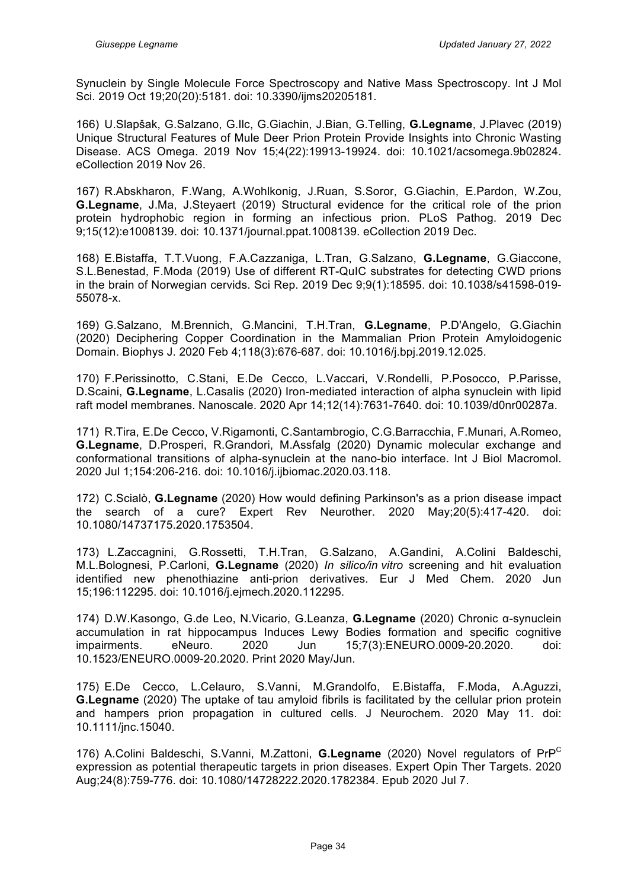Synuclein by Single Molecule Force Spectroscopy and Native Mass Spectroscopy. Int J Mol Sci. 2019 Oct 19;20(20):5181. doi: 10.3390/ijms20205181.

166) U.Slapšak, G.Salzano, G.Ilc, G.Giachin, J.Bian, G.Telling, **G.Legname**, J.Plavec (2019) Unique Structural Features of Mule Deer Prion Protein Provide Insights into Chronic Wasting Disease. ACS Omega. 2019 Nov 15;4(22):19913-19924. doi: 10.1021/acsomega.9b02824. eCollection 2019 Nov 26.

167) R.Abskharon, F.Wang, A.Wohlkonig, J.Ruan, S.Soror, G.Giachin, E.Pardon, W.Zou, **G.Legname**, J.Ma, J.Steyaert (2019) Structural evidence for the critical role of the prion protein hydrophobic region in forming an infectious prion. PLoS Pathog. 2019 Dec 9;15(12):e1008139. doi: 10.1371/journal.ppat.1008139. eCollection 2019 Dec.

168) E.Bistaffa, T.T.Vuong, F.A.Cazzaniga, L.Tran, G.Salzano, **G.Legname**, G.Giaccone, S.L.Benestad, F.Moda (2019) Use of different RT-QuIC substrates for detecting CWD prions in the brain of Norwegian cervids. Sci Rep. 2019 Dec 9;9(1):18595. doi: 10.1038/s41598-019-55078-x.

169) G.Salzano, M.Brennich, G.Mancini, T.H.Tran, **G.Legname**, P.D'Angelo, G.Giachin (2020) Deciphering Copper Coordination in the Mammalian Prion Protein Amyloidogenic Domain. Biophys J. 2020 Feb 4;118(3):676-687. doi: 10.1016/j.bpj.2019.12.025.

170) F.Perissinotto, C.Stani, E.De Cecco, L.Vaccari, V.Rondelli, P.Posocco, P.Parisse, D.Scaini, **G.Legname**, L.Casalis (2020) Iron-mediated interaction of alpha synuclein with lipid raft model membranes. Nanoscale. 2020 Apr 14;12(14):7631-7640. doi: 10.1039/d0nr00287a.

171) R.Tira, E.De Cecco, V.Rigamonti, C.Santambrogio, C.G.Barracchia, F.Munari, A.Romeo, **G.Legname**, D.Prosperi, R.Grandori, M.Assfalg (2020) Dynamic molecular exchange and conformational transitions of alpha-synuclein at the nano-bio interface. Int J Biol Macromol. 2020 Jul 1;154:206-216. doi: 10.1016/j.ijbiomac.2020.03.118.

172) C.Scialò, **G.Legname** (2020) How would defining Parkinson's as a prion disease impact the search of a cure? Expert Rev Neurother. 2020 May;20(5):417-420. doi: 10.1080/14737175.2020.1753504.

173) L.Zaccagnini, G.Rossetti, T.H.Tran, G.Salzano, A.Gandini, A.Colini Baldeschi, M.L.Bolognesi, P.Carloni, **G.Legname** (2020) *In silico/in vitro* screening and hit evaluation identified new phenothiazine anti-prion derivatives. Eur J Med Chem. 2020 Jun 15;196:112295. doi: 10.1016/j.ejmech.2020.112295.

174) D.W.Kasongo, G.de Leo, N.Vicario, G.Leanza, **G.Legname** (2020) Chronic α-synuclein accumulation in rat hippocampus Induces Lewy Bodies formation and specific cognitive impairments. eNeuro. 2020 Jun 15;7(3):ENEURO.0009-20.2020. doi: 10.1523/ENEURO.0009-20.2020. Print 2020 May/Jun.

175) E.De Cecco, L.Celauro, S.Vanni, M.Grandolfo, E.Bistaffa, F.Moda, A.Aguzzi, **G.Legname** (2020) The uptake of tau amyloid fibrils is facilitated by the cellular prion protein and hampers prion propagation in cultured cells. J Neurochem. 2020 May 11. doi: 10.1111/jnc.15040.

176) A.Colini Baldeschi, S.Vanni, M.Zattoni, **G.Legname** (2020) Novel regulators of $PrP^C$ expression as potential therapeutic targets in prion diseases. Expert Opin Ther Targets. 2020 Aug;24(8):759-776. doi: 10.1080/14728222.2020.1782384. Epub 2020 Jul 7.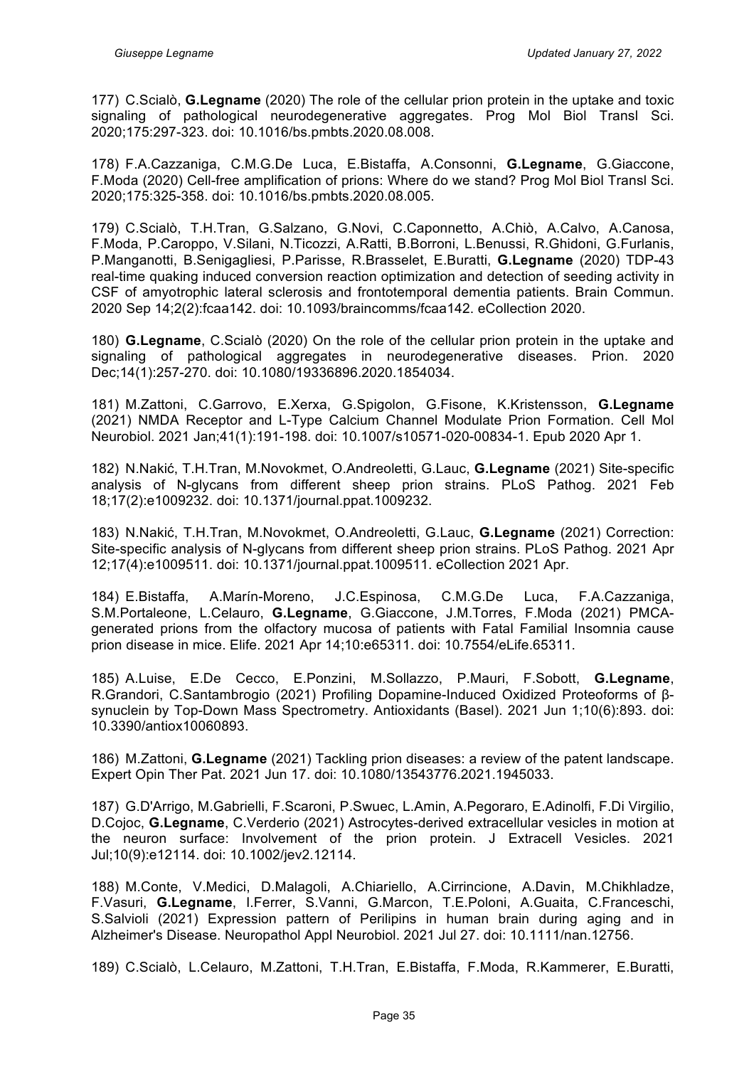177) C.Scialò, **G.Legname** (2020) The role of the cellular prion protein in the uptake and toxic signaling of pathological neurodegenerative aggregates. Prog Mol Biol Transl Sci. 2020;175:297-323. doi: 10.1016/bs.pmbts.2020.08.008.

178) F.A.Cazzaniga, C.M.G.De Luca, E.Bistaffa, A.Consonni, **G.Legname**, G.Giaccone, F.Moda (2020) Cell-free amplification of prions: Where do we stand? Prog Mol Biol Transl Sci. 2020;175:325-358. doi: 10.1016/bs.pmbts.2020.08.005.

179) C.Scialò, T.H.Tran, G.Salzano, G.Novi, C.Caponnetto, A.Chiò, A.Calvo, A.Canosa, F.Moda, P.Caroppo, V.Silani, N.Ticozzi, A.Ratti, B.Borroni, L.Benussi, R.Ghidoni, G.Furlanis, P.Manganotti, B.Senigagliesi, P.Parisse, R.Brasselet, E.Buratti, **G.Legname** (2020) TDP-43 real-time quaking induced conversion reaction optimization and detection of seeding activity in CSF of amyotrophic lateral sclerosis and frontotemporal dementia patients. Brain Commun. 2020 Sep 14;2(2):fcaa142. doi: 10.1093/braincomms/fcaa142. eCollection 2020.

180) **G.Legname**, C.Scialò (2020) On the role of the cellular prion protein in the uptake and signaling of pathological aggregates in neurodegenerative diseases. Prion. 2020 Dec;14(1):257-270. doi: 10.1080/19336896.2020.1854034.

181) M.Zattoni, C.Garrovo, E.Xerxa, G.Spigolon, G.Fisone, K.Kristensson, **G.Legname** (2021) NMDA Receptor and L-Type Calcium Channel Modulate Prion Formation. Cell Mol Neurobiol. 2021 Jan;41(1):191-198. doi: 10.1007/s10571-020-00834-1. Epub 2020 Apr 1.

182) N.Nakić, T.H.Tran, M.Novokmet, O.Andreoletti, G.Lauc, **G.Legname** (2021) Site-specific analysis of N-glycans from different sheep prion strains. PLoS Pathog. 2021 Feb 18;17(2):e1009232. doi: 10.1371/journal.ppat.1009232.

183) N.Nakić, T.H.Tran, M.Novokmet, O.Andreoletti, G.Lauc, **G.Legname** (2021) Correction: Site-specific analysis of N-glycans from different sheep prion strains. PLoS Pathog. 2021 Apr 12;17(4):e1009511. doi: 10.1371/journal.ppat.1009511. eCollection 2021 Apr.

184) E.Bistaffa, A.Marín-Moreno, J.C.Espinosa, C.M.G.De Luca, F.A.Cazzaniga, S.M.Portaleone, L.Celauro, **G.Legname**, G.Giaccone, J.M.Torres, F.Moda (2021) PMCA-generated prions from the olfactory mucosa of patients with Fatal Familial Insomnia cause prion disease in mice. Elife. 2021 Apr 14;10:e65311. doi: 10.7554/eLife.65311.

185) A.Luise, E.De Cecco, E.Ponzini, M.Sollazzo, P.Mauri, F.Sobott, **G.Legname**, R.Grandori, C.Santambrogio (2021) Profiling Dopamine-Induced Oxidized Proteoforms of β-synuclein by Top-Down Mass Spectrometry. Antioxidants (Basel). 2021 Jun 1;10(6):893. doi: 10.3390/antiox10060893.

186) M.Zattoni, **G.Legname** (2021) Tackling prion diseases: a review of the patent landscape. Expert Opin Ther Pat. 2021 Jun 17. doi: 10.1080/13543776.2021.1945033.

187) G.D'Arrigo, M.Gabrielli, F.Scaroni, P.Swuec, L.Amin, A.Pegoraro, E.Adinolfi, F.Di Virgilio, D.Cojoc, **G.Legname**, C.Verderio (2021) Astrocytes-derived extracellular vesicles in motion at the neuron surface: Involvement of the prion protein. J Extracell Vesicles. 2021 Jul;10(9):e12114. doi: 10.1002/jev2.12114.

188) M.Conte, V.Medici, D.Malagoli, A.Chiariello, A.Cirrincione, A.Davin, M.Chikhladze, F.Vasuri, **G.Legname**, I.Ferrer, S.Vanni, G.Marcon, T.E.Poloni, A.Guaita, C.Franceschi, S.Salvioli (2021) Expression pattern of Perilipins in human brain during aging and in Alzheimer's Disease. Neuropathol Appl Neurobiol. 2021 Jul 27. doi: 10.1111/nan.12756.

189) C.Scialò, L.Celauro, M.Zattoni, T.H.Tran, E.Bistaffa, F.Moda, R.Kammerer, E.Buratti,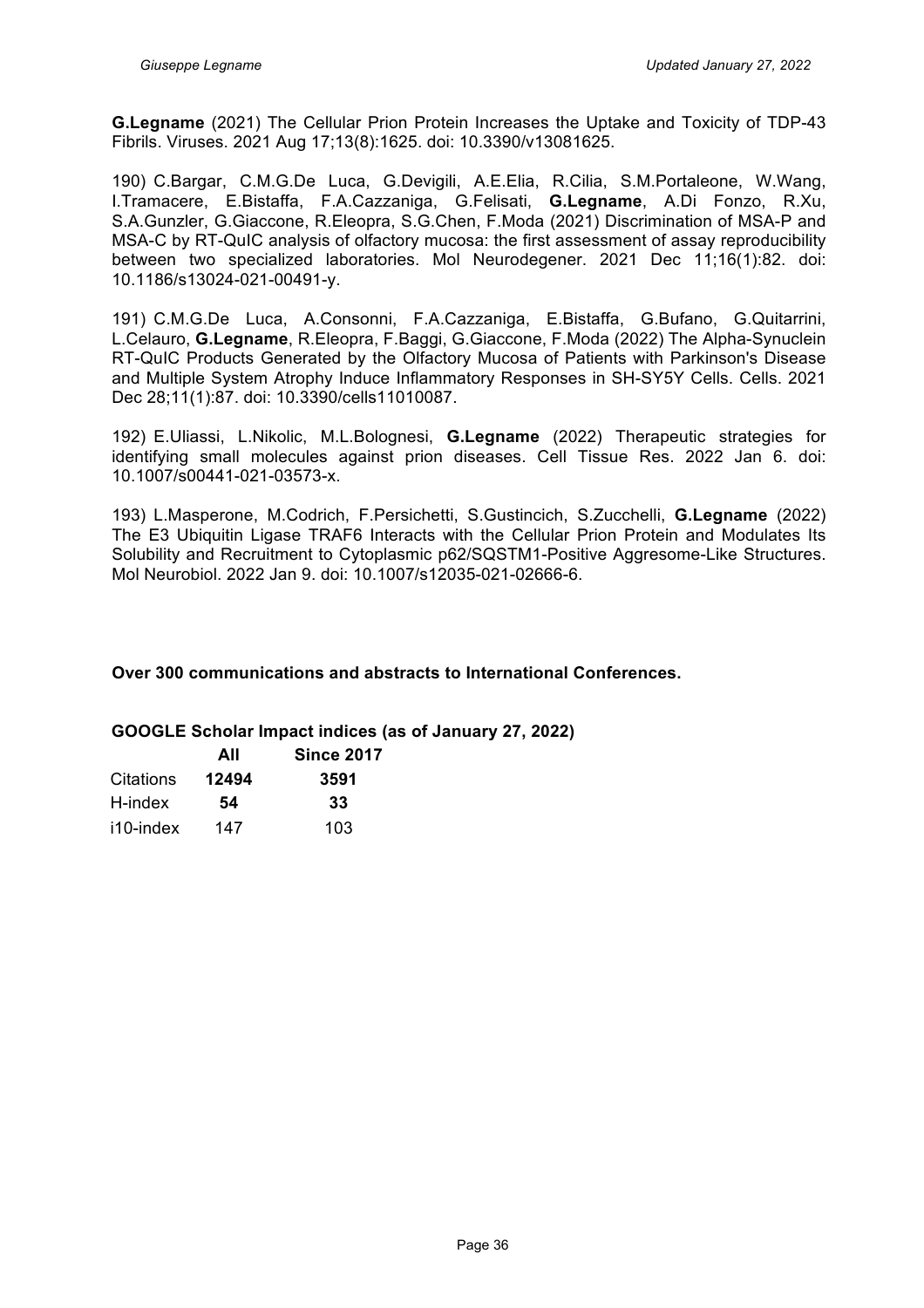**G.Legname** (2021) The Cellular Prion Protein Increases the Uptake and Toxicity of TDP-43 Fibrils. Viruses. 2021 Aug 17;13(8):1625. doi: 10.3390/v13081625.

190) C.Bargar, C.M.G.De Luca, G.Devigili, A.E.Elia, R.Cilia, S.M.Portaleone, W.Wang, I.Tramacere, E.Bistaffa, F.A.Cazzaniga, G.Felisati, **G.Legname**, A.Di Fonzo, R.Xu, S.A.Gunzler, G.Giaccone, R.Eleopra, S.G.Chen, F.Moda (2021) Discrimination of MSA-P and MSA-C by RT-QuIC analysis of olfactory mucosa: the first assessment of assay reproducibility between two specialized laboratories. Mol Neurodegener. 2021 Dec 11;16(1):82. doi: 10.1186/s13024-021-00491-y.

191) C.M.G.De Luca, A.Consonni, F.A.Cazzaniga, E.Bistaffa, G.Bufano, G.Quitarrini, L.Celauro, **G.Legname**, R.Eleopra, F.Baggi, G.Giaccone, F.Moda (2022) The Alpha-Synuclein RT-QuIC Products Generated by the Olfactory Mucosa of Patients with Parkinson's Disease and Multiple System Atrophy Induce Inflammatory Responses in SH-SY5Y Cells. Cells. 2021 Dec 28;11(1):87. doi: 10.3390/cells11010087.

192) E.Uliassi, L.Nikolic, M.L.Bolognesi, **G.Legname** (2022) Therapeutic strategies for identifying small molecules against prion diseases. Cell Tissue Res. 2022 Jan 6. doi: 10.1007/s00441-021-03573-x.

193) L.Masperone, M.Codrich, F.Persichetti, S.Gustincich, S.Zucchelli, **G.Legname** (2022) The E3 Ubiquitin Ligase TRAF6 Interacts with the Cellular Prion Protein and Modulates Its Solubility and Recruitment to Cytoplasmic p62/SQSTM1-Positive Aggresome-Like Structures. Mol Neurobiol. 2022 Jan 9. doi: 10.1007/s12035-021-02666-6.

**Over 300 communications and abstracts to International Conferences.**

**GOOGLE Scholar Impact indices (as of January 27, 2022)**

| | **All** | **Since 2017** |
|---|---|---|
| Citations | **12494** | **3591** |
| H-index | **54** | **33** |
| i10-index | 147 | 103 |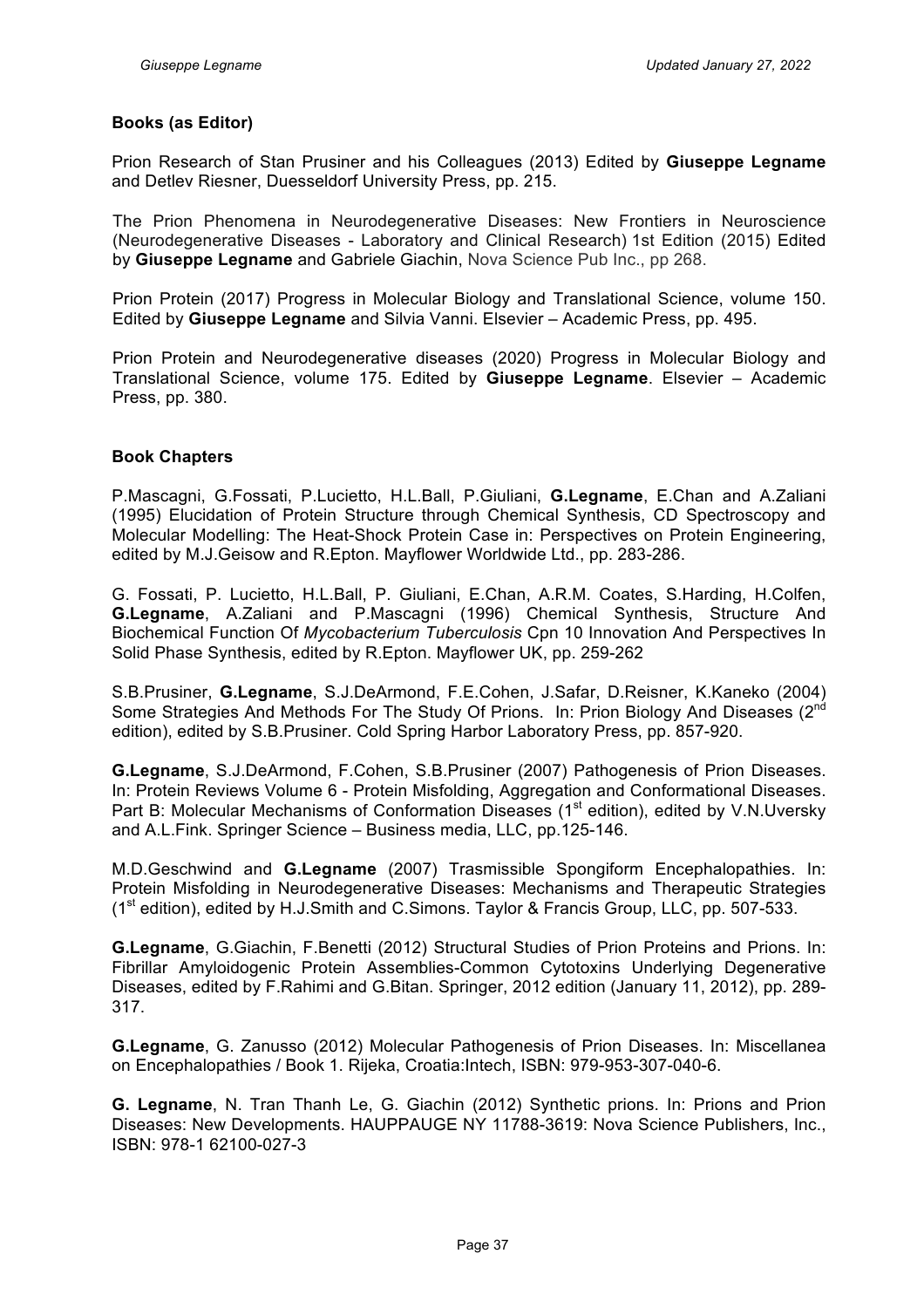### Books (as Editor)

Prion Research of Stan Prusiner and his Colleagues (2013) Edited by **Giuseppe Legname** and Detlev Riesner, Duesseldorf University Press, pp. 215.

The Prion Phenomena in Neurodegenerative Diseases: New Frontiers in Neuroscience (Neurodegenerative Diseases - Laboratory and Clinical Research) 1st Edition (2015) Edited by **Giuseppe Legname** and Gabriele Giachin, Nova Science Pub Inc., pp 268.

Prion Protein (2017) Progress in Molecular Biology and Translational Science, volume 150. Edited by **Giuseppe Legname** and Silvia Vanni. Elsevier – Academic Press, pp. 495.

Prion Protein and Neurodegenerative diseases (2020) Progress in Molecular Biology and Translational Science, volume 175. Edited by **Giuseppe Legname**. Elsevier – Academic Press, pp. 380.

### Book Chapters

P.Mascagni, G.Fossati, P.Lucietto, H.L.Ball, P.Giuliani, **G.Legname**, E.Chan and A.Zaliani (1995) Elucidation of Protein Structure through Chemical Synthesis, CD Spectroscopy and Molecular Modelling: The Heat-Shock Protein Case in: Perspectives on Protein Engineering, edited by M.J.Geisow and R.Epton. Mayflower Worldwide Ltd., pp. 283-286.

G. Fossati, P. Lucietto, H.L.Ball, P. Giuliani, E.Chan, A.R.M. Coates, S.Harding, H.Colfen, **G.Legname**, A.Zaliani and P.Mascagni (1996) Chemical Synthesis, Structure And Biochemical Function Of *Mycobacterium Tuberculosis* Cpn 10 Innovation And Perspectives In Solid Phase Synthesis, edited by R.Epton. Mayflower UK, pp. 259-262

S.B.Prusiner, **G.Legname**, S.J.DeArmond, F.E.Cohen, J.Safar, D.Reisner, K.Kaneko (2004) Some Strategies And Methods For The Study Of Prions. In: Prion Biology And Diseases (2nd edition), edited by S.B.Prusiner. Cold Spring Harbor Laboratory Press, pp. 857-920.

**G.Legname**, S.J.DeArmond, F.Cohen, S.B.Prusiner (2007) Pathogenesis of Prion Diseases. In: Protein Reviews Volume 6 - Protein Misfolding, Aggregation and Conformational Diseases. Part B: Molecular Mechanisms of Conformation Diseases (1st edition), edited by V.N.Uversky and A.L.Fink. Springer Science – Business media, LLC, pp.125-146.

M.D.Geschwind and **G.Legname** (2007) Trasmissible Spongiform Encephalopathies. In: Protein Misfolding in Neurodegenerative Diseases: Mechanisms and Therapeutic Strategies (1st edition), edited by H.J.Smith and C.Simons. Taylor & Francis Group, LLC, pp. 507-533.

**G.Legname**, G.Giachin, F.Benetti (2012) Structural Studies of Prion Proteins and Prions. In: Fibrillar Amyloidogenic Protein Assemblies-Common Cytotoxins Underlying Degenerative Diseases, edited by F.Rahimi and G.Bitan. Springer, 2012 edition (January 11, 2012), pp. 289-317.

**G.Legname**, G. Zanusso (2012) Molecular Pathogenesis of Prion Diseases. In: Miscellanea on Encephalopathies / Book 1. Rijeka, Croatia:Intech, ISBN: 979-953-307-040-6.

**G. Legname**, N. Tran Thanh Le, G. Giachin (2012) Synthetic prions. In: Prions and Prion Diseases: New Developments. HAUPPAUGE NY 11788-3619: Nova Science Publishers, Inc., ISBN: 978-1 62100-027-3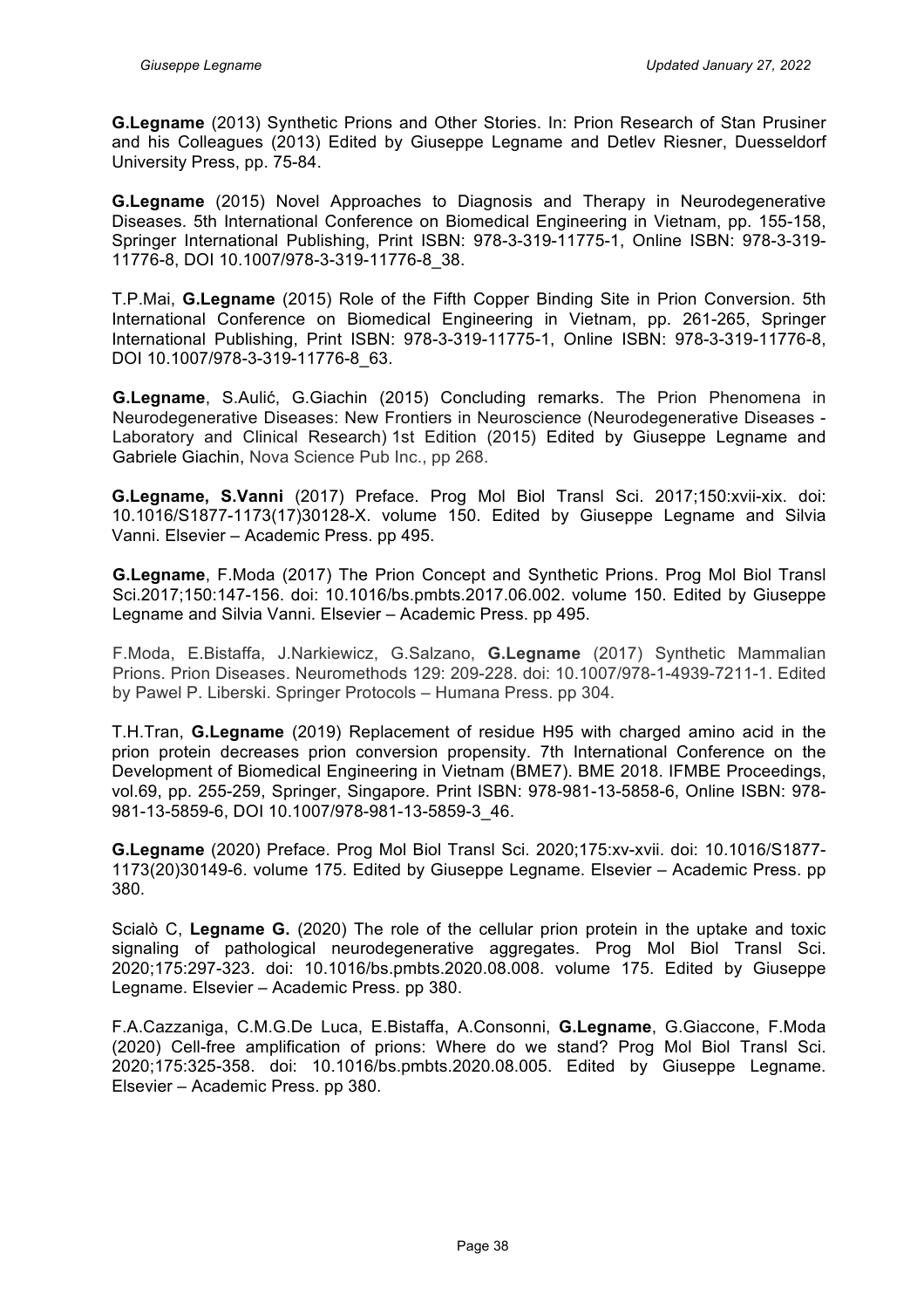**G.Legname** (2013) Synthetic Prions and Other Stories. In: Prion Research of Stan Prusiner and his Colleagues (2013) Edited by Giuseppe Legname and Detlev Riesner, Duesseldorf University Press, pp. 75-84.

**G.Legname** (2015) Novel Approaches to Diagnosis and Therapy in Neurodegenerative Diseases. 5th International Conference on Biomedical Engineering in Vietnam, pp. 155-158, Springer International Publishing, Print ISBN: 978-3-319-11775-1, Online ISBN: 978-3-319-11776-8, DOI 10.1007/978-3-319-11776-8_38.

T.P.Mai, **G.Legname** (2015) Role of the Fifth Copper Binding Site in Prion Conversion. 5th International Conference on Biomedical Engineering in Vietnam, pp. 261-265, Springer International Publishing, Print ISBN: 978-3-319-11775-1, Online ISBN: 978-3-319-11776-8, DOI 10.1007/978-3-319-11776-8_63.

**G.Legname**, S.Aulić, G.Giachin (2015) Concluding remarks. The Prion Phenomena in Neurodegenerative Diseases: New Frontiers in Neuroscience (Neurodegenerative Diseases - Laboratory and Clinical Research) 1st Edition (2015) Edited by Giuseppe Legname and Gabriele Giachin, Nova Science Pub Inc., pp 268.

**G.Legname, S.Vanni** (2017) Preface. Prog Mol Biol Transl Sci. 2017;150:xvii-xix. doi: 10.1016/S1877-1173(17)30128-X. volume 150. Edited by Giuseppe Legname and Silvia Vanni. Elsevier – Academic Press. pp 495.

**G.Legname**, F.Moda (2017) The Prion Concept and Synthetic Prions. Prog Mol Biol Transl Sci.2017;150:147-156. doi: 10.1016/bs.pmbts.2017.06.002. volume 150. Edited by Giuseppe Legname and Silvia Vanni. Elsevier – Academic Press. pp 495.

F.Moda, E.Bistaffa, J.Narkiewicz, G.Salzano, **G.Legname** (2017) Synthetic Mammalian Prions. Prion Diseases. Neuromethods 129: 209-228. doi: 10.1007/978-1-4939-7211-1. Edited by Pawel P. Liberski. Springer Protocols – Humana Press. pp 304.

T.H.Tran, **G.Legname** (2019) Replacement of residue H95 with charged amino acid in the prion protein decreases prion conversion propensity. 7th International Conference on the Development of Biomedical Engineering in Vietnam (BME7). BME 2018. IFMBE Proceedings, vol.69, pp. 255-259, Springer, Singapore. Print ISBN: 978-981-13-5858-6, Online ISBN: 978-981-13-5859-6, DOI 10.1007/978-981-13-5859-3_46.

**G.Legname** (2020) Preface. Prog Mol Biol Transl Sci. 2020;175:xv-xvii. doi: 10.1016/S1877-1173(20)30149-6. volume 175. Edited by Giuseppe Legname. Elsevier – Academic Press. pp 380.

Scialò C, **Legname G.** (2020) The role of the cellular prion protein in the uptake and toxic signaling of pathological neurodegenerative aggregates. Prog Mol Biol Transl Sci. 2020;175:297-323. doi: 10.1016/bs.pmbts.2020.08.008. volume 175. Edited by Giuseppe Legname. Elsevier – Academic Press. pp 380.

F.A.Cazzaniga, C.M.G.De Luca, E.Bistaffa, A.Consonni, **G.Legname**, G.Giaccone, F.Moda (2020) Cell-free amplification of prions: Where do we stand? Prog Mol Biol Transl Sci. 2020;175:325-358. doi: 10.1016/bs.pmbts.2020.08.005. Edited by Giuseppe Legname. Elsevier – Academic Press. pp 380.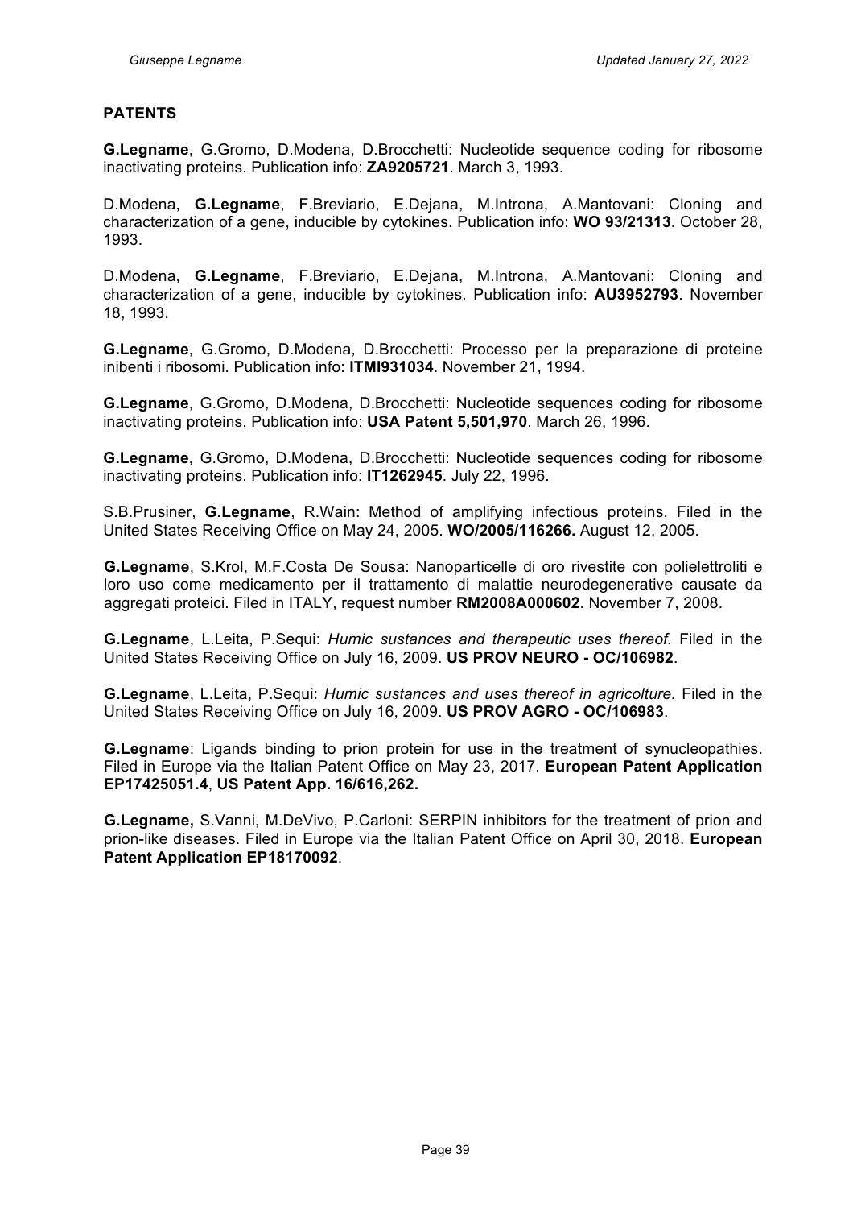## PATENTS

**G.Legname**, G.Gromo, D.Modena, D.Brocchetti: Nucleotide sequence coding for ribosome inactivating proteins. Publication info: **ZA9205721**. March 3, 1993.

D.Modena, **G.Legname**, F.Breviario, E.Dejana, M.Introna, A.Mantovani: Cloning and characterization of a gene, inducible by cytokines. Publication info: **WO 93/21313**. October 28, 1993.

D.Modena, **G.Legname**, F.Breviario, E.Dejana, M.Introna, A.Mantovani: Cloning and characterization of a gene, inducible by cytokines. Publication info: **AU3952793**. November 18, 1993.

**G.Legname**, G.Gromo, D.Modena, D.Brocchetti: Processo per la preparazione di proteine inibenti i ribosomi. Publication info: **ITMI931034**. November 21, 1994.

**G.Legname**, G.Gromo, D.Modena, D.Brocchetti: Nucleotide sequences coding for ribosome inactivating proteins. Publication info: **USA Patent 5,501,970**. March 26, 1996.

**G.Legname**, G.Gromo, D.Modena, D.Brocchetti: Nucleotide sequences coding for ribosome inactivating proteins. Publication info: **IT1262945**. July 22, 1996.

S.B.Prusiner, **G.Legname**, R.Wain: Method of amplifying infectious proteins. Filed in the United States Receiving Office on May 24, 2005. **WO/2005/116266.** August 12, 2005.

**G.Legname**, S.Krol, M.F.Costa De Sousa: Nanoparticelle di oro rivestite con polielettroliti e loro uso come medicamento per il trattamento di malattie neurodegenerative causate da aggregati proteici. Filed in ITALY, request number **RM2008A000602**. November 7, 2008.

**G.Legname**, L.Leita, P.Sequi: *Humic sustances and therapeutic uses thereof.* Filed in the United States Receiving Office on July 16, 2009. **US PROV NEURO - OC/106982**.

**G.Legname**, L.Leita, P.Sequi: *Humic sustances and uses thereof in agricolture.* Filed in the United States Receiving Office on July 16, 2009. **US PROV AGRO - OC/106983**.

**G.Legname**: Ligands binding to prion protein for use in the treatment of synucleopathies. Filed in Europe via the Italian Patent Office on May 23, 2017. **European Patent Application EP17425051.4**, **US Patent App. 16/616,262.**

**G.Legname,** S.Vanni, M.DeVivo, P.Carloni: SERPIN inhibitors for the treatment of prion and prion-like diseases. Filed in Europe via the Italian Patent Office on April 30, 2018. **European Patent Application EP18170092**.